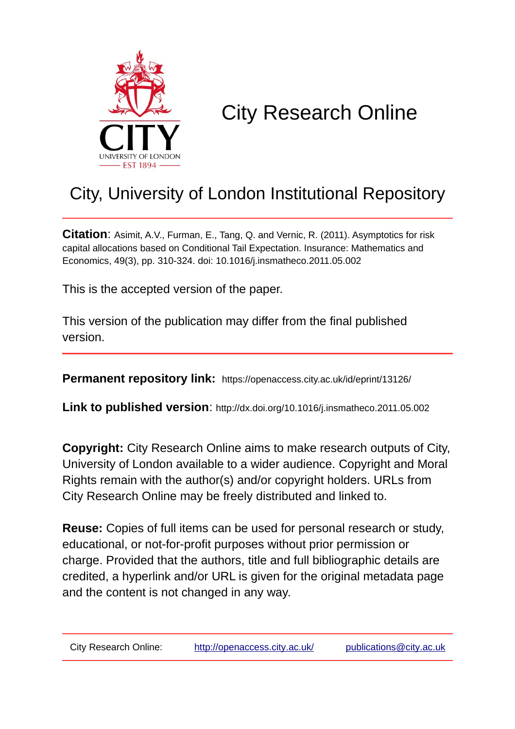# City Research Online

## City, University of London Institutional Repository

**Citation**: Asimit, A.V., Furman, E., Tang, Q. and Vernic, R. (2011). Asymptotics for risk capital allocations based on Conditional Tail Expectation. Insurance: Mathematics and Economics, 49(3), pp. 310-324. doi: 10.1016/j.insmatheco.2011.05.002

This is the accepted version of the paper.

This version of the publication may differ from the final published version.

---

**Permanent repository link:** https://openaccess.city.ac.uk/id/eprint/13126/

**Link to published version**: http://dx.doi.org/10.1016/j.insmatheco.2011.05.002

**Copyright:** City Research Online aims to make research outputs of City, University of London available to a wider audience. Copyright and Moral Rights remain with the author(s) and/or copyright holders. URLs from City Research Online may be freely distributed and linked to.

**Reuse:** Copies of full items can be used for personal research or study, educational, or not-for-profit purposes without prior permission or charge. Provided that the authors, title and full bibliographic details are credited, a hyperlink and/or URL is given for the original metadata page and the content is not changed in any way.

---

City Research Online: http://openaccess.city.ac.uk/ publications@city.ac.uk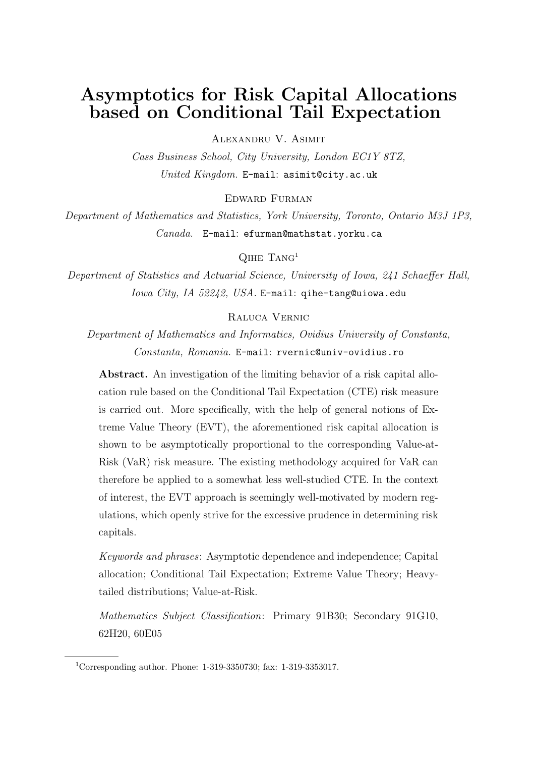# Asymptotics for Risk Capital Allocations based on Conditional Tail Expectation

Alexandru V. Asimit

*Cass Business School, City University, London EC1Y 8TZ, United Kingdom.* E-mail: asimit@city.ac.uk

Edward Furman

*Department of Mathematics and Statistics, York University, Toronto, Ontario M3J 1P3, Canada.* E-mail: efurman@mathstat.yorku.ca

Qihe Tang[1]

*Department of Statistics and Actuarial Science, University of Iowa, 241 Schaeffer Hall, Iowa City, IA 52242, USA.* E-mail: qihe-tang@uiowa.edu

Raluca Vernic

*Department of Mathematics and Informatics, Ovidius University of Constanta, Constanta, Romania.* E-mail: rvernic@univ-ovidius.ro

**Abstract.** An investigation of the limiting behavior of a risk capital allocation rule based on the Conditional Tail Expectation (CTE) risk measure is carried out. More specifically, with the help of general notions of Extreme Value Theory (EVT), the aforementioned risk capital allocation is shown to be asymptotically proportional to the corresponding Value-at-Risk (VaR) risk measure. The existing methodology acquired for VaR can therefore be applied to a somewhat less well-studied CTE. In the context of interest, the EVT approach is seemingly well-motivated by modern regulations, which openly strive for the excessive prudence in determining risk capitals.

*Keywords and phrases*: Asymptotic dependence and independence; Capital allocation; Conditional Tail Expectation; Extreme Value Theory; Heavy-tailed distributions; Value-at-Risk.

*Mathematics Subject Classification*: Primary 91B30; Secondary 91G10, 62H20, 60E05

[1] Corresponding author. Phone: 1-319-3350730; fax: 1-319-3353017.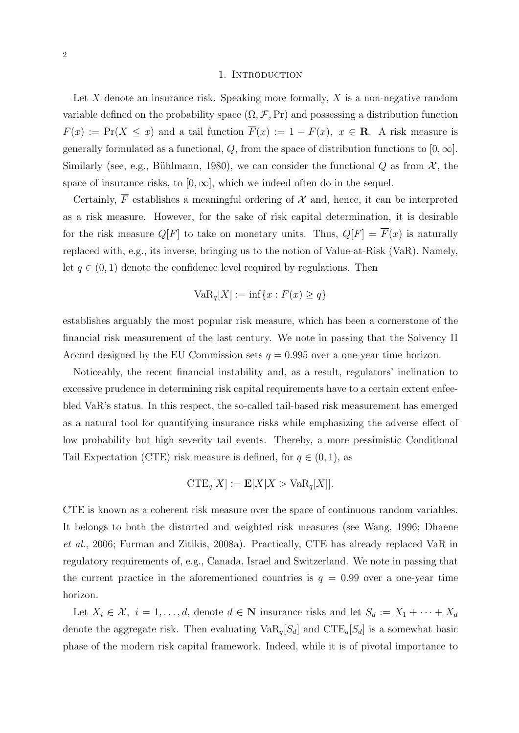## 1. Introduction

Let $X$ denote an insurance risk. Speaking more formally, $X$ is a non-negative random variable defined on the probability space $(\Omega, \mathcal{F}, \Pr)$ and possessing a distribution function $F(x) := \Pr(X \leq x)$ and a tail function $\overline{F}(x) := 1 - F(x),\ x \in \mathbf{R}$. A risk measure is generally formulated as a functional, $Q$, from the space of distribution functions to $[0, \infty]$. Similarly (see, e.g., Bühlmann, 1980), we can consider the functional $Q$ as from $\mathcal{X}$, the space of insurance risks, to $[0, \infty]$, which we indeed often do in the sequel.

Certainly, $\overline{F}$ establishes a meaningful ordering of $\mathcal{X}$ and, hence, it can be interpreted as a risk measure. However, for the sake of risk capital determination, it is desirable for the risk measure $Q[F]$ to take on monetary units. Thus, $Q[F] = \overline{F}(x)$ is naturally replaced with, e.g., its inverse, bringing us to the notion of Value-at-Risk (VaR). Namely, let $q \in (0, 1)$ denote the confidence level required by regulations. Then

$$\mathrm{VaR}_q[X] := \inf\{x : F(x) \geq q\}$$

establishes arguably the most popular risk measure, which has been a cornerstone of the financial risk measurement of the last century. We note in passing that the Solvency II Accord designed by the EU Commission sets $q = 0.995$ over a one-year time horizon.

Noticeably, the recent financial instability and, as a result, regulators' inclination to excessive prudence in determining risk capital requirements have to a certain extent enfeebled VaR's status. In this respect, the so-called tail-based risk measurement has emerged as a natural tool for quantifying insurance risks while emphasizing the adverse effect of low probability but high severity tail events. Thereby, a more pessimistic Conditional Tail Expectation (CTE) risk measure is defined, for $q \in (0, 1)$, as

$$\mathrm{CTE}_q[X] := \mathbf{E}[X | X > \mathrm{VaR}_q[X]].$$

CTE is known as a coherent risk measure over the space of continuous random variables. It belongs to both the distorted and weighted risk measures (see Wang, 1996; Dhaene *et al.*, 2006; Furman and Zitikis, 2008a). Practically, CTE has already replaced VaR in regulatory requirements of, e.g., Canada, Israel and Switzerland. We note in passing that the current practice in the aforementioned countries is $q = 0.99$ over a one-year time horizon.

Let $X_i \in \mathcal{X},\ i = 1, \ldots, d$, denote $d \in \mathbf{N}$ insurance risks and let $S_d := X_1 + \cdots + X_d$ denote the aggregate risk. Then evaluating $\mathrm{VaR}_q[S_d]$ and $\mathrm{CTE}_q[S_d]$ is a somewhat basic phase of the modern risk capital framework. Indeed, while it is of pivotal importance to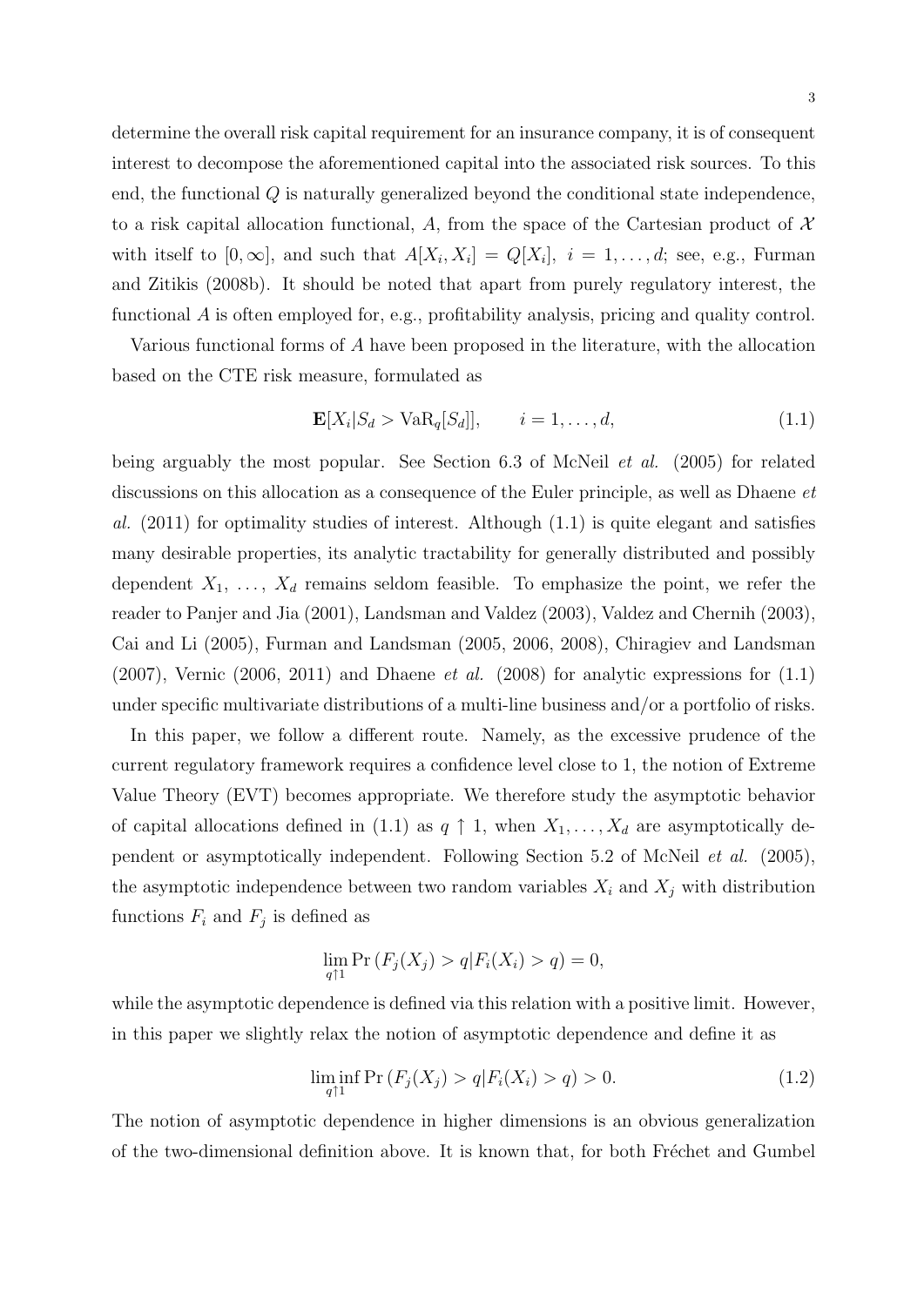determine the overall risk capital requirement for an insurance company, it is of consequent interest to decompose the aforementioned capital into the associated risk sources. To this end, the functional $Q$ is naturally generalized beyond the conditional state independence, to a risk capital allocation functional, $A$, from the space of the Cartesian product of $\mathcal{X}$ with itself to $[0, \infty]$, and such that $A[X_i, X_i] = Q[X_i],\ i = 1, \ldots, d$; see, e.g., Furman and Zitikis (2008b). It should be noted that apart from purely regulatory interest, the functional $A$ is often employed for, e.g., profitability analysis, pricing and quality control.

Various functional forms of $A$ have been proposed in the literature, with the allocation based on the CTE risk measure, formulated as

$$\mathbf{E}[X_i | S_d > \mathrm{VaR}_q[S_d]], \qquad i = 1, \ldots, d, \tag{1.1}$$

being arguably the most popular. See Section 6.3 of McNeil *et al.* (2005) for related discussions on this allocation as a consequence of the Euler principle, as well as Dhaene *et al.* (2011) for optimality studies of interest. Although (1.1) is quite elegant and satisfies many desirable properties, its analytic tractability for generally distributed and possibly dependent $X_1, \ldots, X_d$ remains seldom feasible. To emphasize the point, we refer the reader to Panjer and Jia (2001), Landsman and Valdez (2003), Valdez and Chernih (2003), Cai and Li (2005), Furman and Landsman (2005, 2006, 2008), Chiragiev and Landsman (2007), Vernic (2006, 2011) and Dhaene *et al.* (2008) for analytic expressions for (1.1) under specific multivariate distributions of a multi-line business and/or a portfolio of risks.

In this paper, we follow a different route. Namely, as the excessive prudence of the current regulatory framework requires a confidence level close to 1, the notion of Extreme Value Theory (EVT) becomes appropriate. We therefore study the asymptotic behavior of capital allocations defined in (1.1) as $q \uparrow 1$, when $X_1, \ldots, X_d$ are asymptotically dependent or asymptotically independent. Following Section 5.2 of McNeil *et al.* (2005), the asymptotic independence between two random variables $X_i$ and $X_j$ with distribution functions $F_i$ and $F_j$ is defined as

$$\lim_{q \uparrow 1} \Pr\left(F_j(X_j) > q | F_i(X_i) > q\right) = 0,$$

while the asymptotic dependence is defined via this relation with a positive limit. However, in this paper we slightly relax the notion of asymptotic dependence and define it as

$$\liminf_{q \uparrow 1} \Pr\left(F_j(X_j) > q | F_i(X_i) > q\right) > 0. \tag{1.2}$$

The notion of asymptotic dependence in higher dimensions is an obvious generalization of the two-dimensional definition above. It is known that, for both Fréchet and Gumbel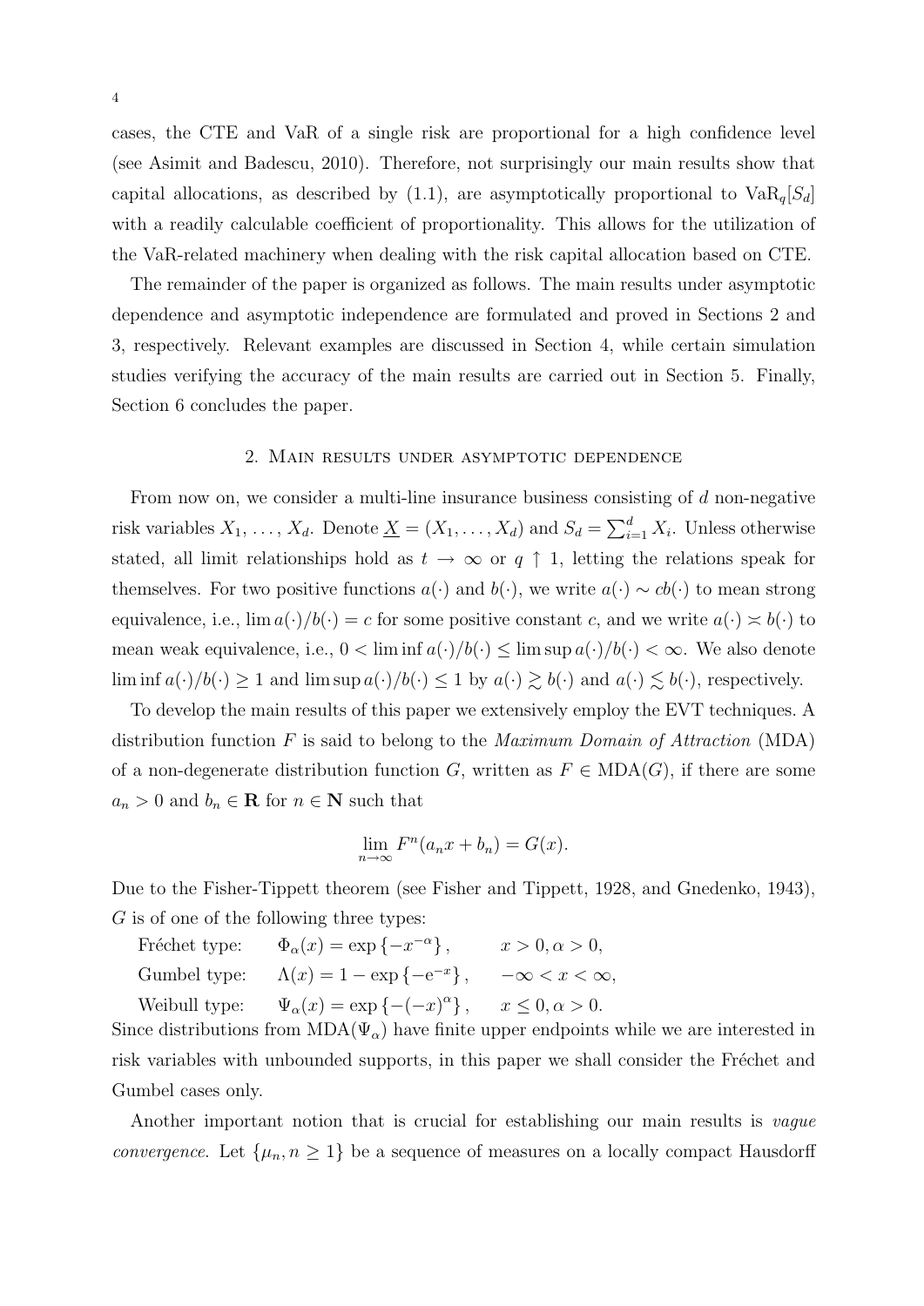cases, the CTE and VaR of a single risk are proportional for a high confidence level (see Asimit and Badescu, 2010). Therefore, not surprisingly our main results show that capital allocations, as described by (1.1), are asymptotically proportional to $\mathrm{VaR}_q[S_d]$ with a readily calculable coefficient of proportionality. This allows for the utilization of the VaR-related machinery when dealing with the risk capital allocation based on CTE.

The remainder of the paper is organized as follows. The main results under asymptotic dependence and asymptotic independence are formulated and proved in Sections 2 and 3, respectively. Relevant examples are discussed in Section 4, while certain simulation studies verifying the accuracy of the main results are carried out in Section 5. Finally, Section 6 concludes the paper.

## 2. Main results under asymptotic dependence

From now on, we consider a multi-line insurance business consisting of $d$ non-negative risk variables $X_1, \ldots, X_d$. Denote $\underline{X} = (X_1, \ldots, X_d)$ and $S_d = \sum_{i=1}^d X_i$. Unless otherwise stated, all limit relationships hold as $t \to \infty$ or $q \uparrow 1$, letting the relations speak for themselves. For two positive functions $a(\cdot)$ and $b(\cdot)$, we write $a(\cdot) \sim cb(\cdot)$ to mean strong equivalence, i.e., $\lim a(\cdot)/b(\cdot) = c$ for some positive constant $c$, and we write $a(\cdot) \asymp b(\cdot)$ to mean weak equivalence, i.e., $0 < \liminf a(\cdot)/b(\cdot) \le \limsup a(\cdot)/b(\cdot) < \infty$. We also denote $\liminf a(\cdot)/b(\cdot) \ge 1$ and $\limsup a(\cdot)/b(\cdot) \le 1$ by $a(\cdot) \gtrsim b(\cdot)$ and $a(\cdot) \lesssim b(\cdot)$, respectively.

To develop the main results of this paper we extensively employ the EVT techniques. A distribution function $F$ is said to belong to the *Maximum Domain of Attraction* (MDA) of a non-degenerate distribution function $G$, written as $F \in \mathrm{MDA}(G)$, if there are some $a_n > 0$ and $b_n \in \mathbf{R}$ for $n \in \mathbf{N}$ such that

$$\lim_{n\to\infty} F^n(a_n x + b_n) = G(x).$$

Due to the Fisher-Tippett theorem (see Fisher and Tippett, 1928, and Gnedenko, 1943), $G$ is of one of the following three types:

Fréchet type: $\quad \Phi_\alpha(x) = \exp\{-x^{-\alpha}\}, \qquad x > 0, \alpha > 0,$

Gumbel type: $\quad \Lambda(x) = 1 - \exp\{-\mathrm{e}^{-x}\}, \qquad -\infty < x < \infty,$

Weibull type: $\quad \Psi_\alpha(x) = \exp\{-(-x)^\alpha\}, \qquad x \le 0, \alpha > 0.$

Since distributions from $\mathrm{MDA}(\Psi_\alpha)$ have finite upper endpoints while we are interested in risk variables with unbounded supports, in this paper we shall consider the Fréchet and Gumbel cases only.

Another important notion that is crucial for establishing our main results is *vague convergence*. Let $\{\mu_n, n \ge 1\}$ be a sequence of measures on a locally compact Hausdorff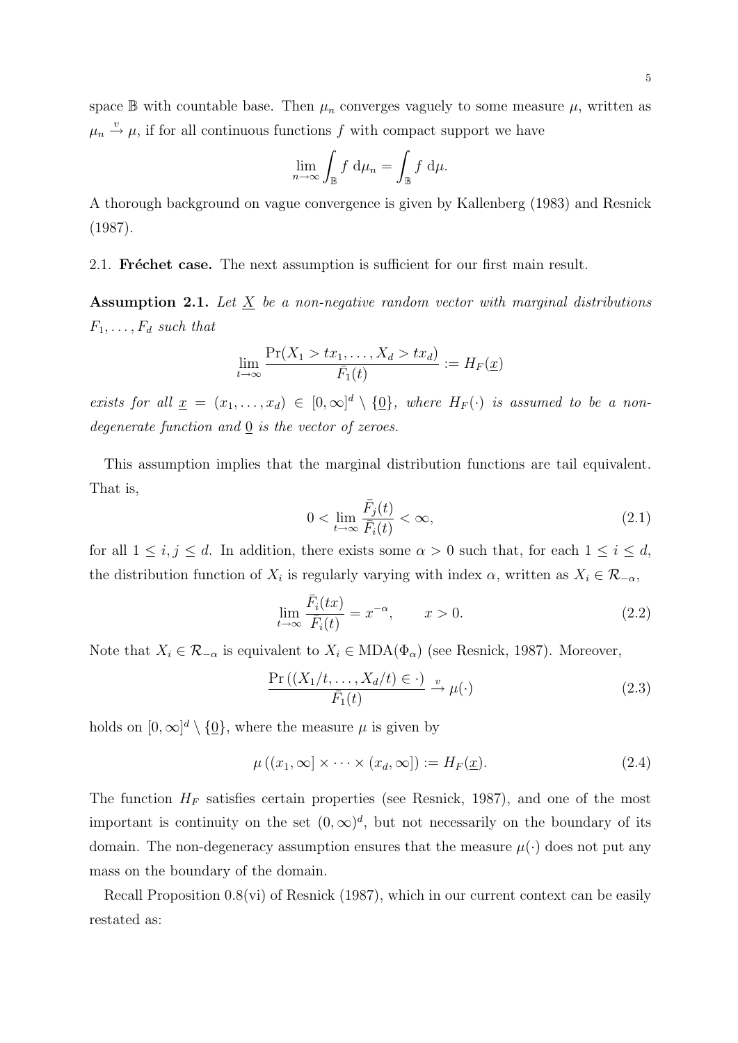space $\mathbb{B}$ with countable base. Then $\mu_n$ converges vaguely to some measure $\mu$, written as $\mu_n \xrightarrow{v} \mu$, if for all continuous functions $f$ with compact support we have

$$\lim_{n\to\infty} \int_{\mathbb{B}} f \, \mathrm{d}\mu_n = \int_{\mathbb{B}} f \, \mathrm{d}\mu.$$

A thorough background on vague convergence is given by Kallenberg (1983) and Resnick (1987).

2.1. **Fréchet case.** The next assumption is sufficient for our first main result.

**Assumption 2.1.** *Let $\underline{X}$ be a non-negative random vector with marginal distributions $F_1, \ldots, F_d$ such that*

$$\lim_{t\to\infty} \frac{\Pr(X_1 > tx_1, \ldots, X_d > tx_d)}{\bar{F}_1(t)} := H_F(\underline{x})$$

*exists for all $\underline{x} = (x_1, \ldots, x_d) \in [0, \infty]^d \setminus \{\underline{0}\}$, where $H_F(\cdot)$ is assumed to be a non-degenerate function and $\underline{0}$ is the vector of zeroes.*

This assumption implies that the marginal distribution functions are tail equivalent. That is,

$$0 < \lim_{t\to\infty} \frac{\bar{F}_j(t)}{\bar{F}_i(t)} < \infty, \tag{2.1}$$

for all $1 \le i, j \le d$. In addition, there exists some $\alpha > 0$ such that, for each $1 \le i \le d$, the distribution function of $X_i$ is regularly varying with index $\alpha$, written as $X_i \in \mathcal{R}_{-\alpha}$,

$$\lim_{t\to\infty} \frac{\bar{F}_i(tx)}{\bar{F}_i(t)} = x^{-\alpha}, \qquad x > 0. \tag{2.2}$$

Note that $X_i \in \mathcal{R}_{-\alpha}$ is equivalent to $X_i \in \mathrm{MDA}(\Phi_\alpha)$ (see Resnick, 1987). Moreover,

$$\frac{\Pr\left((X_1/t, \ldots, X_d/t) \in \cdot\right)}{\bar{F}_1(t)} \xrightarrow{v} \mu(\cdot) \tag{2.3}$$

holds on $[0, \infty]^d \setminus \{\underline{0}\}$, where the measure $\mu$ is given by

$$\mu\left((x_1, \infty] \times \cdots \times (x_d, \infty]\right) := H_F(\underline{x}). \tag{2.4}$$

The function $H_F$ satisfies certain properties (see Resnick, 1987), and one of the most important is continuity on the set $(0, \infty)^d$, but not necessarily on the boundary of its domain. The non-degeneracy assumption ensures that the measure $\mu(\cdot)$ does not put any mass on the boundary of the domain.

Recall Proposition 0.8(vi) of Resnick (1987), which in our current context can be easily restated as: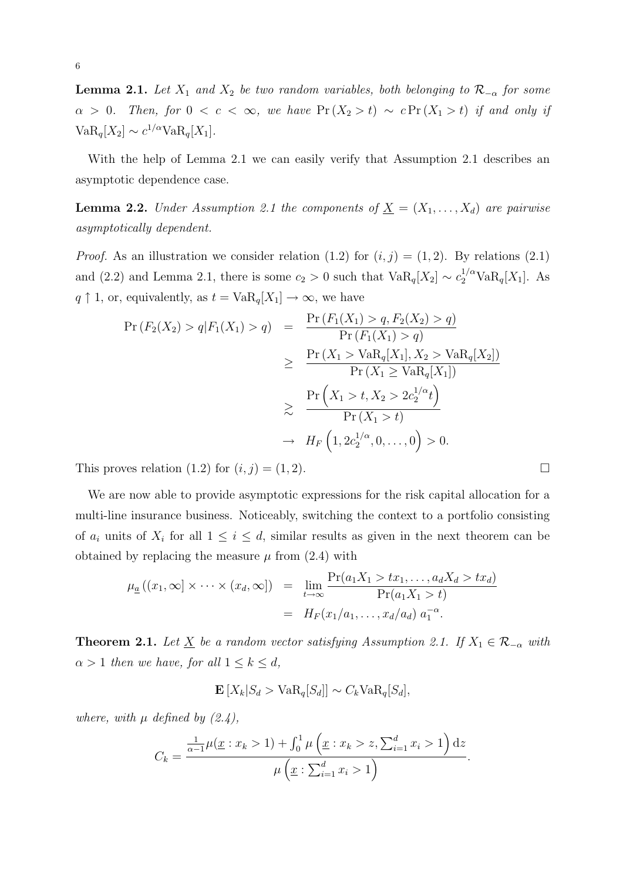**Lemma 2.1.** *Let $X_1$ and $X_2$ be two random variables, both belonging to $\mathcal{R}_{-\alpha}$ for some $\alpha > 0$. Then, for $0 < c < \infty$, we have $\Pr(X_2 > t) \sim c \Pr(X_1 > t)$ if and only if $\mathrm{VaR}_q[X_2] \sim c^{1/\alpha} \mathrm{VaR}_q[X_1]$.*

With the help of Lemma 2.1 we can easily verify that Assumption 2.1 describes an asymptotic dependence case.

**Lemma 2.2.** *Under Assumption 2.1 the components of $\underline{X} = (X_1, \ldots, X_d)$ are pairwise asymptotically dependent.*

*Proof.* As an illustration we consider relation (1.2) for $(i, j) = (1, 2)$. By relations (2.1) and (2.2) and Lemma 2.1, there is some $c_2 > 0$ such that $\mathrm{VaR}_q[X_2] \sim c_2^{1/\alpha} \mathrm{VaR}_q[X_1]$. As $q \uparrow 1$, or, equivalently, as $t = \mathrm{VaR}_q[X_1] \to \infty$, we have

$$
\begin{aligned}
\Pr(F_2(X_2) > q | F_1(X_1) > q) &= \frac{\Pr(F_1(X_1) > q, F_2(X_2) > q)}{\Pr(F_1(X_1) > q)} \\
&\geq \frac{\Pr(X_1 > \mathrm{VaR}_q[X_1], X_2 > \mathrm{VaR}_q[X_2])}{\Pr(X_1 \geq \mathrm{VaR}_q[X_1])} \\
&\gtrsim \frac{\Pr\left(X_1 > t, X_2 > 2c_2^{1/\alpha} t\right)}{\Pr(X_1 > t)} \\
&\to H_F\left(1, 2c_2^{1/\alpha}, 0, \ldots, 0\right) > 0.
\end{aligned}
$$

This proves relation (1.2) for $(i, j) = (1, 2)$. □

We are now able to provide asymptotic expressions for the risk capital allocation for a multi-line insurance business. Noticeably, switching the context to a portfolio consisting of $a_i$ units of $X_i$ for all $1 \leq i \leq d$, similar results as given in the next theorem can be obtained by replacing the measure $\mu$ from (2.4) with

$$
\begin{aligned}
\mu_{\underline{a}}\left((x_1, \infty] \times \cdots \times (x_d, \infty]\right) &= \lim_{t \to \infty} \frac{\Pr(a_1 X_1 > t x_1, \ldots, a_d X_d > t x_d)}{\Pr(a_1 X_1 > t)} \\
&= H_F(x_1/a_1, \ldots, x_d/a_d)\, a_1^{-\alpha}.
\end{aligned}
$$

**Theorem 2.1.** *Let $\underline{X}$ be a random vector satisfying Assumption 2.1. If $X_1 \in \mathcal{R}_{-\alpha}$ with $\alpha > 1$ then we have, for all $1 \leq k \leq d$,*

$$
\mathbf{E}\left[X_k | S_d > \mathrm{VaR}_q[S_d]\right] \sim C_k \mathrm{VaR}_q[S_d],
$$

*where, with $\mu$ defined by (2.4),*

$$
C_k = \frac{\frac{1}{\alpha - 1} \mu(\underline{x} : x_k > 1) + \int_0^1 \mu\left(\underline{x} : x_k > z, \sum_{i=1}^d x_i > 1\right) \mathrm{d}z}{\mu\left(\underline{x} : \sum_{i=1}^d x_i > 1\right)}.
$$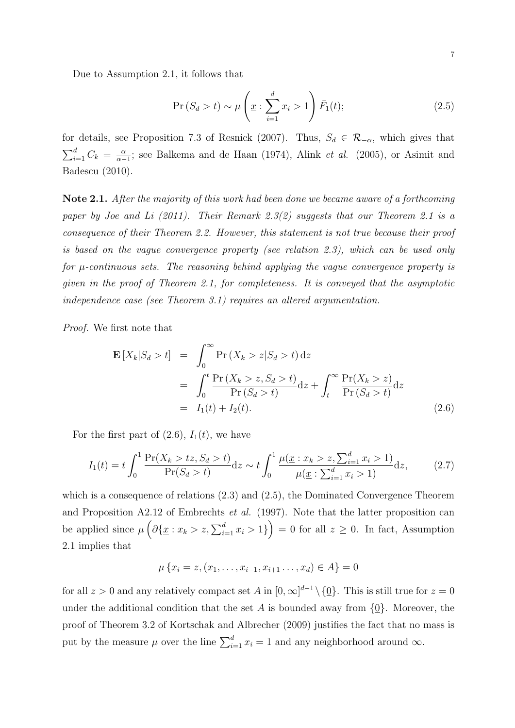Due to Assumption 2.1, it follows that

$$\Pr\left(S_d > t\right) \sim \mu\left(\underline{x} : \sum_{i=1}^{d} x_i > 1\right) \bar{F}_1(t); \tag{2.5}$$

for details, see Proposition 7.3 of Resnick (2007). Thus, $S_d \in \mathcal{R}_{-\alpha}$, which gives that $\sum_{i=1}^{d} C_k = \frac{\alpha}{\alpha-1}$; see Balkema and de Haan (1974), Alink *et al.* (2005), or Asimit and Badescu (2010).

**Note 2.1.** *After the majority of this work had been done we became aware of a forthcoming paper by Joe and Li (2011). Their Remark 2.3(2) suggests that our Theorem 2.1 is a consequence of their Theorem 2.2. However, this statement is not true because their proof is based on the vague convergence property (see relation 2.3), which can be used only for $\mu$-continuous sets. The reasoning behind applying the vague convergence property is given in the proof of Theorem 2.1, for completeness. It is conveyed that the asymptotic independence case (see Theorem 3.1) requires an altered argumentation.*

*Proof.* We first note that

$$\begin{aligned}
\mathbf{E}\left[X_k | S_d > t\right] &= \int_0^{\infty} \Pr\left(X_k > z | S_d > t\right) \mathrm{d}z \\
&= \int_0^{t} \frac{\Pr\left(X_k > z, S_d > t\right)}{\Pr\left(S_d > t\right)} \mathrm{d}z + \int_t^{\infty} \frac{\Pr(X_k > z)}{\Pr\left(S_d > t\right)} \mathrm{d}z \\
&= I_1(t) + I_2(t).
\end{aligned} \tag{2.6}$$

For the first part of (2.6), $I_1(t)$, we have

$$I_1(t) = t \int_0^1 \frac{\Pr(X_k > tz, S_d > t)}{\Pr(S_d > t)} \mathrm{d}z \sim t \int_0^1 \frac{\mu(\underline{x} : x_k > z, \sum_{i=1}^{d} x_i > 1)}{\mu(\underline{x} : \sum_{i=1}^{d} x_i > 1)} \mathrm{d}z, \tag{2.7}$$

which is a consequence of relations (2.3) and (2.5), the Dominated Convergence Theorem and Proposition A2.12 of Embrechts *et al.* (1997). Note that the latter proposition can be applied since $\mu\left(\partial\{\underline{x} : x_k > z, \sum_{i=1}^{d} x_i > 1\}\right) = 0$ for all $z \geq 0$. In fact, Assumption 2.1 implies that

$$\mu\left\{x_i = z, (x_1, \ldots, x_{i-1}, x_{i+1} \ldots, x_d) \in A\right\} = 0$$

for all $z > 0$ and any relatively compact set $A$ in $[0, \infty]^{d-1} \setminus \{\underline{0}\}$. This is still true for $z = 0$ under the additional condition that the set $A$ is bounded away from $\{\underline{0}\}$. Moreover, the proof of Theorem 3.2 of Kortschak and Albrecher (2009) justifies the fact that no mass is put by the measure $\mu$ over the line $\sum_{i=1}^{d} x_i = 1$ and any neighborhood around $\infty$.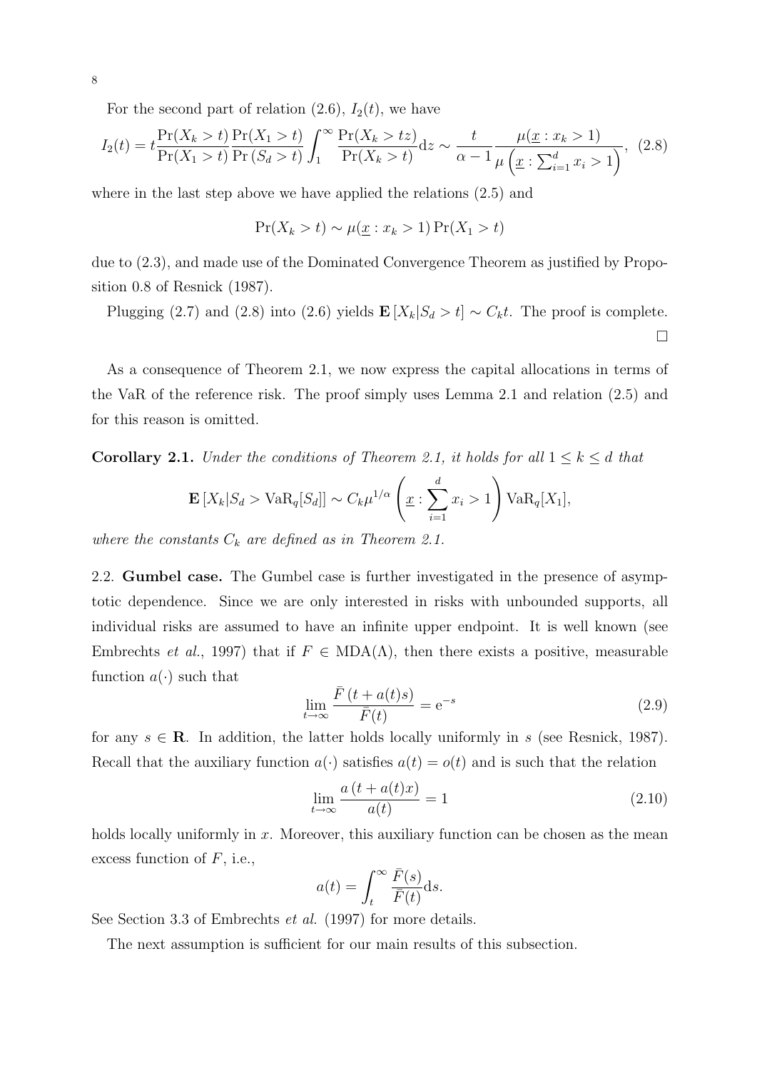For the second part of relation (2.6), $I_2(t)$, we have

$$I_2(t) = t\frac{\Pr(X_k > t)}{\Pr(X_1 > t)}\frac{\Pr(X_1 > t)}{\Pr(S_d > t)}\int_1^\infty \frac{\Pr(X_k > tz)}{\Pr(X_k > t)}\mathrm{d}z \sim \frac{t}{\alpha - 1}\frac{\mu(\underline{x} : x_k > 1)}{\mu\left(\underline{x} : \sum_{i=1}^d x_i > 1\right)}, \quad (2.8)$$

where in the last step above we have applied the relations (2.5) and

$$\Pr(X_k > t) \sim \mu(\underline{x} : x_k > 1)\Pr(X_1 > t)$$

due to (2.3), and made use of the Dominated Convergence Theorem as justified by Proposition 0.8 of Resnick (1987).

Plugging (2.7) and (2.8) into (2.6) yields $\mathbf{E}[X_k|S_d > t] \sim C_k t$. The proof is complete. □

As a consequence of Theorem 2.1, we now express the capital allocations in terms of the VaR of the reference risk. The proof simply uses Lemma 2.1 and relation (2.5) and for this reason is omitted.

**Corollary 2.1.** *Under the conditions of Theorem 2.1, it holds for all $1 \leq k \leq d$ that*

$$\mathbf{E}[X_k|S_d > \mathrm{VaR}_q[S_d]] \sim C_k \mu^{1/\alpha}\left(\underline{x} : \sum_{i=1}^d x_i > 1\right)\mathrm{VaR}_q[X_1],$$

*where the constants $C_k$ are defined as in Theorem 2.1.*

2.2. **Gumbel case.** The Gumbel case is further investigated in the presence of asymptotic dependence. Since we are only interested in risks with unbounded supports, all individual risks are assumed to have an infinite upper endpoint. It is well known (see Embrechts *et al.*, 1997) that if $F \in \mathrm{MDA}(\Lambda)$, then there exists a positive, measurable function $a(\cdot)$ such that

$$\lim_{t\to\infty}\frac{\bar{F}(t + a(t)s)}{\bar{F}(t)} = \mathrm{e}^{-s} \quad (2.9)$$

for any $s \in \mathbf{R}$. In addition, the latter holds locally uniformly in $s$ (see Resnick, 1987). Recall that the auxiliary function $a(\cdot)$ satisfies $a(t) = o(t)$ and is such that the relation

$$\lim_{t\to\infty}\frac{a(t + a(t)x)}{a(t)} = 1 \quad (2.10)$$

holds locally uniformly in $x$. Moreover, this auxiliary function can be chosen as the mean excess function of $F$, i.e.,

$$a(t) = \int_t^\infty \frac{\bar{F}(s)}{\bar{F}(t)}\mathrm{d}s.$$

See Section 3.3 of Embrechts *et al.* (1997) for more details.

The next assumption is sufficient for our main results of this subsection.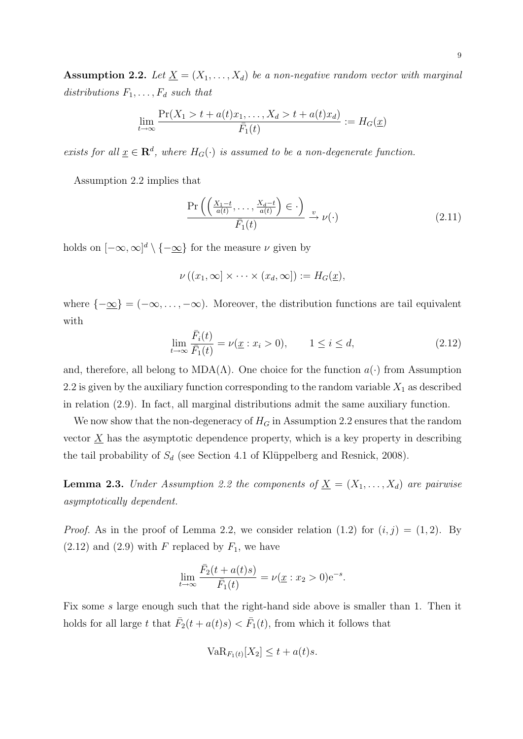**Assumption 2.2.** *Let $\underline{X} = (X_1, \ldots, X_d)$ be a non-negative random vector with marginal distributions $F_1, \ldots, F_d$ such that*

$$\lim_{t\to\infty} \frac{\Pr(X_1 > t + a(t)x_1, \ldots, X_d > t + a(t)x_d)}{\bar{F}_1(t)} := H_G(\underline{x})$$

*exists for all $\underline{x} \in \mathbf{R}^d$, where $H_G(\cdot)$ is assumed to be a non-degenerate function.*

Assumption 2.2 implies that

$$\frac{\Pr\left(\left(\frac{X_1-t}{a(t)}, \ldots, \frac{X_d-t}{a(t)}\right) \in \cdot\right)}{\bar{F}_1(t)} \xrightarrow{v} \nu(\cdot) \tag{2.11}$$

holds on $[-\infty, \infty]^d \setminus \{-\underline{\infty}\}$ for the measure $\nu$ given by

$$\nu\left((x_1, \infty] \times \cdots \times (x_d, \infty]\right) := H_G(\underline{x}),$$

where $\{-\underline{\infty}\} = (-\infty, \ldots, -\infty)$. Moreover, the distribution functions are tail equivalent with

$$\lim_{t\to\infty} \frac{\bar{F}_i(t)}{\bar{F}_1(t)} = \nu(\underline{x} : x_i > 0), \qquad 1 \le i \le d, \tag{2.12}$$

and, therefore, all belong to MDA($\Lambda$). One choice for the function $a(\cdot)$ from Assumption 2.2 is given by the auxiliary function corresponding to the random variable $X_1$ as described in relation (2.9). In fact, all marginal distributions admit the same auxiliary function.

We now show that the non-degeneracy of $H_G$ in Assumption 2.2 ensures that the random vector $\underline{X}$ has the asymptotic dependence property, which is a key property in describing the tail probability of $S_d$ (see Section 4.1 of Klüppelberg and Resnick, 2008).

**Lemma 2.3.** *Under Assumption 2.2 the components of $\underline{X} = (X_1, \ldots, X_d)$ are pairwise asymptotically dependent.*

*Proof.* As in the proof of Lemma 2.2, we consider relation (1.2) for $(i, j) = (1, 2)$. By (2.12) and (2.9) with $F$ replaced by $F_1$, we have

$$\lim_{t\to\infty} \frac{\bar{F}_2(t + a(t)s)}{\bar{F}_1(t)} = \nu(\underline{x} : x_2 > 0)\mathrm{e}^{-s}.$$

Fix some $s$ large enough such that the right-hand side above is smaller than 1. Then it holds for all large $t$ that $\bar{F}_2(t + a(t)s) < \bar{F}_1(t)$, from which it follows that

$$\mathrm{VaR}_{F_1(t)}[X_2] \le t + a(t)s.$$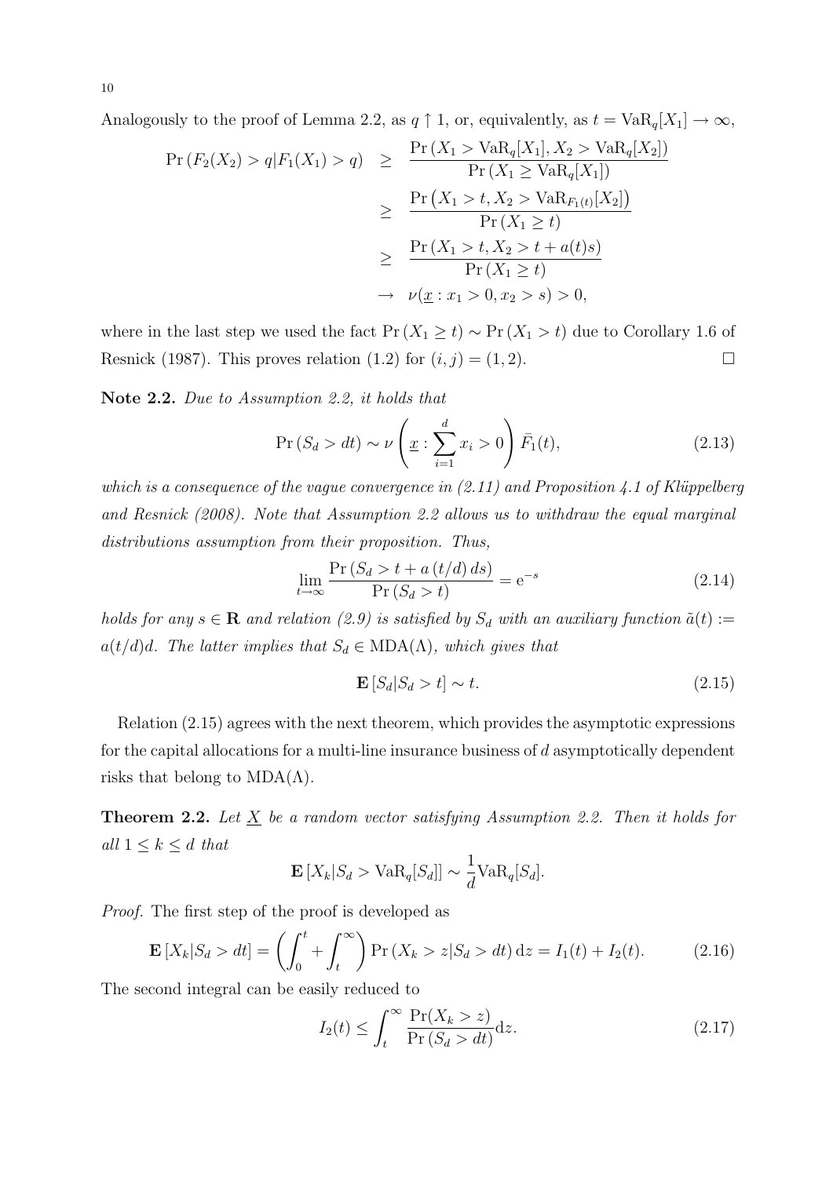Analogously to the proof of Lemma 2.2, as $q \uparrow 1$, or, equivalently, as $t = \mathrm{VaR}_q[X_1] \to \infty$,

$$
\begin{aligned}
\Pr\left(F_2(X_2) > q | F_1(X_1) > q\right) &\geq \frac{\Pr\left(X_1 > \mathrm{VaR}_q[X_1], X_2 > \mathrm{VaR}_q[X_2]\right)}{\Pr\left(X_1 \geq \mathrm{VaR}_q[X_1]\right)} \\
&\geq \frac{\Pr\left(X_1 > t, X_2 > \mathrm{VaR}_{F_1(t)}[X_2]\right)}{\Pr\left(X_1 \geq t\right)} \\
&\geq \frac{\Pr\left(X_1 > t, X_2 > t + a(t)s\right)}{\Pr\left(X_1 \geq t\right)} \\
&\to \nu(\underline{x} : x_1 > 0, x_2 > s) > 0,
\end{aligned}
$$

where in the last step we used the fact $\Pr\left(X_1 \geq t\right) \sim \Pr\left(X_1 > t\right)$ due to Corollary 1.6 of Resnick (1987). This proves relation (1.2) for $(i, j) = (1, 2)$. $\square$

**Note 2.2.** *Due to Assumption 2.2, it holds that*

$$
\Pr\left(S_d > dt\right) \sim \nu\left(\underline{x} : \sum_{i=1}^{d} x_i > 0\right) \bar{F}_1(t), \tag{2.13}
$$

*which is a consequence of the vague convergence in (2.11) and Proposition 4.1 of Klüppelberg and Resnick (2008). Note that Assumption 2.2 allows us to withdraw the equal marginal distributions assumption from their proposition. Thus,*

$$
\lim_{t \to \infty} \frac{\Pr\left(S_d > t + a\left(t/d\right) ds\right)}{\Pr\left(S_d > t\right)} = \mathrm{e}^{-s} \tag{2.14}
$$

*holds for any $s \in \mathbf{R}$ and relation (2.9) is satisfied by $S_d$ with an auxiliary function $\tilde{a}(t) := a(t/d)d$. The latter implies that $S_d \in \mathrm{MDA}(\Lambda)$, which gives that*

$$
\mathbf{E}\left[S_d | S_d > t\right] \sim t. \tag{2.15}
$$

Relation (2.15) agrees with the next theorem, which provides the asymptotic expressions for the capital allocations for a multi-line insurance business of $d$ asymptotically dependent risks that belong to $\mathrm{MDA}(\Lambda)$.

**Theorem 2.2.** *Let $\underline{X}$ be a random vector satisfying Assumption 2.2. Then it holds for all $1 \leq k \leq d$ that*

$$
\mathbf{E}\left[X_k | S_d > \mathrm{VaR}_q[S_d]\right] \sim \frac{1}{d} \mathrm{VaR}_q[S_d].
$$

*Proof.* The first step of the proof is developed as

$$
\mathbf{E}\left[X_k | S_d > dt\right] = \left(\int_0^t + \int_t^\infty\right) \Pr\left(X_k > z | S_d > dt\right) \mathrm{d}z = I_1(t) + I_2(t). \tag{2.16}
$$

The second integral can be easily reduced to

$$
I_2(t) \leq \int_t^\infty \frac{\Pr(X_k > z)}{\Pr\left(S_d > dt\right)} \mathrm{d}z. \tag{2.17}
$$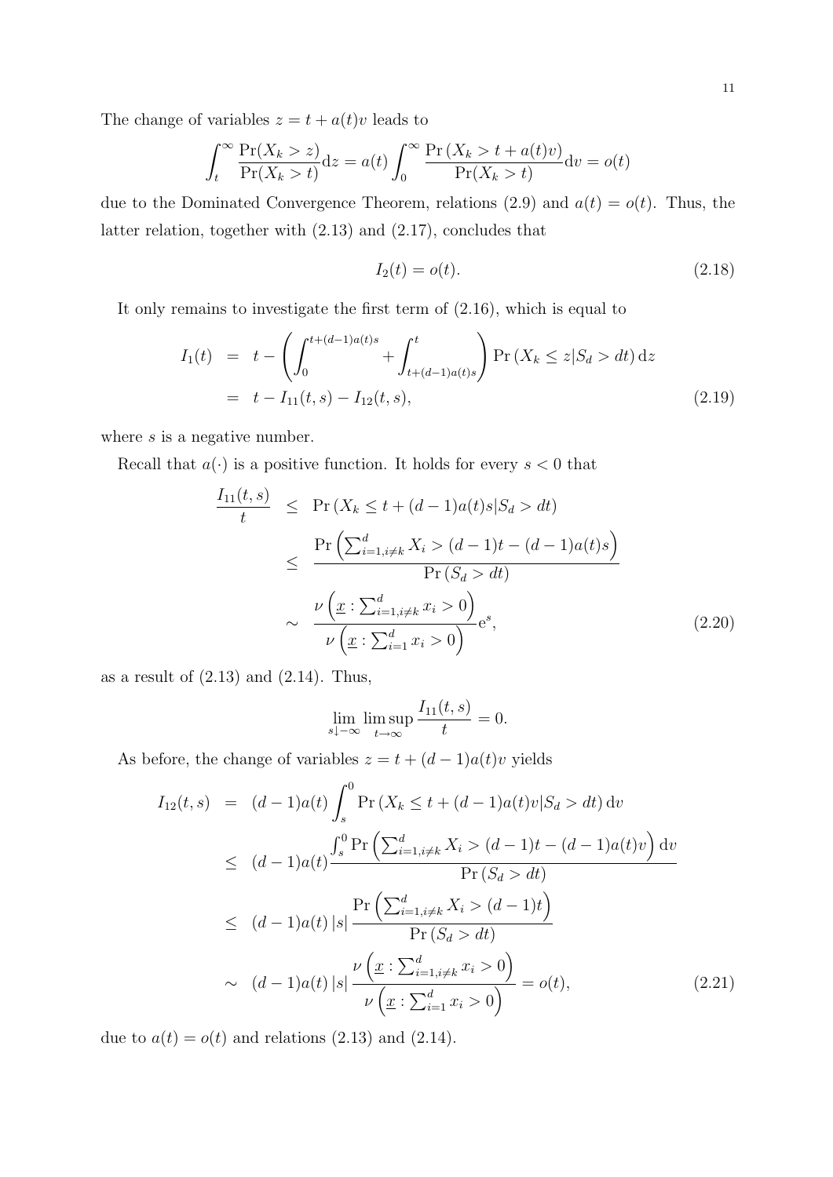The change of variables $z = t + a(t)v$ leads to

$$\int_t^\infty \frac{\Pr(X_k > z)}{\Pr(X_k > t)} \mathrm{d}z = a(t) \int_0^\infty \frac{\Pr(X_k > t + a(t)v)}{\Pr(X_k > t)} \mathrm{d}v = o(t)$$

due to the Dominated Convergence Theorem, relations (2.9) and $a(t) = o(t)$. Thus, the latter relation, together with (2.13) and (2.17), concludes that

$$I_2(t) = o(t). \tag{2.18}$$

It only remains to investigate the first term of (2.16), which is equal to

$$\begin{aligned} I_1(t) &= t - \left( \int_0^{t+(d-1)a(t)s} + \int_{t+(d-1)a(t)s}^t \right) \Pr(X_k \le z | S_d > dt) \, \mathrm{d}z \\ &= t - I_{11}(t,s) - I_{12}(t,s), \end{aligned} \tag{2.19}$$

where $s$ is a negative number.

Recall that $a(\cdot)$ is a positive function. It holds for every $s < 0$ that

$$\begin{aligned} \frac{I_{11}(t,s)}{t} &\le \Pr(X_k \le t + (d-1)a(t)s | S_d > dt) \\ &\le \frac{\Pr\left(\sum_{i=1, i\neq k}^d X_i > (d-1)t - (d-1)a(t)s\right)}{\Pr(S_d > dt)} \\ &\sim \frac{\nu\left(\underline{x} : \sum_{i=1, i\neq k}^d x_i > 0\right)}{\nu\left(\underline{x} : \sum_{i=1}^d x_i > 0\right)} \mathrm{e}^s, \end{aligned} \tag{2.20}$$

as a result of (2.13) and (2.14). Thus,

$$\lim_{s \downarrow -\infty} \limsup_{t\to\infty} \frac{I_{11}(t,s)}{t} = 0.$$

As before, the change of variables $z = t + (d-1)a(t)v$ yields

$$\begin{aligned} I_{12}(t,s) &= (d-1)a(t) \int_s^0 \Pr(X_k \le t + (d-1)a(t)v | S_d > dt) \, \mathrm{d}v \\ &\le (d-1)a(t) \frac{\int_s^0 \Pr\left(\sum_{i=1, i\neq k}^d X_i > (d-1)t - (d-1)a(t)v\right) \mathrm{d}v}{\Pr(S_d > dt)} \\ &\le (d-1)a(t) \, |s| \, \frac{\Pr\left(\sum_{i=1, i\neq k}^d X_i > (d-1)t\right)}{\Pr(S_d > dt)} \\ &\sim (d-1)a(t) \, |s| \, \frac{\nu\left(\underline{x} : \sum_{i=1, i\neq k}^d x_i > 0\right)}{\nu\left(\underline{x} : \sum_{i=1}^d x_i > 0\right)} = o(t), \end{aligned} \tag{2.21}$$

due to $a(t) = o(t)$ and relations (2.13) and (2.14).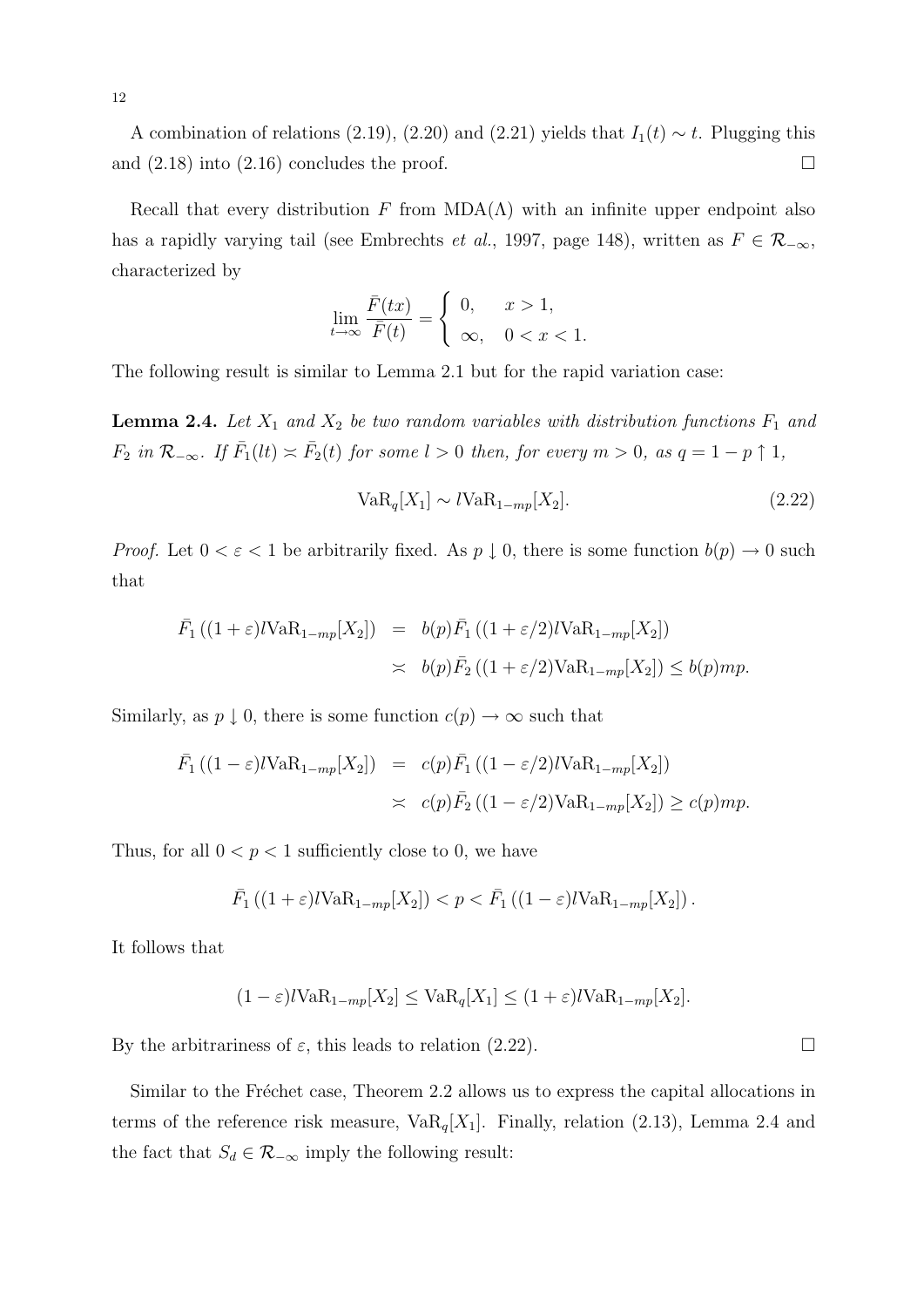A combination of relations (2.19), (2.20) and (2.21) yields that $I_1(t) \sim t$. Plugging this and (2.18) into (2.16) concludes the proof. $\square$

Recall that every distribution $F$ from MDA($\Lambda$) with an infinite upper endpoint also has a rapidly varying tail (see Embrechts *et al.*, 1997, page 148), written as $F \in \mathcal{R}_{-\infty}$, characterized by

$$\lim_{t\to\infty} \frac{\bar{F}(tx)}{\bar{F}(t)} = \begin{cases} 0, & x > 1, \\ \infty, & 0 < x < 1. \end{cases}$$

The following result is similar to Lemma 2.1 but for the rapid variation case:

**Lemma 2.4.** *Let $X_1$ and $X_2$ be two random variables with distribution functions $F_1$ and $F_2$ in $\mathcal{R}_{-\infty}$. If $\bar{F}_1(lt) \asymp \bar{F}_2(t)$ for some $l > 0$ then, for every $m > 0$, as $q = 1 - p \uparrow 1$,*

$$\mathrm{VaR}_q[X_1] \sim l\mathrm{VaR}_{1-mp}[X_2]. \tag{2.22}$$

*Proof.* Let $0 < \varepsilon < 1$ be arbitrarily fixed. As $p \downarrow 0$, there is some function $b(p) \to 0$ such that

$$\begin{aligned}
\bar{F}_1\left((1+\varepsilon)l\mathrm{VaR}_{1-mp}[X_2]\right) &= b(p)\bar{F}_1\left((1+\varepsilon/2)l\mathrm{VaR}_{1-mp}[X_2]\right) \\
&\asymp b(p)\bar{F}_2\left((1+\varepsilon/2)\mathrm{VaR}_{1-mp}[X_2]\right) \le b(p)mp.
\end{aligned}$$

Similarly, as $p \downarrow 0$, there is some function $c(p) \to \infty$ such that

$$\begin{aligned}
\bar{F}_1\left((1-\varepsilon)l\mathrm{VaR}_{1-mp}[X_2]\right) &= c(p)\bar{F}_1\left((1-\varepsilon/2)l\mathrm{VaR}_{1-mp}[X_2]\right) \\
&\asymp c(p)\bar{F}_2\left((1-\varepsilon/2)\mathrm{VaR}_{1-mp}[X_2]\right) \ge c(p)mp.
\end{aligned}$$

Thus, for all $0 < p < 1$ sufficiently close to 0, we have

$$\bar{F}_1\left((1+\varepsilon)l\mathrm{VaR}_{1-mp}[X_2]\right) < p < \bar{F}_1\left((1-\varepsilon)l\mathrm{VaR}_{1-mp}[X_2]\right).$$

It follows that

$$(1-\varepsilon)l\mathrm{VaR}_{1-mp}[X_2] \le \mathrm{VaR}_q[X_1] \le (1+\varepsilon)l\mathrm{VaR}_{1-mp}[X_2].$$

By the arbitrariness of $\varepsilon$, this leads to relation (2.22). $\square$

Similar to the Fréchet case, Theorem 2.2 allows us to express the capital allocations in terms of the reference risk measure, $\mathrm{VaR}_q[X_1]$. Finally, relation (2.13), Lemma 2.4 and the fact that $S_d \in \mathcal{R}_{-\infty}$ imply the following result: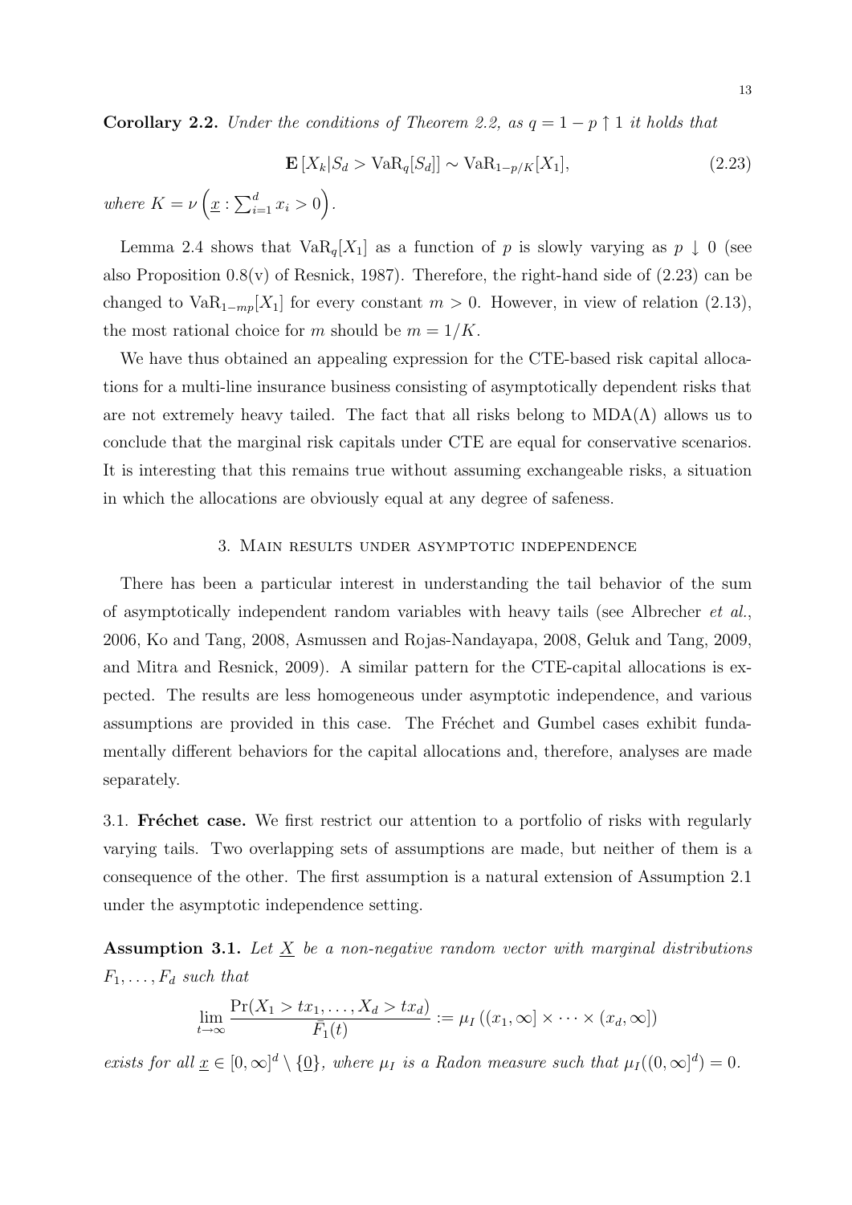**Corollary 2.2.** *Under the conditions of Theorem 2.2, as $q = 1 - p \uparrow 1$ it holds that*

$$\mathbf{E}\left[X_k | S_d > \mathrm{VaR}_q[S_d]\right] \sim \mathrm{VaR}_{1-p/K}[X_1], \tag{2.23}$$

*where $K = \nu\left(\underline{x} : \sum_{i=1}^d x_i > 0\right)$.*

Lemma 2.4 shows that $\mathrm{VaR}_q[X_1]$ as a function of $p$ is slowly varying as $p \downarrow 0$ (see also Proposition 0.8(v) of Resnick, 1987). Therefore, the right-hand side of (2.23) can be changed to $\mathrm{VaR}_{1-mp}[X_1]$ for every constant $m > 0$. However, in view of relation (2.13), the most rational choice for $m$ should be $m = 1/K$.

We have thus obtained an appealing expression for the CTE-based risk capital allocations for a multi-line insurance business consisting of asymptotically dependent risks that are not extremely heavy tailed. The fact that all risks belong to $\mathrm{MDA}(\Lambda)$ allows us to conclude that the marginal risk capitals under CTE are equal for conservative scenarios. It is interesting that this remains true without assuming exchangeable risks, a situation in which the allocations are obviously equal at any degree of safeness.

## 3. Main results under asymptotic independence

There has been a particular interest in understanding the tail behavior of the sum of asymptotically independent random variables with heavy tails (see Albrecher *et al.*, 2006, Ko and Tang, 2008, Asmussen and Rojas-Nandayapa, 2008, Geluk and Tang, 2009, and Mitra and Resnick, 2009). A similar pattern for the CTE-capital allocations is expected. The results are less homogeneous under asymptotic independence, and various assumptions are provided in this case. The Fréchet and Gumbel cases exhibit fundamentally different behaviors for the capital allocations and, therefore, analyses are made separately.

### 3.1. Fréchet case.

We first restrict our attention to a portfolio of risks with regularly varying tails. Two overlapping sets of assumptions are made, but neither of them is a consequence of the other. The first assumption is a natural extension of Assumption 2.1 under the asymptotic independence setting.

**Assumption 3.1.** *Let $\underline{X}$ be a non-negative random vector with marginal distributions $F_1, \ldots, F_d$ such that*

$$\lim_{t\to\infty} \frac{\Pr(X_1 > tx_1, \ldots, X_d > tx_d)}{\bar{F}_1(t)} := \mu_I\left((x_1, \infty] \times \cdots \times (x_d, \infty]\right)$$

*exists for all $\underline{x} \in [0, \infty]^d \setminus \{\underline{0}\}$, where $\mu_I$ is a Radon measure such that $\mu_I((0, \infty]^d) = 0$.*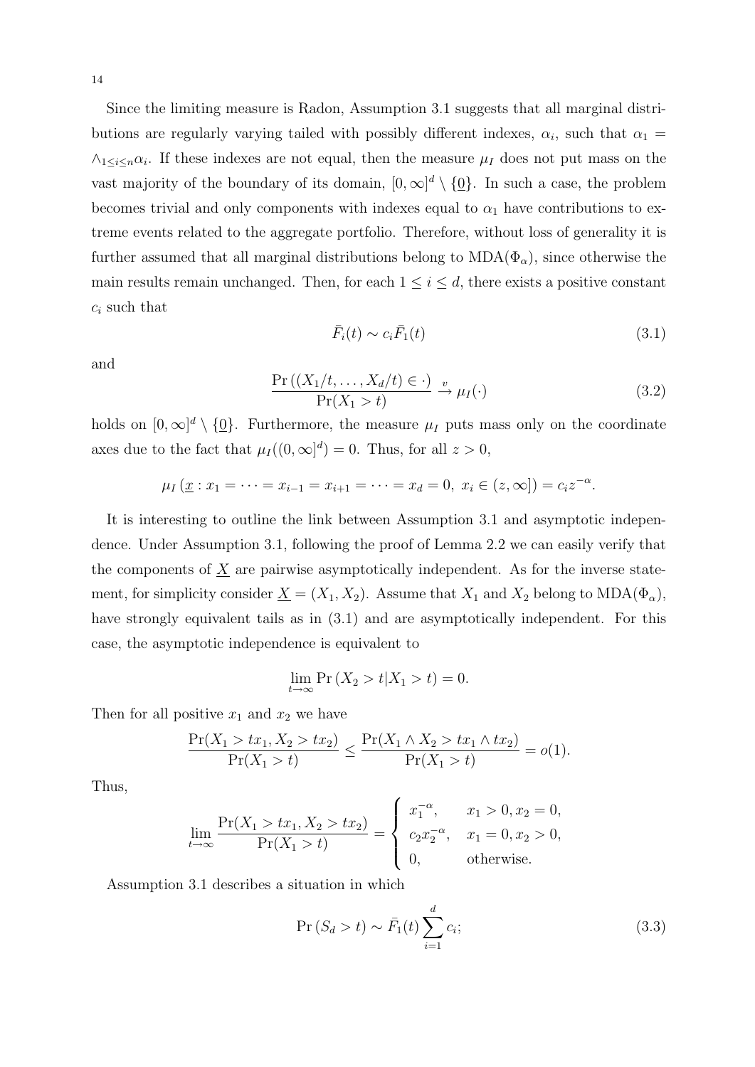Since the limiting measure is Radon, Assumption 3.1 suggests that all marginal distributions are regularly varying tailed with possibly different indexes, $\alpha_i$, such that $\alpha_1 = \wedge_{1 \le i \le n} \alpha_i$. If these indexes are not equal, then the measure $\mu_I$ does not put mass on the vast majority of the boundary of its domain, $[0, \infty]^d \setminus \{\underline{0}\}$. In such a case, the problem becomes trivial and only components with indexes equal to $\alpha_1$ have contributions to extreme events related to the aggregate portfolio. Therefore, without loss of generality it is further assumed that all marginal distributions belong to $\mathrm{MDA}(\Phi_\alpha)$, since otherwise the main results remain unchanged. Then, for each $1 \le i \le d$, there exists a positive constant $c_i$ such that

$$\bar{F}_i(t) \sim c_i \bar{F}_1(t) \tag{3.1}$$

and

$$\frac{\Pr\left((X_1/t, \ldots, X_d/t) \in \cdot\right)}{\Pr(X_1 > t)} \xrightarrow{v} \mu_I(\cdot) \tag{3.2}$$

holds on $[0, \infty]^d \setminus \{\underline{0}\}$. Furthermore, the measure $\mu_I$ puts mass only on the coordinate axes due to the fact that $\mu_I((0, \infty]^d) = 0$. Thus, for all $z > 0$,

$$\mu_I\left(\underline{x} : x_1 = \cdots = x_{i-1} = x_{i+1} = \cdots = x_d = 0,\ x_i \in (z, \infty]\right) = c_i z^{-\alpha}.$$

It is interesting to outline the link between Assumption 3.1 and asymptotic independence. Under Assumption 3.1, following the proof of Lemma 2.2 we can easily verify that the components of $\underline{X}$ are pairwise asymptotically independent. As for the inverse statement, for simplicity consider $\underline{X} = (X_1, X_2)$. Assume that $X_1$ and $X_2$ belong to $\mathrm{MDA}(\Phi_\alpha)$, have strongly equivalent tails as in (3.1) and are asymptotically independent. For this case, the asymptotic independence is equivalent to

$$\lim_{t \to \infty} \Pr\left(X_2 > t | X_1 > t\right) = 0.$$

Then for all positive $x_1$ and $x_2$ we have

$$\frac{\Pr(X_1 > tx_1, X_2 > tx_2)}{\Pr(X_1 > t)} \le \frac{\Pr(X_1 \wedge X_2 > tx_1 \wedge tx_2)}{\Pr(X_1 > t)} = o(1).$$

Thus,

$$\lim_{t \to \infty} \frac{\Pr(X_1 > tx_1, X_2 > tx_2)}{\Pr(X_1 > t)} = \begin{cases} x_1^{-\alpha}, & x_1 > 0, x_2 = 0, \\ c_2 x_2^{-\alpha}, & x_1 = 0, x_2 > 0, \\ 0, & \text{otherwise.} \end{cases}$$

Assumption 3.1 describes a situation in which

$$\Pr\left(S_d > t\right) \sim \bar{F}_1(t) \sum_{i=1}^{d} c_i; \tag{3.3}$$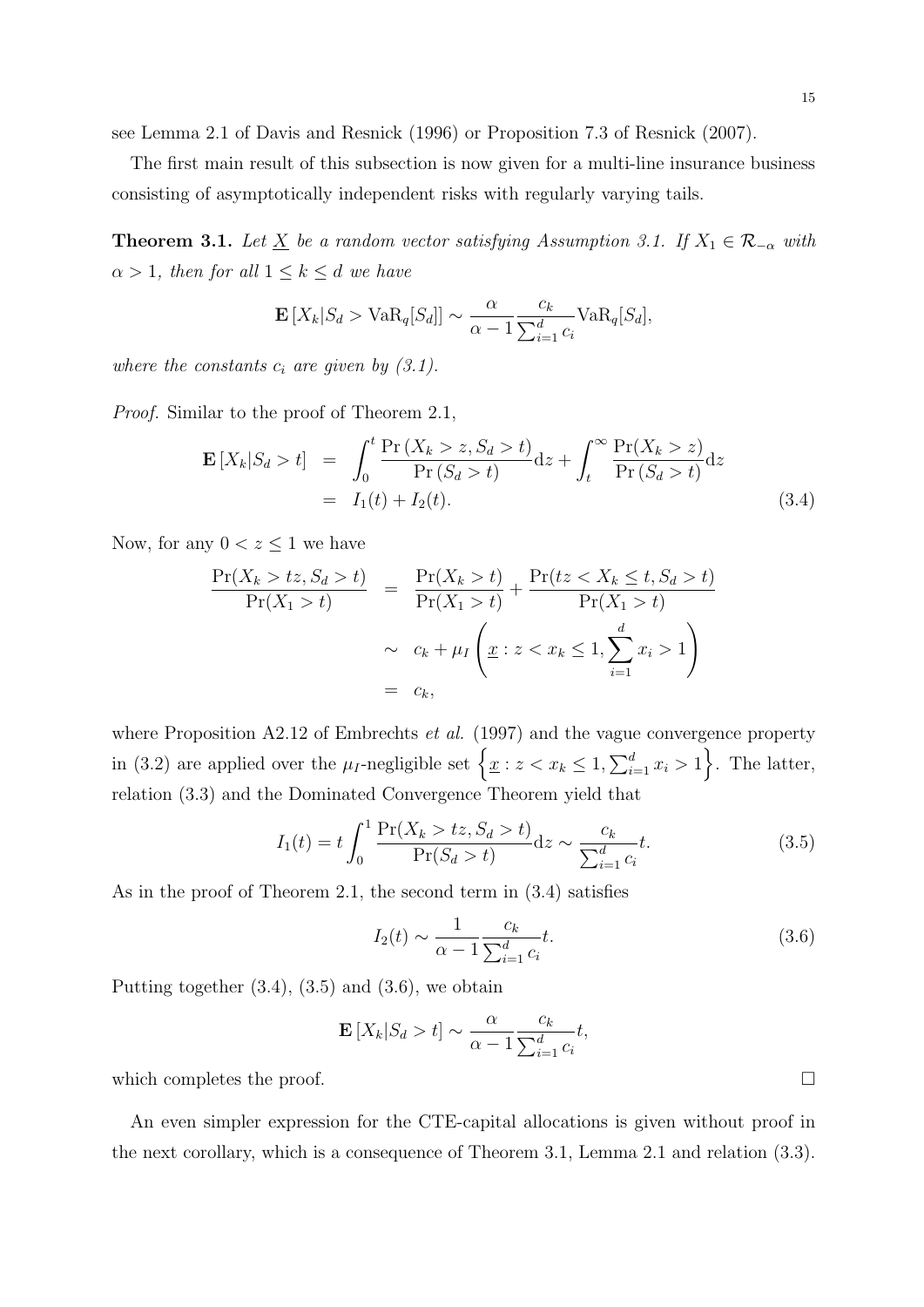see Lemma 2.1 of Davis and Resnick (1996) or Proposition 7.3 of Resnick (2007).

The first main result of this subsection is now given for a multi-line insurance business consisting of asymptotically independent risks with regularly varying tails.

**Theorem 3.1.** *Let $\underline{X}$ be a random vector satisfying Assumption 3.1. If $X_1 \in \mathcal{R}_{-\alpha}$ with $\alpha > 1$, then for all $1 \leq k \leq d$ we have*

$$\mathbf{E}\left[X_k | S_d > \mathrm{VaR}_q[S_d]\right] \sim \frac{\alpha}{\alpha - 1} \frac{c_k}{\sum_{i=1}^d c_i} \mathrm{VaR}_q[S_d],$$

*where the constants $c_i$ are given by (3.1).*

*Proof.* Similar to the proof of Theorem 2.1,

$$\begin{aligned} \mathbf{E}\left[X_k | S_d > t\right] &= \int_0^t \frac{\Pr\left(X_k > z, S_d > t\right)}{\Pr\left(S_d > t\right)} \mathrm{d}z + \int_t^\infty \frac{\Pr(X_k > z)}{\Pr\left(S_d > t\right)} \mathrm{d}z \\ &= I_1(t) + I_2(t). \end{aligned} \tag{3.4}$$

Now, for any $0 < z \leq 1$ we have

$$\begin{aligned} \frac{\Pr(X_k > tz, S_d > t)}{\Pr(X_1 > t)} &= \frac{\Pr(X_k > t)}{\Pr(X_1 > t)} + \frac{\Pr(tz < X_k \leq t, S_d > t)}{\Pr(X_1 > t)} \\ &\sim c_k + \mu_I \left( \underline{x} : z < x_k \leq 1, \sum_{i=1}^d x_i > 1 \right) \\ &= c_k, \end{aligned}$$

where Proposition A2.12 of Embrechts *et al.* (1997) and the vague convergence property in (3.2) are applied over the $\mu_I$-negligible set $\left\{ \underline{x} : z < x_k \leq 1, \sum_{i=1}^d x_i > 1 \right\}$. The latter, relation (3.3) and the Dominated Convergence Theorem yield that

$$I_1(t) = t \int_0^1 \frac{\Pr(X_k > tz, S_d > t)}{\Pr(S_d > t)} \mathrm{d}z \sim \frac{c_k}{\sum_{i=1}^d c_i} t. \tag{3.5}$$

As in the proof of Theorem 2.1, the second term in (3.4) satisfies

$$I_2(t) \sim \frac{1}{\alpha - 1} \frac{c_k}{\sum_{i=1}^d c_i} t. \tag{3.6}$$

Putting together (3.4), (3.5) and (3.6), we obtain

$$\mathbf{E}\left[X_k | S_d > t\right] \sim \frac{\alpha}{\alpha - 1} \frac{c_k}{\sum_{i=1}^d c_i} t,$$

which completes the proof. $\square$

An even simpler expression for the CTE-capital allocations is given without proof in the next corollary, which is a consequence of Theorem 3.1, Lemma 2.1 and relation (3.3).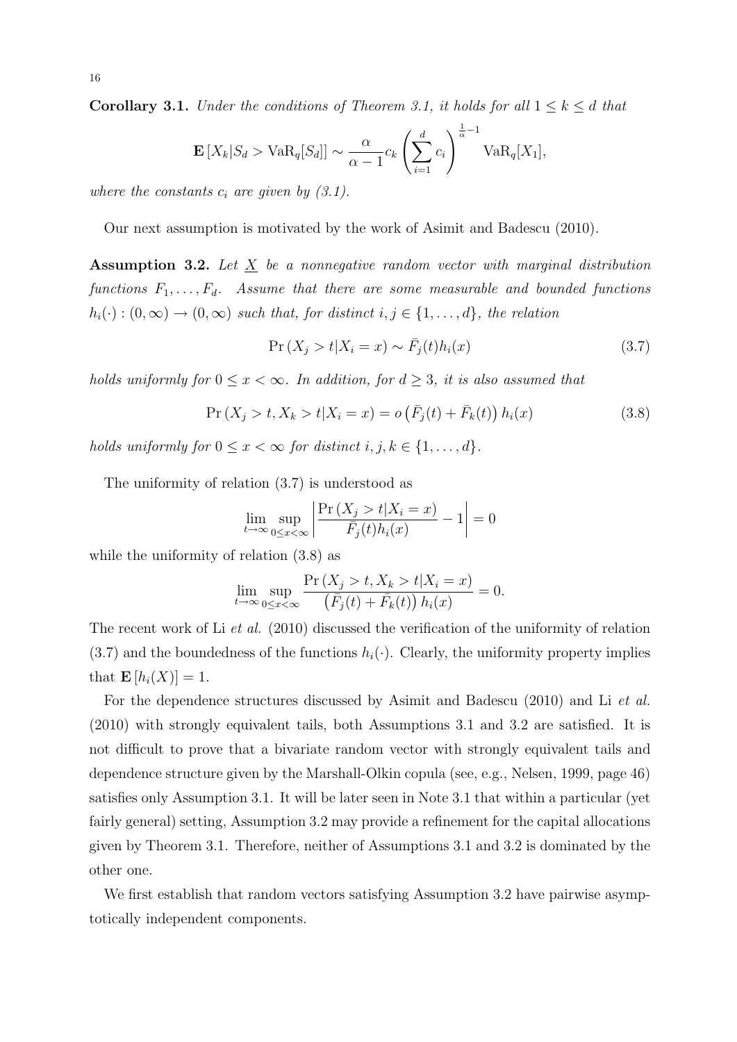**Corollary 3.1.** *Under the conditions of Theorem 3.1, it holds for all $1 \leq k \leq d$ that*

$$\mathbf{E}\left[X_k | S_d > \mathrm{VaR}_q[S_d]\right] \sim \frac{\alpha}{\alpha - 1} c_k \left(\sum_{i=1}^{d} c_i\right)^{\frac{1}{\alpha}-1} \mathrm{VaR}_q[X_1],$$

*where the constants $c_i$ are given by (3.1).*

Our next assumption is motivated by the work of Asimit and Badescu (2010).

**Assumption 3.2.** *Let $\underline{X}$ be a nonnegative random vector with marginal distribution functions $F_1, \ldots, F_d$. Assume that there are some measurable and bounded functions $h_i(\cdot) : (0, \infty) \to (0, \infty)$ such that, for distinct $i, j \in \{1, \ldots, d\}$, the relation*

$$\Pr\left(X_j > t | X_i = x\right) \sim \bar{F}_j(t) h_i(x) \tag{3.7}$$

*holds uniformly for $0 \leq x < \infty$. In addition, for $d \geq 3$, it is also assumed that*

$$\Pr\left(X_j > t, X_k > t | X_i = x\right) = o\left(\bar{F}_j(t) + \bar{F}_k(t)\right) h_i(x) \tag{3.8}$$

*holds uniformly for $0 \leq x < \infty$ for distinct $i, j, k \in \{1, \ldots, d\}$.*

The uniformity of relation (3.7) is understood as

$$\lim_{t \to \infty} \sup_{0 \leq x < \infty} \left| \frac{\Pr\left(X_j > t | X_i = x\right)}{\bar{F}_j(t) h_i(x)} - 1 \right| = 0$$

while the uniformity of relation (3.8) as

$$\lim_{t \to \infty} \sup_{0 \leq x < \infty} \frac{\Pr\left(X_j > t, X_k > t | X_i = x\right)}{\left(\bar{F}_j(t) + \bar{F}_k(t)\right) h_i(x)} = 0.$$

The recent work of Li *et al.* (2010) discussed the verification of the uniformity of relation (3.7) and the boundedness of the functions $h_i(\cdot)$. Clearly, the uniformity property implies that $\mathbf{E}\left[h_i(X)\right] = 1$.

For the dependence structures discussed by Asimit and Badescu (2010) and Li *et al.* (2010) with strongly equivalent tails, both Assumptions 3.1 and 3.2 are satisfied. It is not difficult to prove that a bivariate random vector with strongly equivalent tails and dependence structure given by the Marshall-Olkin copula (see, e.g., Nelsen, 1999, page 46) satisfies only Assumption 3.1. It will be later seen in Note 3.1 that within a particular (yet fairly general) setting, Assumption 3.2 may provide a refinement for the capital allocations given by Theorem 3.1. Therefore, neither of Assumptions 3.1 and 3.2 is dominated by the other one.

We first establish that random vectors satisfying Assumption 3.2 have pairwise asymptotically independent components.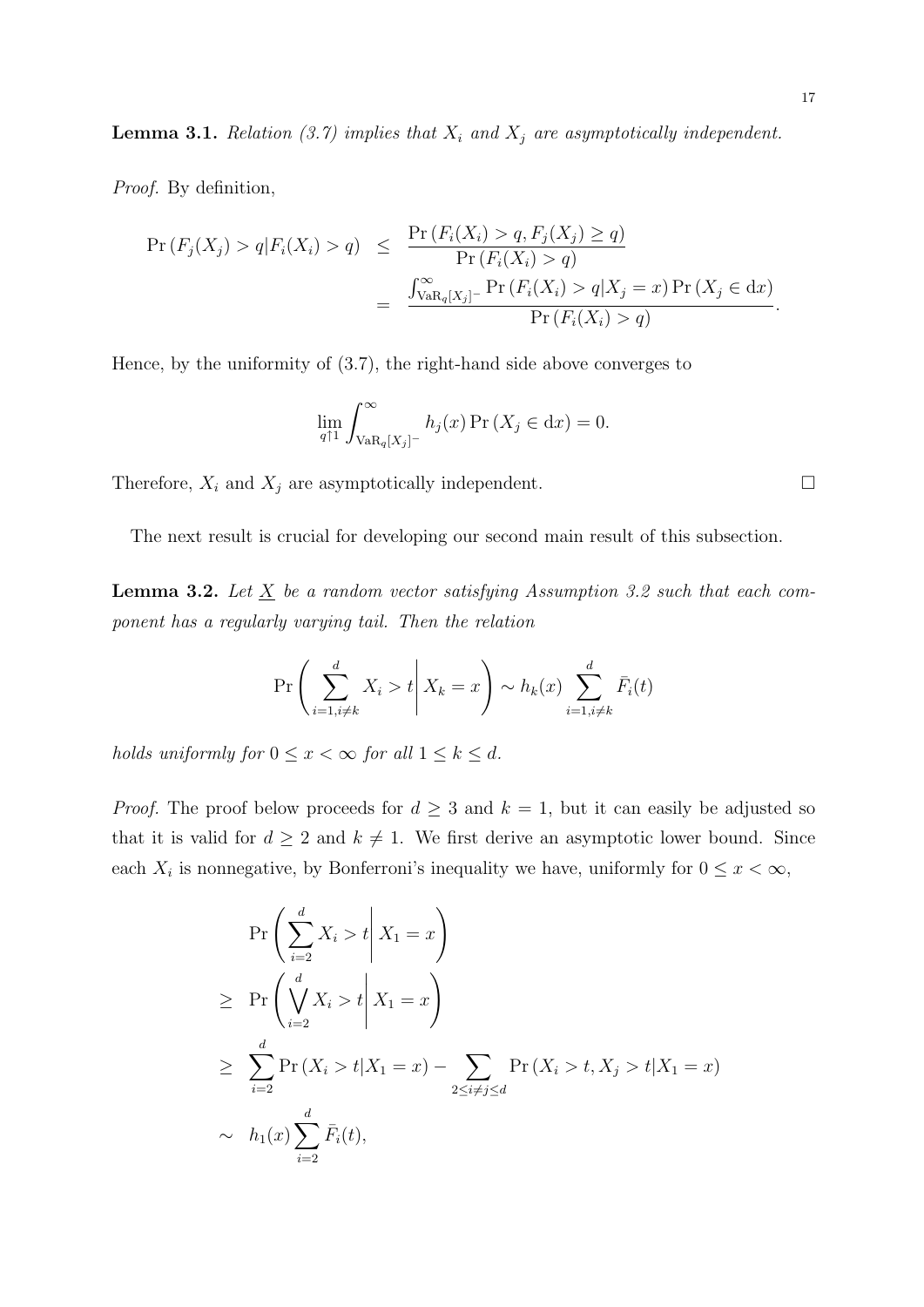**Lemma 3.1.** *Relation (3.7) implies that $X_i$ and $X_j$ are asymptotically independent.*

*Proof.* By definition,

$$
\begin{aligned}
\Pr\left(F_j(X_j) > q | F_i(X_i) > q\right) &\leq \frac{\Pr\left(F_i(X_i) > q, F_j(X_j) \geq q\right)}{\Pr\left(F_i(X_i) > q\right)} \\
&= \frac{\int_{\mathrm{VaR}_q[X_j]^-}^{\infty} \Pr\left(F_i(X_i) > q | X_j = x\right) \Pr\left(X_j \in \mathrm{d}x\right)}{\Pr\left(F_i(X_i) > q\right)}.
\end{aligned}
$$

Hence, by the uniformity of (3.7), the right-hand side above converges to

$$
\lim_{q \uparrow 1} \int_{\mathrm{VaR}_q[X_j]^-}^{\infty} h_j(x) \Pr\left(X_j \in \mathrm{d}x\right) = 0.
$$

Therefore, $X_i$ and $X_j$ are asymptotically independent. $\square$

The next result is crucial for developing our second main result of this subsection.

**Lemma 3.2.** *Let $\underline{X}$ be a random vector satisfying Assumption 3.2 such that each component has a regularly varying tail. Then the relation*

$$
\Pr\left( \sum_{i=1, i \neq k}^{d} X_i > t \,\middle|\, X_k = x \right) \sim h_k(x) \sum_{i=1, i \neq k}^{d} \bar{F}_i(t)
$$

*holds uniformly for $0 \leq x < \infty$ for all $1 \leq k \leq d$.*

*Proof.* The proof below proceeds for $d \geq 3$ and $k = 1$, but it can easily be adjusted so that it is valid for $d \geq 2$ and $k \neq 1$. We first derive an asymptotic lower bound. Since each $X_i$ is nonnegative, by Bonferroni's inequality we have, uniformly for $0 \leq x < \infty$,

$$
\begin{aligned}
& \Pr\left( \sum_{i=2}^{d} X_i > t \,\middle|\, X_1 = x \right) \\
\geq \;& \Pr\left( \bigvee_{i=2}^{d} X_i > t \,\middle|\, X_1 = x \right) \\
\geq \;& \sum_{i=2}^{d} \Pr\left(X_i > t | X_1 = x\right) - \sum_{2 \leq i \neq j \leq d} \Pr\left(X_i > t, X_j > t | X_1 = x\right) \\
\sim \;& h_1(x) \sum_{i=2}^{d} \bar{F}_i(t),
\end{aligned}
$$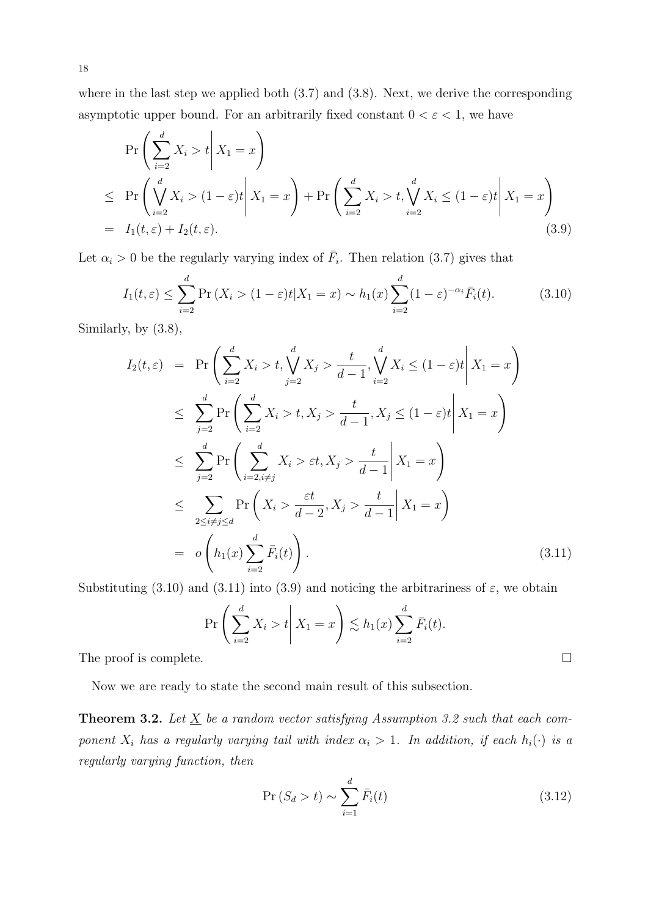where in the last step we applied both (3.7) and (3.8). Next, we derive the corresponding asymptotic upper bound. For an arbitrarily fixed constant $0 < \varepsilon < 1$, we have

$$
\begin{aligned}
& \Pr\left( \sum_{i=2}^{d} X_i > t \,\middle|\, X_1 = x \right) \\
\leq\ & \Pr\left( \bigvee_{i=2}^{d} X_i > (1-\varepsilon)t \,\middle|\, X_1 = x \right) + \Pr\left( \sum_{i=2}^{d} X_i > t, \bigvee_{i=2}^{d} X_i \leq (1-\varepsilon)t \,\middle|\, X_1 = x \right) \\
=\ & I_1(t,\varepsilon) + I_2(t,\varepsilon).
\end{aligned} \tag{3.9}
$$

Let $\alpha_i > 0$ be the regularly varying index of $\bar{F}_i$. Then relation (3.7) gives that

$$
I_1(t,\varepsilon) \leq \sum_{i=2}^{d} \Pr\left( X_i > (1-\varepsilon)t | X_1 = x \right) \sim h_1(x) \sum_{i=2}^{d} (1-\varepsilon)^{-\alpha_i} \bar{F}_i(t). \tag{3.10}
$$

Similarly, by (3.8),

$$
\begin{aligned}
I_2(t,\varepsilon) &= \Pr\left( \sum_{i=2}^{d} X_i > t, \bigvee_{j=2}^{d} X_j > \frac{t}{d-1}, \bigvee_{i=2}^{d} X_i \leq (1-\varepsilon)t \,\middle|\, X_1 = x \right) \\
&\leq \sum_{j=2}^{d} \Pr\left( \sum_{i=2}^{d} X_i > t, X_j > \frac{t}{d-1}, X_j \leq (1-\varepsilon)t \,\middle|\, X_1 = x \right) \\
&\leq \sum_{j=2}^{d} \Pr\left( \sum_{i=2, i\neq j}^{d} X_i > \varepsilon t, X_j > \frac{t}{d-1} \,\middle|\, X_1 = x \right) \\
&\leq \sum_{2 \leq i \neq j \leq d} \Pr\left( X_i > \frac{\varepsilon t}{d-2}, X_j > \frac{t}{d-1} \,\middle|\, X_1 = x \right) \\
&= o\left( h_1(x) \sum_{i=2}^{d} \bar{F}_i(t) \right).
\end{aligned} \tag{3.11}
$$

Substituting (3.10) and (3.11) into (3.9) and noticing the arbitrariness of $\varepsilon$, we obtain

$$
\Pr\left( \sum_{i=2}^{d} X_i > t \,\middle|\, X_1 = x \right) \lesssim h_1(x) \sum_{i=2}^{d} \bar{F}_i(t).
$$

The proof is complete. $\square$

Now we are ready to state the second main result of this subsection.

**Theorem 3.2.** *Let $\underline{X}$ be a random vector satisfying Assumption 3.2 such that each component $X_i$ has a regularly varying tail with index $\alpha_i > 1$. In addition, if each $h_i(\cdot)$ is a regularly varying function, then*

$$
\Pr\left( S_d > t \right) \sim \sum_{i=1}^{d} \bar{F}_i(t) \tag{3.12}
$$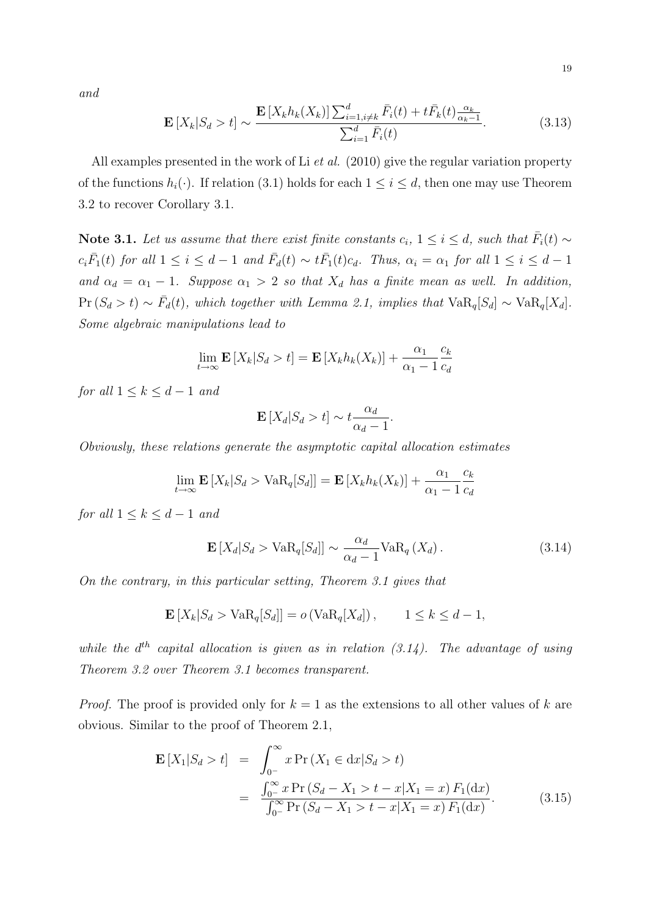and

$$\mathbf{E}\left[X_k|S_d>t\right]\sim\frac{\mathbf{E}\left[X_kh_k(X_k)\right]\sum_{i=1,i\neq k}^d\bar{F}_i(t)+t\bar{F}_k(t)\frac{\alpha_k}{\alpha_k-1}}{\sum_{i=1}^d\bar{F}_i(t)}. \tag{3.13}$$

All examples presented in the work of Li *et al.* (2010) give the regular variation property of the functions $h_i(\cdot)$. If relation (3.1) holds for each $1\leq i\leq d$, then one may use Theorem 3.2 to recover Corollary 3.1.

**Note 3.1.** *Let us assume that there exist finite constants $c_i$, $1\leq i\leq d$, such that $\bar{F}_i(t)\sim c_i\bar{F}_1(t)$ for all $1\leq i\leq d-1$ and $\bar{F}_d(t)\sim t\bar{F}_1(t)c_d$. Thus, $\alpha_i=\alpha_1$ for all $1\leq i\leq d-1$ and $\alpha_d=\alpha_1-1$. Suppose $\alpha_1>2$ so that $X_d$ has a finite mean as well. In addition, $\Pr\left(S_d>t\right)\sim\bar{F}_d(t)$, which together with Lemma 2.1, implies that $\mathrm{VaR}_q[S_d]\sim\mathrm{VaR}_q[X_d]$. Some algebraic manipulations lead to*

$$\lim_{t\to\infty}\mathbf{E}\left[X_k|S_d>t\right]=\mathbf{E}\left[X_kh_k(X_k)\right]+\frac{\alpha_1}{\alpha_1-1}\frac{c_k}{c_d}$$

*for all $1\leq k\leq d-1$ and*

$$\mathbf{E}\left[X_d|S_d>t\right]\sim t\frac{\alpha_d}{\alpha_d-1}.$$

*Obviously, these relations generate the asymptotic capital allocation estimates*

$$\lim_{t\to\infty}\mathbf{E}\left[X_k|S_d>\mathrm{VaR}_q[S_d]\right]=\mathbf{E}\left[X_kh_k(X_k)\right]+\frac{\alpha_1}{\alpha_1-1}\frac{c_k}{c_d}$$

*for all $1\leq k\leq d-1$ and*

$$\mathbf{E}\left[X_d|S_d>\mathrm{VaR}_q[S_d]\right]\sim\frac{\alpha_d}{\alpha_d-1}\mathrm{VaR}_q\left(X_d\right). \tag{3.14}$$

*On the contrary, in this particular setting, Theorem 3.1 gives that*

$$\mathbf{E}\left[X_k|S_d>\mathrm{VaR}_q[S_d]\right]=o\left(\mathrm{VaR}_q[X_d]\right),\qquad 1\leq k\leq d-1,$$

*while the $d^{th}$ capital allocation is given as in relation (3.14). The advantage of using Theorem 3.2 over Theorem 3.1 becomes transparent.*

*Proof.* The proof is provided only for $k=1$ as the extensions to all other values of $k$ are obvious. Similar to the proof of Theorem 2.1,

$$\begin{aligned}\mathbf{E}\left[X_1|S_d>t\right] &= \int_{0^-}^{\infty}x\Pr\left(X_1\in\mathrm{d}x|S_d>t\right)\\ &= \frac{\int_{0^-}^{\infty}x\Pr\left(S_d-X_1>t-x|X_1=x\right)F_1(\mathrm{d}x)}{\int_{0^-}^{\infty}\Pr\left(S_d-X_1>t-x|X_1=x\right)F_1(\mathrm{d}x)}.\end{aligned} \tag{3.15}$$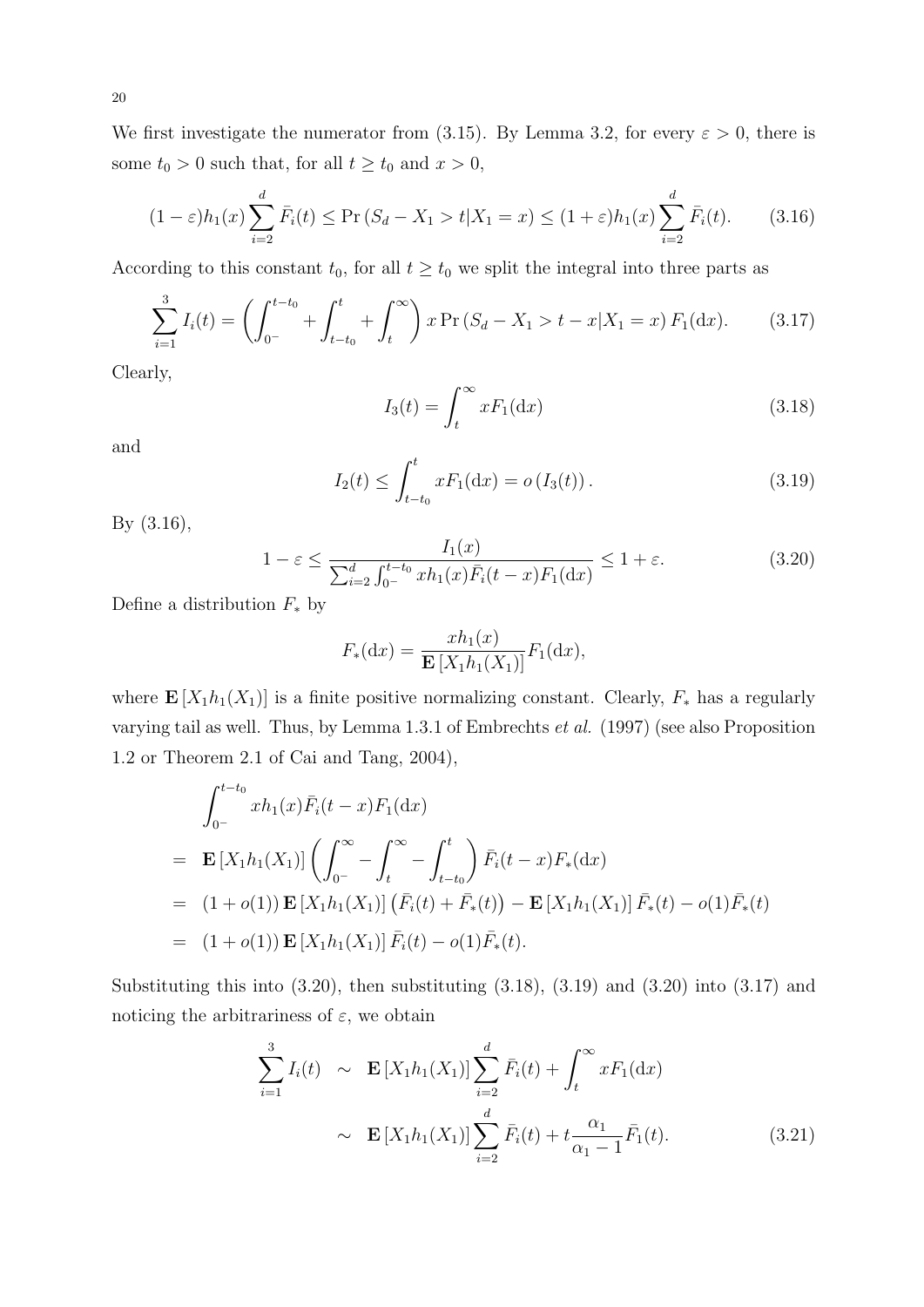We first investigate the numerator from (3.15). By Lemma 3.2, for every $\varepsilon > 0$, there is some $t_0 > 0$ such that, for all $t \geq t_0$ and $x > 0$,

$$(1-\varepsilon)h_1(x)\sum_{i=2}^{d}\bar{F}_i(t) \leq \Pr\left(S_d - X_1 > t | X_1 = x\right) \leq (1+\varepsilon)h_1(x)\sum_{i=2}^{d}\bar{F}_i(t). \tag{3.16}$$

According to this constant $t_0$, for all $t \geq t_0$ we split the integral into three parts as

$$\sum_{i=1}^{3} I_i(t) = \left(\int_{0^-}^{t-t_0} + \int_{t-t_0}^{t} + \int_{t}^{\infty}\right) x \Pr\left(S_d - X_1 > t - x | X_1 = x\right) F_1(\mathrm{d}x). \tag{3.17}$$

Clearly,

$$I_3(t) = \int_t^{\infty} x F_1(\mathrm{d}x) \tag{3.18}$$

and

$$I_2(t) \leq \int_{t-t_0}^{t} x F_1(\mathrm{d}x) = o\left(I_3(t)\right). \tag{3.19}$$

By (3.16),

$$1-\varepsilon \leq \frac{I_1(x)}{\sum_{i=2}^{d}\int_{0^-}^{t-t_0} x h_1(x)\bar{F}_i(t-x)F_1(\mathrm{d}x)} \leq 1+\varepsilon. \tag{3.20}$$

Define a distribution $F_*$ by

$$F_*(\mathrm{d}x) = \frac{x h_1(x)}{\mathbf{E}\left[X_1 h_1(X_1)\right]} F_1(\mathrm{d}x),$$

where $\mathbf{E}\left[X_1 h_1(X_1)\right]$ is a finite positive normalizing constant. Clearly, $F_*$ has a regularly varying tail as well. Thus, by Lemma 1.3.1 of Embrechts *et al.* (1997) (see also Proposition 1.2 or Theorem 2.1 of Cai and Tang, 2004),

$$\begin{aligned}
& \int_{0^-}^{t-t_0} x h_1(x)\bar{F}_i(t-x)F_1(\mathrm{d}x) \\
= \ & \mathbf{E}\left[X_1 h_1(X_1)\right]\left(\int_{0^-}^{\infty} - \int_{t}^{\infty} - \int_{t-t_0}^{t}\right)\bar{F}_i(t-x)F_*(\mathrm{d}x) \\
= \ & (1+o(1))\,\mathbf{E}\left[X_1 h_1(X_1)\right]\left(\bar{F}_i(t) + \bar{F}_*(t)\right) - \mathbf{E}\left[X_1 h_1(X_1)\right]\bar{F}_*(t) - o(1)\bar{F}_*(t) \\
= \ & (1+o(1))\,\mathbf{E}\left[X_1 h_1(X_1)\right]\bar{F}_i(t) - o(1)\bar{F}_*(t).
\end{aligned}$$

Substituting this into (3.20), then substituting (3.18), (3.19) and (3.20) into (3.17) and noticing the arbitrariness of $\varepsilon$, we obtain

$$\begin{aligned}
\sum_{i=1}^{3} I_i(t) \ & \sim \ \mathbf{E}\left[X_1 h_1(X_1)\right]\sum_{i=2}^{d}\bar{F}_i(t) + \int_t^{\infty} x F_1(\mathrm{d}x) \\
& \sim \ \mathbf{E}\left[X_1 h_1(X_1)\right]\sum_{i=2}^{d}\bar{F}_i(t) + t\frac{\alpha_1}{\alpha_1 - 1}\bar{F}_1(t).
\end{aligned} \tag{3.21}$$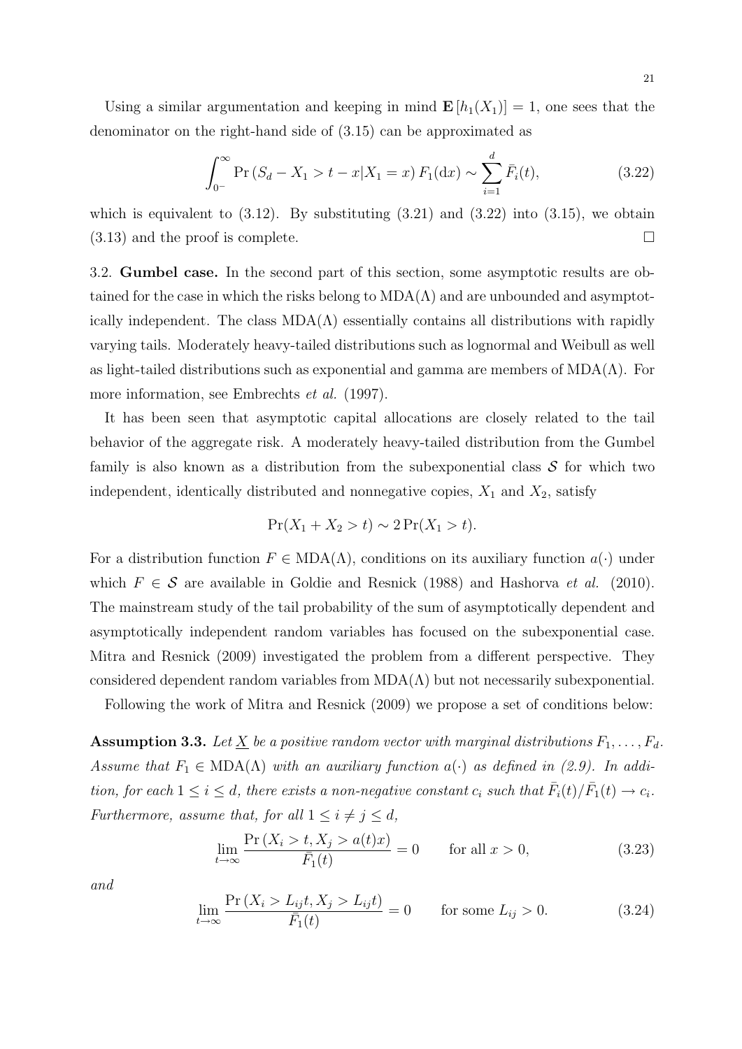Using a similar argumentation and keeping in mind $\mathbf{E}[h_1(X_1)] = 1$, one sees that the denominator on the right-hand side of (3.15) can be approximated as

$$\int_{0^-}^{\infty} \Pr(S_d - X_1 > t - x | X_1 = x) F_1(\mathrm{d}x) \sim \sum_{i=1}^{d} \bar{F}_i(t), \tag{3.22}$$

which is equivalent to (3.12). By substituting (3.21) and (3.22) into (3.15), we obtain (3.13) and the proof is complete. $\square$

3.2. **Gumbel case.** In the second part of this section, some asymptotic results are obtained for the case in which the risks belong to $\mathrm{MDA}(\Lambda)$ and are unbounded and asymptotically independent. The class $\mathrm{MDA}(\Lambda)$ essentially contains all distributions with rapidly varying tails. Moderately heavy-tailed distributions such as lognormal and Weibull as well as light-tailed distributions such as exponential and gamma are members of $\mathrm{MDA}(\Lambda)$. For more information, see Embrechts *et al.* (1997).

It has been seen that asymptotic capital allocations are closely related to the tail behavior of the aggregate risk. A moderately heavy-tailed distribution from the Gumbel family is also known as a distribution from the subexponential class $\mathcal{S}$ for which two independent, identically distributed and nonnegative copies, $X_1$ and $X_2$, satisfy

$$\Pr(X_1 + X_2 > t) \sim 2\Pr(X_1 > t).$$

For a distribution function $F \in \mathrm{MDA}(\Lambda)$, conditions on its auxiliary function $a(\cdot)$ under which $F \in \mathcal{S}$ are available in Goldie and Resnick (1988) and Hashorva *et al.* (2010). The mainstream study of the tail probability of the sum of asymptotically dependent and asymptotically independent random variables has focused on the subexponential case. Mitra and Resnick (2009) investigated the problem from a different perspective. They considered dependent random variables from $\mathrm{MDA}(\Lambda)$ but not necessarily subexponential.

Following the work of Mitra and Resnick (2009) we propose a set of conditions below:

**Assumption 3.3.** *Let $\underline{X}$ be a positive random vector with marginal distributions $F_1, \ldots, F_d$. Assume that $F_1 \in \mathrm{MDA}(\Lambda)$ with an auxiliary function $a(\cdot)$ as defined in (2.9). In addition, for each $1 \leq i \leq d$, there exists a non-negative constant $c_i$ such that $\bar{F}_i(t)/\bar{F}_1(t) \to c_i$. Furthermore, assume that, for all $1 \leq i \neq j \leq d$,*

$$\lim_{t\to\infty} \frac{\Pr(X_i > t, X_j > a(t)x)}{\bar{F}_1(t)} = 0 \qquad \text{for all } x > 0, \tag{3.23}$$

*and*

$$\lim_{t\to\infty} \frac{\Pr(X_i > L_{ij}t, X_j > L_{ij}t)}{\bar{F}_1(t)} = 0 \qquad \text{for some } L_{ij} > 0. \tag{3.24}$$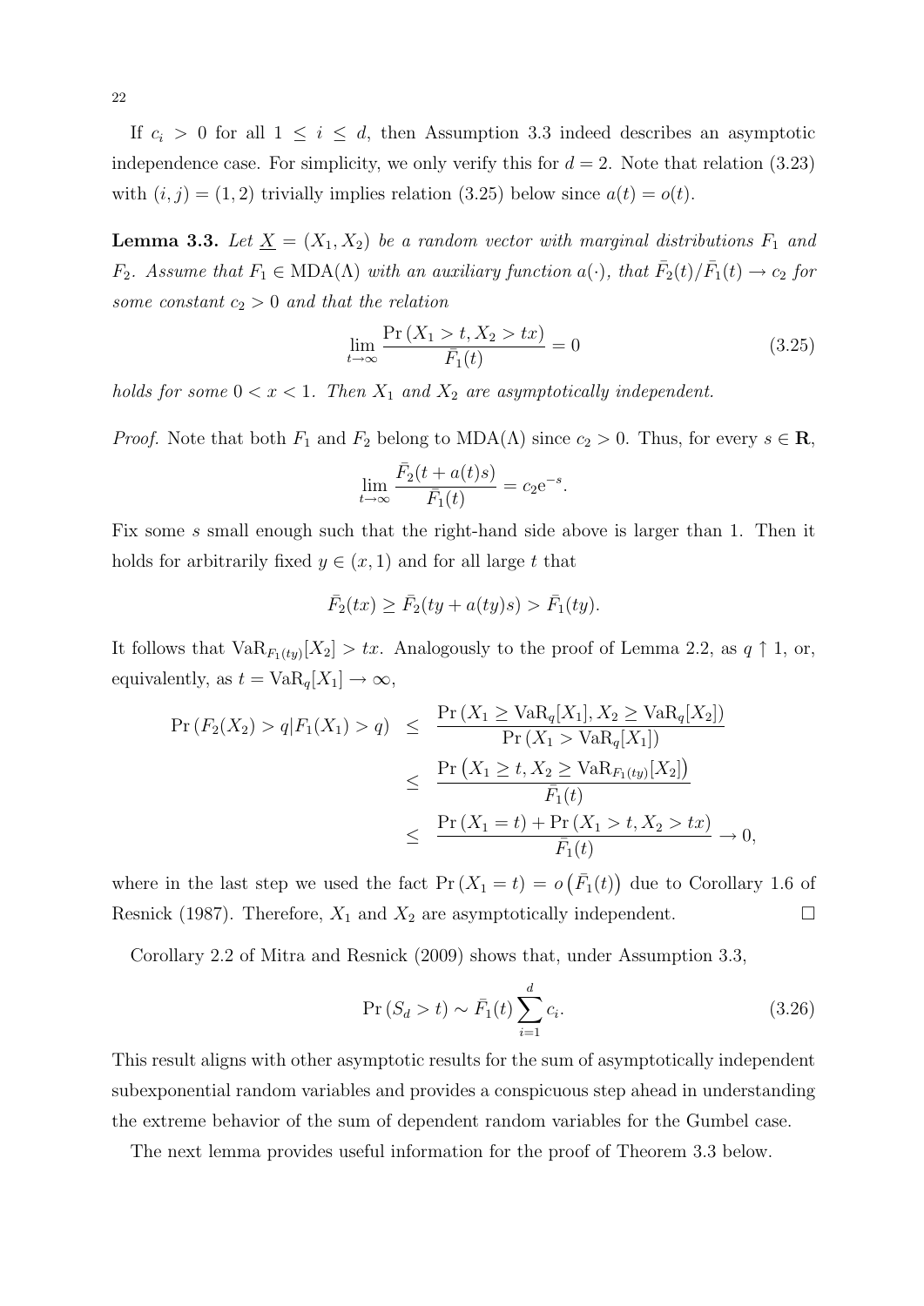If $c_i > 0$ for all $1 \leq i \leq d$, then Assumption 3.3 indeed describes an asymptotic independence case. For simplicity, we only verify this for $d = 2$. Note that relation (3.23) with $(i, j) = (1, 2)$ trivially implies relation (3.25) below since $a(t) = o(t)$.

**Lemma 3.3.** *Let $\underline{X} = (X_1, X_2)$ be a random vector with marginal distributions $F_1$ and $F_2$. Assume that $F_1 \in \mathrm{MDA}(\Lambda)$ with an auxiliary function $a(\cdot)$, that $\bar{F}_2(t)/\bar{F}_1(t) \to c_2$ for some constant $c_2 > 0$ and that the relation*

$$\lim_{t\to\infty} \frac{\Pr(X_1 > t, X_2 > tx)}{\bar{F}_1(t)} = 0 \tag{3.25}$$

*holds for some $0 < x < 1$. Then $X_1$ and $X_2$ are asymptotically independent.*

*Proof.* Note that both $F_1$ and $F_2$ belong to $\mathrm{MDA}(\Lambda)$ since $c_2 > 0$. Thus, for every $s \in \mathbf{R}$,

$$\lim_{t\to\infty} \frac{\bar{F}_2(t + a(t)s)}{\bar{F}_1(t)} = c_2 \mathrm{e}^{-s}.$$

Fix some $s$ small enough such that the right-hand side above is larger than 1. Then it holds for arbitrarily fixed $y \in (x, 1)$ and for all large $t$ that

$$\bar{F}_2(tx) \geq \bar{F}_2(ty + a(ty)s) > \bar{F}_1(ty).$$

It follows that $\mathrm{VaR}_{F_1(ty)}[X_2] > tx$. Analogously to the proof of Lemma 2.2, as $q \uparrow 1$, or, equivalently, as $t = \mathrm{VaR}_q[X_1] \to \infty$,

$$\begin{aligned}
\Pr(F_2(X_2) > q | F_1(X_1) > q) &\leq \frac{\Pr(X_1 \geq \mathrm{VaR}_q[X_1], X_2 \geq \mathrm{VaR}_q[X_2])}{\Pr(X_1 > \mathrm{VaR}_q[X_1])} \\
&\leq \frac{\Pr\left(X_1 \geq t, X_2 \geq \mathrm{VaR}_{F_1(ty)}[X_2]\right)}{\bar{F}_1(t)} \\
&\leq \frac{\Pr(X_1 = t) + \Pr(X_1 > t, X_2 > tx)}{\bar{F}_1(t)} \to 0,
\end{aligned}$$

where in the last step we used the fact $\Pr(X_1 = t) = o\left(\bar{F}_1(t)\right)$ due to Corollary 1.6 of Resnick (1987). Therefore, $X_1$ and $X_2$ are asymptotically independent. $\square$

Corollary 2.2 of Mitra and Resnick (2009) shows that, under Assumption 3.3,

$$\Pr(S_d > t) \sim \bar{F}_1(t) \sum_{i=1}^{d} c_i. \tag{3.26}$$

This result aligns with other asymptotic results for the sum of asymptotically independent subexponential random variables and provides a conspicuous step ahead in understanding the extreme behavior of the sum of dependent random variables for the Gumbel case.

The next lemma provides useful information for the proof of Theorem 3.3 below.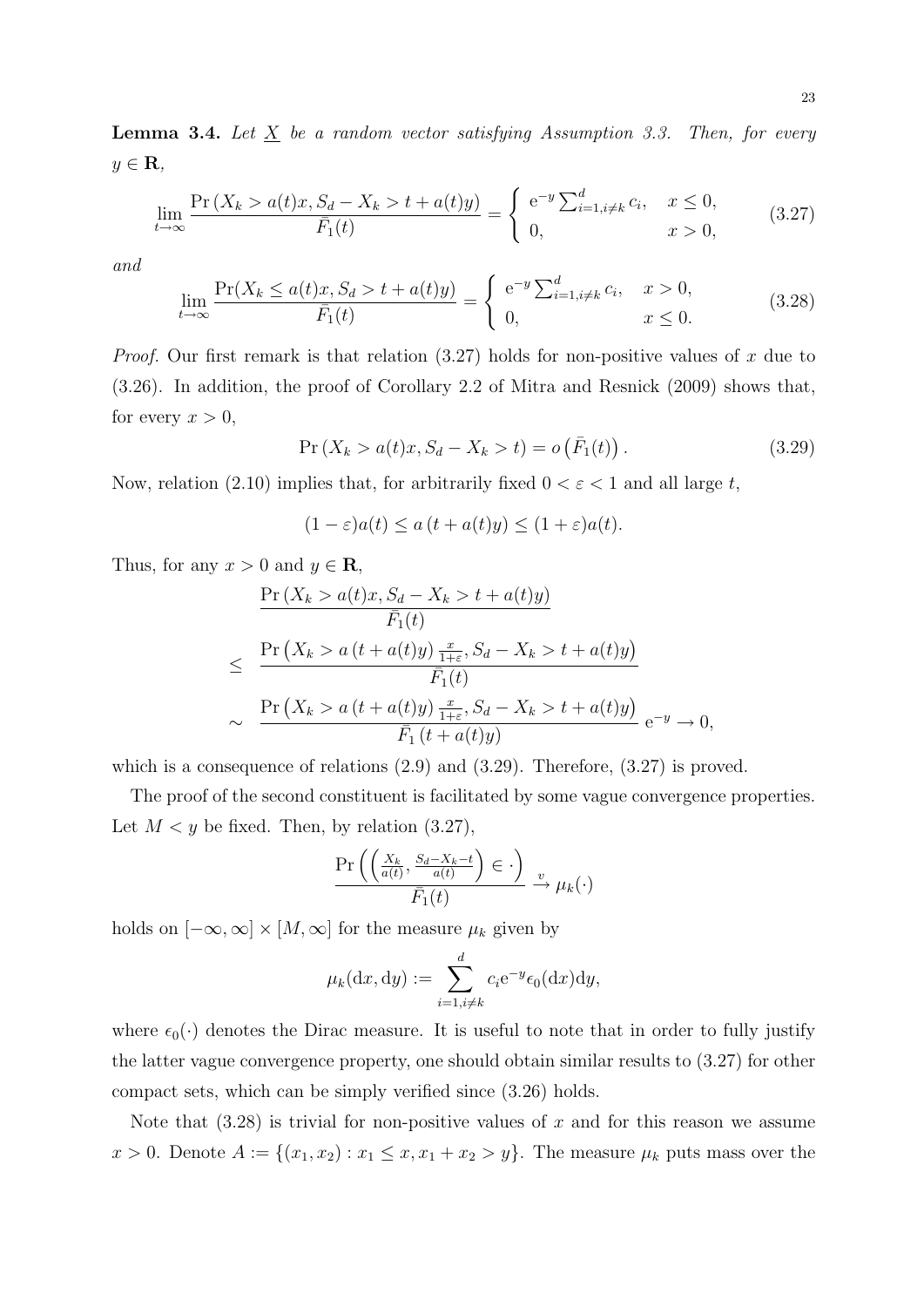**Lemma 3.4.** *Let $\underline{X}$ be a random vector satisfying Assumption 3.3. Then, for every $y \in \mathbf{R}$,*

$$\lim_{t\to\infty} \frac{\Pr\left(X_k > a(t)x, S_d - X_k > t + a(t)y\right)}{\bar{F}_1(t)} = \begin{cases} \mathrm{e}^{-y}\sum_{i=1,i\neq k}^{d} c_i, & x \leq 0, \\ 0, & x > 0, \end{cases} \tag{3.27}$$

*and*

$$\lim_{t\to\infty} \frac{\Pr(X_k \leq a(t)x, S_d > t + a(t)y)}{\bar{F}_1(t)} = \begin{cases} \mathrm{e}^{-y}\sum_{i=1,i\neq k}^{d} c_i, & x > 0, \\ 0, & x \leq 0. \end{cases} \tag{3.28}$$

*Proof.* Our first remark is that relation (3.27) holds for non-positive values of $x$ due to (3.26). In addition, the proof of Corollary 2.2 of Mitra and Resnick (2009) shows that, for every $x > 0$,

$$\Pr\left(X_k > a(t)x, S_d - X_k > t\right) = o\left(\bar{F}_1(t)\right). \tag{3.29}$$

Now, relation (2.10) implies that, for arbitrarily fixed $0 < \varepsilon < 1$ and all large $t$,

$$(1-\varepsilon)a(t) \leq a\left(t + a(t)y\right) \leq (1+\varepsilon)a(t).$$

Thus, for any $x > 0$ and $y \in \mathbf{R}$,

$$\begin{aligned} & \frac{\Pr\left(X_k > a(t)x, S_d - X_k > t + a(t)y\right)}{\bar{F}_1(t)} \\ \leq \; & \frac{\Pr\left(X_k > a\left(t + a(t)y\right)\frac{x}{1+\varepsilon}, S_d - X_k > t + a(t)y\right)}{\bar{F}_1(t)} \\ \sim \; & \frac{\Pr\left(X_k > a\left(t + a(t)y\right)\frac{x}{1+\varepsilon}, S_d - X_k > t + a(t)y\right)}{\bar{F}_1\left(t + a(t)y\right)} \, \mathrm{e}^{-y} \to 0, \end{aligned}$$

which is a consequence of relations (2.9) and (3.29). Therefore, (3.27) is proved.

The proof of the second constituent is facilitated by some vague convergence properties. Let $M < y$ be fixed. Then, by relation (3.27),

$$\frac{\Pr\left(\left(\frac{X_k}{a(t)}, \frac{S_d - X_k - t}{a(t)}\right) \in \cdot\right)}{\bar{F}_1(t)} \xrightarrow{v} \mu_k(\cdot)$$

holds on $[-\infty, \infty] \times [M, \infty]$ for the measure $\mu_k$ given by

$$\mu_k(\mathrm{d}x, \mathrm{d}y) := \sum_{i=1,i\neq k}^{d} c_i \mathrm{e}^{-y} \epsilon_0(\mathrm{d}x)\mathrm{d}y,$$

where $\epsilon_0(\cdot)$ denotes the Dirac measure. It is useful to note that in order to fully justify the latter vague convergence property, one should obtain similar results to (3.27) for other compact sets, which can be simply verified since (3.26) holds.

Note that (3.28) is trivial for non-positive values of $x$ and for this reason we assume $x > 0$. Denote $A := \{(x_1, x_2) : x_1 \leq x, x_1 + x_2 > y\}$. The measure $\mu_k$ puts mass over the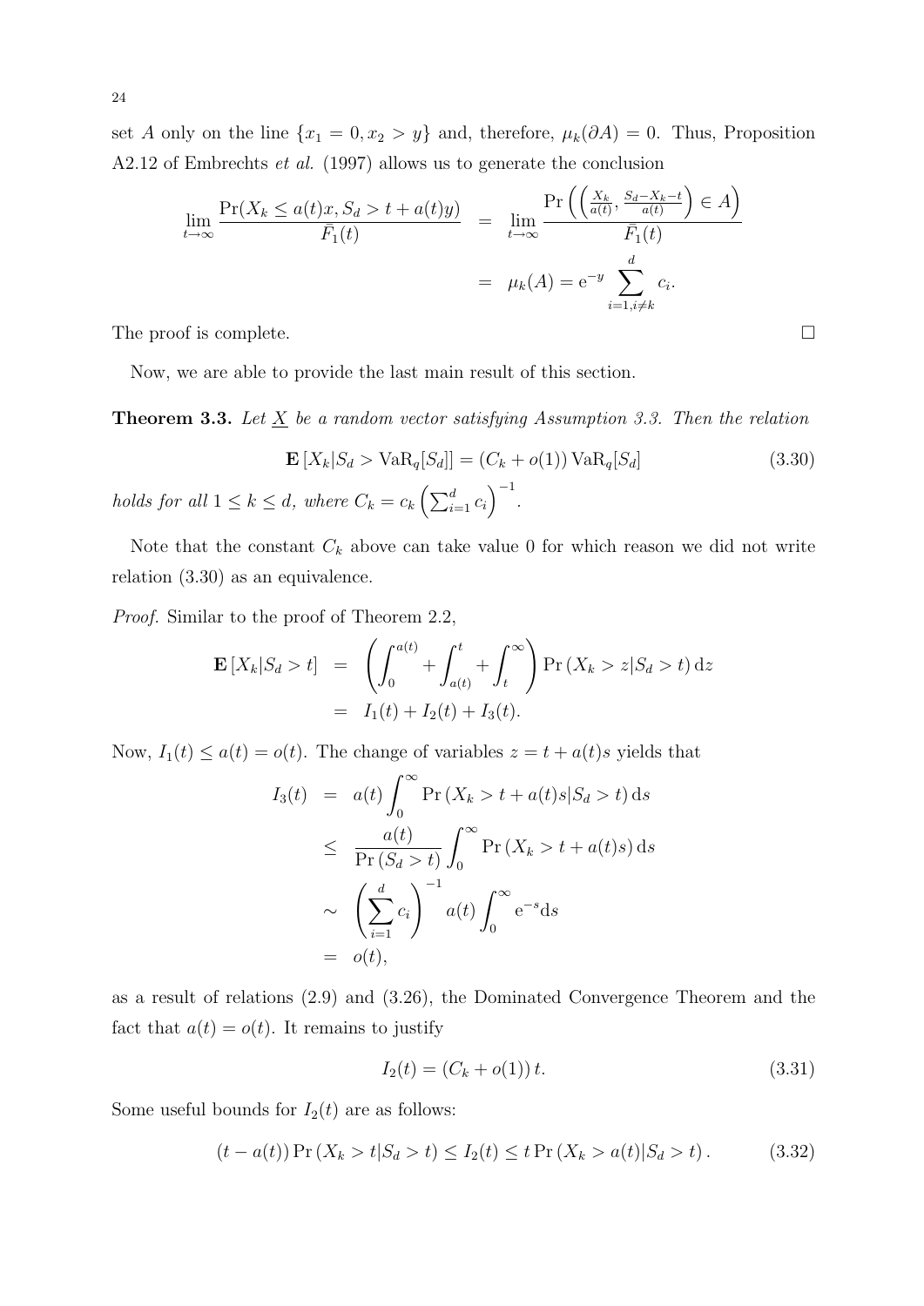set $A$ only on the line $\{x_1 = 0, x_2 > y\}$ and, therefore, $\mu_k(\partial A) = 0$. Thus, Proposition A2.12 of Embrechts *et al.* (1997) allows us to generate the conclusion

$$
\begin{aligned}
\lim_{t\to\infty} \frac{\Pr(X_k \le a(t)x, S_d > t + a(t)y)}{\bar{F}_1(t)} &= \lim_{t\to\infty} \frac{\Pr\left(\left(\frac{X_k}{a(t)}, \frac{S_d - X_k - t}{a(t)}\right) \in A\right)}{\bar{F}_1(t)} \\
&= \mu_k(A) = \mathrm{e}^{-y} \sum_{i=1, i\neq k}^{d} c_i.
\end{aligned}
$$

The proof is complete. $\square$

Now, we are able to provide the last main result of this section.

**Theorem 3.3.** *Let $\underline{X}$ be a random vector satisfying Assumption 3.3. Then the relation*

$$
\mathbf{E}\left[X_k | S_d > \mathrm{VaR}_q[S_d]\right] = (C_k + o(1)) \mathrm{VaR}_q[S_d] \tag{3.30}
$$

*holds for all $1 \le k \le d$, where $C_k = c_k \left(\sum_{i=1}^d c_i\right)^{-1}$.*

Note that the constant $C_k$ above can take value 0 for which reason we did not write relation (3.30) as an equivalence.

*Proof.* Similar to the proof of Theorem 2.2,

$$
\begin{aligned}
\mathbf{E}\left[X_k | S_d > t\right] &= \left(\int_0^{a(t)} + \int_{a(t)}^{t} + \int_t^{\infty}\right) \Pr\left(X_k > z | S_d > t\right) \mathrm{d}z \\
&= I_1(t) + I_2(t) + I_3(t).
\end{aligned}
$$

Now, $I_1(t) \le a(t) = o(t)$. The change of variables $z = t + a(t)s$ yields that

$$
\begin{aligned}
I_3(t) &= a(t) \int_0^{\infty} \Pr\left(X_k > t + a(t)s | S_d > t\right) \mathrm{d}s \\
&\le \frac{a(t)}{\Pr\left(S_d > t\right)} \int_0^{\infty} \Pr\left(X_k > t + a(t)s\right) \mathrm{d}s \\
&\sim \left(\sum_{i=1}^d c_i\right)^{-1} a(t) \int_0^{\infty} \mathrm{e}^{-s} \mathrm{d}s \\
&= o(t),
\end{aligned}
$$

as a result of relations (2.9) and (3.26), the Dominated Convergence Theorem and the fact that $a(t) = o(t)$. It remains to justify

$$
I_2(t) = (C_k + o(1))\, t. \tag{3.31}
$$

Some useful bounds for $I_2(t)$ are as follows:

$$
(t - a(t)) \Pr\left(X_k > t | S_d > t\right) \le I_2(t) \le t \Pr\left(X_k > a(t) | S_d > t\right). \tag{3.32}
$$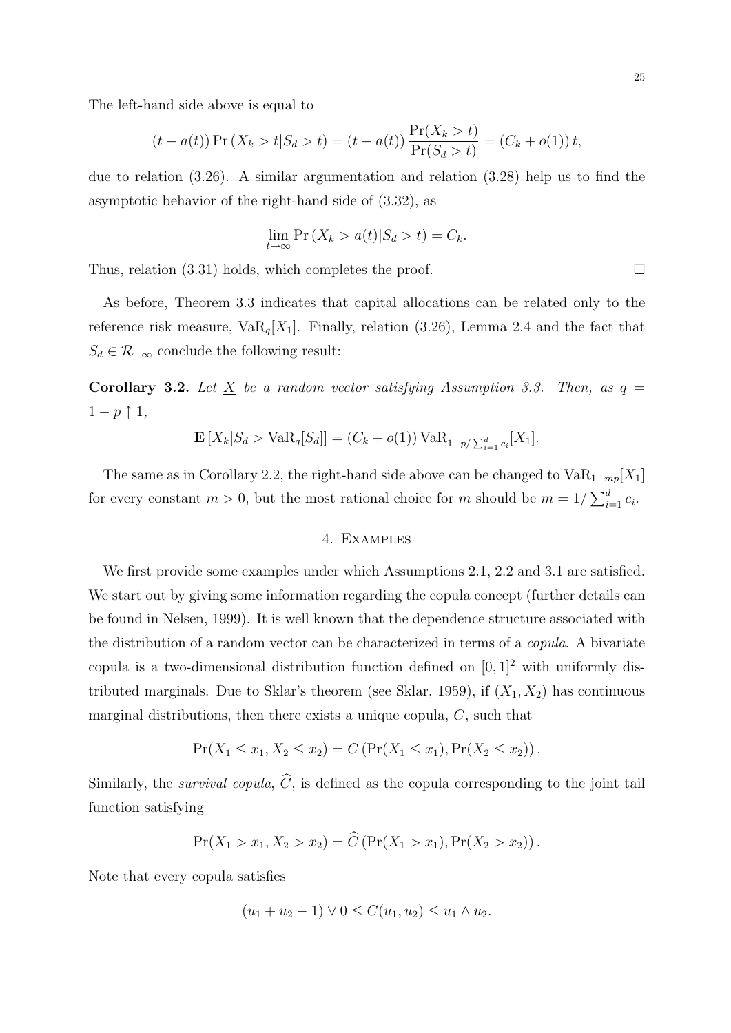The left-hand side above is equal to

$$(t - a(t)) \Pr(X_k > t | S_d > t) = (t - a(t)) \frac{\Pr(X_k > t)}{\Pr(S_d > t)} = (C_k + o(1))\, t,$$

due to relation (3.26). A similar argumentation and relation (3.28) help us to find the asymptotic behavior of the right-hand side of (3.32), as

$$\lim_{t \to \infty} \Pr(X_k > a(t) | S_d > t) = C_k.$$

Thus, relation (3.31) holds, which completes the proof. $\square$

As before, Theorem 3.3 indicates that capital allocations can be related only to the reference risk measure, $\mathrm{VaR}_q[X_1]$. Finally, relation (3.26), Lemma 2.4 and the fact that $S_d \in \mathcal{R}_{-\infty}$ conclude the following result:

**Corollary 3.2.** *Let $\underline{X}$ be a random vector satisfying Assumption 3.3. Then, as $q = 1 - p \uparrow 1$,*

$$\mathbf{E}[X_k | S_d > \mathrm{VaR}_q[S_d]] = (C_k + o(1))\, \mathrm{VaR}_{1-p/\sum_{i=1}^{d} c_i}[X_1].$$

The same as in Corollary 2.2, the right-hand side above can be changed to $\mathrm{VaR}_{1-mp}[X_1]$ for every constant $m > 0$, but the most rational choice for $m$ should be $m = 1/\sum_{i=1}^{d} c_i$.

## 4. Examples

We first provide some examples under which Assumptions 2.1, 2.2 and 3.1 are satisfied. We start out by giving some information regarding the copula concept (further details can be found in Nelsen, 1999). It is well known that the dependence structure associated with the distribution of a random vector can be characterized in terms of a *copula*. A bivariate copula is a two-dimensional distribution function defined on $[0,1]^2$ with uniformly distributed marginals. Due to Sklar's theorem (see Sklar, 1959), if $(X_1, X_2)$ has continuous marginal distributions, then there exists a unique copula, $C$, such that

$$\Pr(X_1 \leq x_1, X_2 \leq x_2) = C\left(\Pr(X_1 \leq x_1), \Pr(X_2 \leq x_2)\right).$$

Similarly, the *survival copula*, $\widehat{C}$, is defined as the copula corresponding to the joint tail function satisfying

$$\Pr(X_1 > x_1, X_2 > x_2) = \widehat{C}\left(\Pr(X_1 > x_1), \Pr(X_2 > x_2)\right).$$

Note that every copula satisfies

$$(u_1 + u_2 - 1) \vee 0 \leq C(u_1, u_2) \leq u_1 \wedge u_2.$$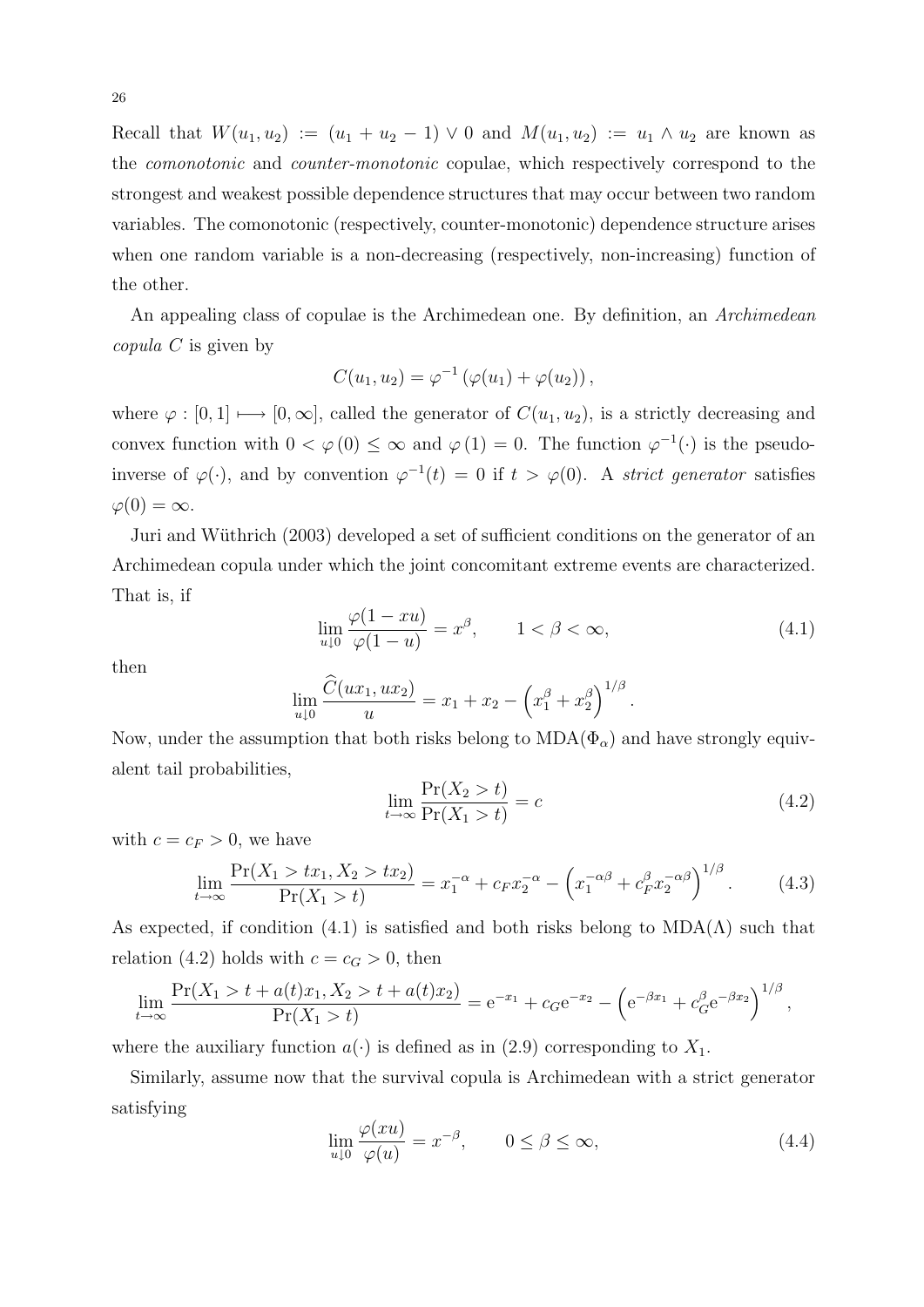Recall that $W(u_1, u_2) := (u_1 + u_2 - 1) \vee 0$ and $M(u_1, u_2) := u_1 \wedge u_2$ are known as the *comonotonic* and *counter-monotonic* copulae, which respectively correspond to the strongest and weakest possible dependence structures that may occur between two random variables. The comonotonic (respectively, counter-monotonic) dependence structure arises when one random variable is a non-decreasing (respectively, non-increasing) function of the other.

An appealing class of copulae is the Archimedean one. By definition, an *Archimedean copula* $C$ is given by

$$C(u_1, u_2) = \varphi^{-1}\left(\varphi(u_1) + \varphi(u_2)\right),$$

where $\varphi : [0, 1] \longmapsto [0, \infty]$, called the generator of $C(u_1, u_2)$, is a strictly decreasing and convex function with $0 < \varphi(0) \leq \infty$ and $\varphi(1) = 0$. The function $\varphi^{-1}(\cdot)$ is the pseudo-inverse of $\varphi(\cdot)$, and by convention $\varphi^{-1}(t) = 0$ if $t > \varphi(0)$. A *strict generator* satisfies $\varphi(0) = \infty$.

Juri and Wüthrich (2003) developed a set of sufficient conditions on the generator of an Archimedean copula under which the joint concomitant extreme events are characterized. That is, if

$$\lim_{u \downarrow 0} \frac{\varphi(1 - xu)}{\varphi(1 - u)} = x^{\beta}, \qquad 1 < \beta < \infty, \tag{4.1}$$

then

$$\lim_{u \downarrow 0} \frac{\widehat{C}(ux_1, ux_2)}{u} = x_1 + x_2 - \left(x_1^{\beta} + x_2^{\beta}\right)^{1/\beta}.$$

Now, under the assumption that both risks belong to $\mathrm{MDA}(\Phi_\alpha)$ and have strongly equivalent tail probabilities,

$$\lim_{t \to \infty} \frac{\Pr(X_2 > t)}{\Pr(X_1 > t)} = c \tag{4.2}$$

with $c = c_F > 0$, we have

$$\lim_{t \to \infty} \frac{\Pr(X_1 > tx_1, X_2 > tx_2)}{\Pr(X_1 > t)} = x_1^{-\alpha} + c_F x_2^{-\alpha} - \left(x_1^{-\alpha\beta} + c_F^{\beta} x_2^{-\alpha\beta}\right)^{1/\beta}. \tag{4.3}$$

As expected, if condition (4.1) is satisfied and both risks belong to $\mathrm{MDA}(\Lambda)$ such that relation (4.2) holds with $c = c_G > 0$, then

$$\lim_{t \to \infty} \frac{\Pr(X_1 > t + a(t)x_1, X_2 > t + a(t)x_2)}{\Pr(X_1 > t)} = \mathrm{e}^{-x_1} + c_G \mathrm{e}^{-x_2} - \left(\mathrm{e}^{-\beta x_1} + c_G^{\beta} \mathrm{e}^{-\beta x_2}\right)^{1/\beta},$$

where the auxiliary function $a(\cdot)$ is defined as in (2.9) corresponding to $X_1$.

Similarly, assume now that the survival copula is Archimedean with a strict generator satisfying

$$\lim_{u \downarrow 0} \frac{\varphi(xu)}{\varphi(u)} = x^{-\beta}, \qquad 0 \leq \beta \leq \infty, \tag{4.4}$$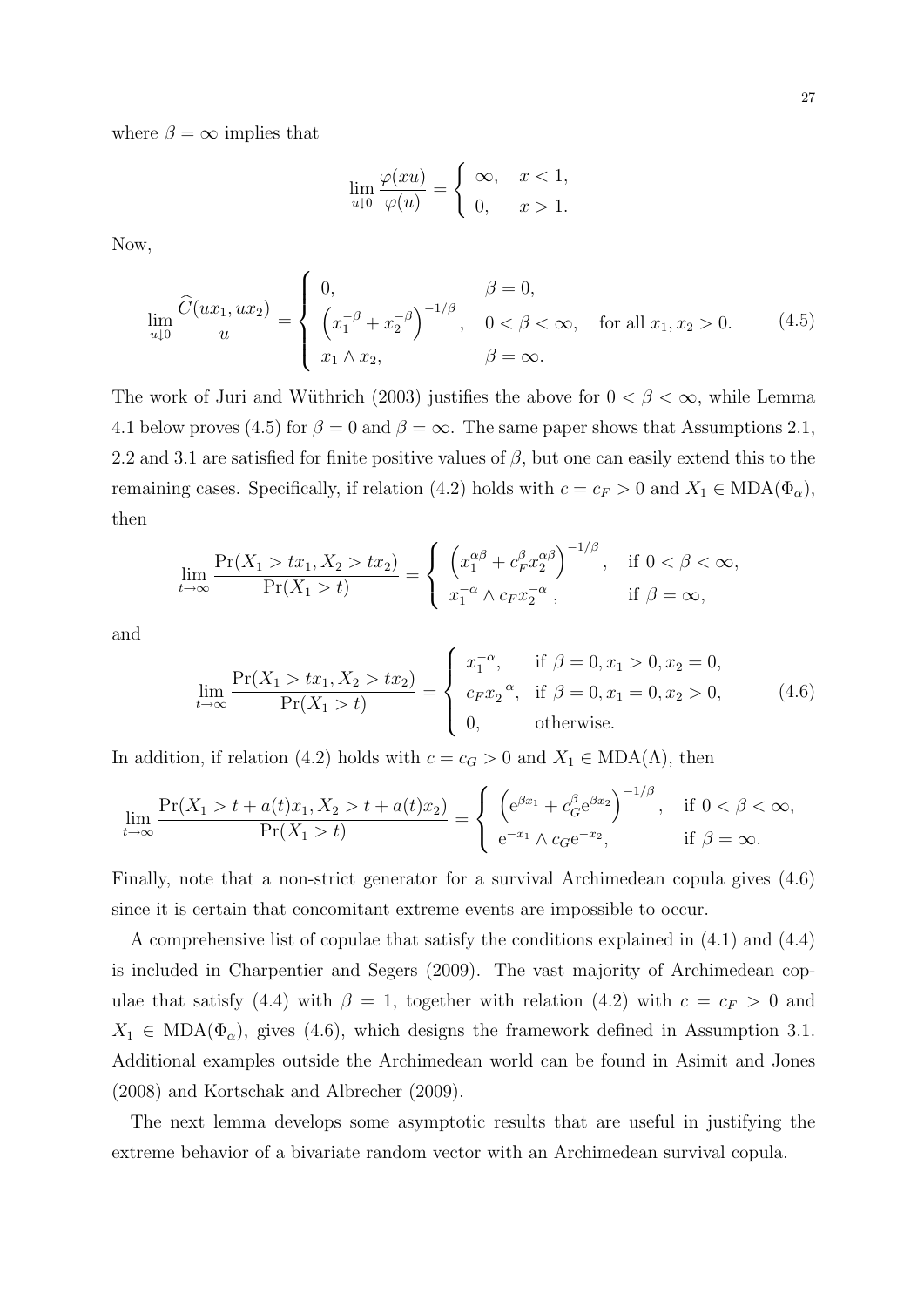where $\beta = \infty$ implies that

$$\lim_{u \downarrow 0} \frac{\varphi(xu)}{\varphi(u)} = \begin{cases} \infty, & x < 1, \\ 0, & x > 1. \end{cases}$$

Now,

$$\lim_{u \downarrow 0} \frac{\widehat{C}(ux_1, ux_2)}{u} = \begin{cases} 0, & \beta = 0, \\ \left(x_1^{-\beta} + x_2^{-\beta}\right)^{-1/\beta}, & 0 < \beta < \infty, \\ x_1 \wedge x_2, & \beta = \infty. \end{cases} \quad \text{for all } x_1, x_2 > 0. \tag{4.5}$$

The work of Juri and Wüthrich (2003) justifies the above for $0 < \beta < \infty$, while Lemma 4.1 below proves (4.5) for $\beta = 0$ and $\beta = \infty$. The same paper shows that Assumptions 2.1, 2.2 and 3.1 are satisfied for finite positive values of $\beta$, but one can easily extend this to the remaining cases. Specifically, if relation (4.2) holds with $c = c_F > 0$ and $X_1 \in \mathrm{MDA}(\Phi_\alpha)$, then

$$\lim_{t \to \infty} \frac{\Pr(X_1 > tx_1, X_2 > tx_2)}{\Pr(X_1 > t)} = \begin{cases} \left(x_1^{\alpha\beta} + c_F^{\beta} x_2^{\alpha\beta}\right)^{-1/\beta}, & \text{if } 0 < \beta < \infty, \\ x_1^{-\alpha} \wedge c_F x_2^{-\alpha}, & \text{if } \beta = \infty, \end{cases}$$

and

$$\lim_{t \to \infty} \frac{\Pr(X_1 > tx_1, X_2 > tx_2)}{\Pr(X_1 > t)} = \begin{cases} x_1^{-\alpha}, & \text{if } \beta = 0, x_1 > 0, x_2 = 0, \\ c_F x_2^{-\alpha}, & \text{if } \beta = 0, x_1 = 0, x_2 > 0, \\ 0, & \text{otherwise.} \end{cases} \tag{4.6}$$

In addition, if relation (4.2) holds with $c = c_G > 0$ and $X_1 \in \mathrm{MDA}(\Lambda)$, then

$$\lim_{t \to \infty} \frac{\Pr(X_1 > t + a(t)x_1, X_2 > t + a(t)x_2)}{\Pr(X_1 > t)} = \begin{cases} \left(\mathrm{e}^{\beta x_1} + c_G^{\beta} \mathrm{e}^{\beta x_2}\right)^{-1/\beta}, & \text{if } 0 < \beta < \infty, \\ \mathrm{e}^{-x_1} \wedge c_G \mathrm{e}^{-x_2}, & \text{if } \beta = \infty. \end{cases}$$

Finally, note that a non-strict generator for a survival Archimedean copula gives (4.6) since it is certain that concomitant extreme events are impossible to occur.

A comprehensive list of copulae that satisfy the conditions explained in (4.1) and (4.4) is included in Charpentier and Segers (2009). The vast majority of Archimedean copulae that satisfy (4.4) with $\beta = 1$, together with relation (4.2) with $c = c_F > 0$ and $X_1 \in \mathrm{MDA}(\Phi_\alpha)$, gives (4.6), which designs the framework defined in Assumption 3.1. Additional examples outside the Archimedean world can be found in Asimit and Jones (2008) and Kortschak and Albrecher (2009).

The next lemma develops some asymptotic results that are useful in justifying the extreme behavior of a bivariate random vector with an Archimedean survival copula.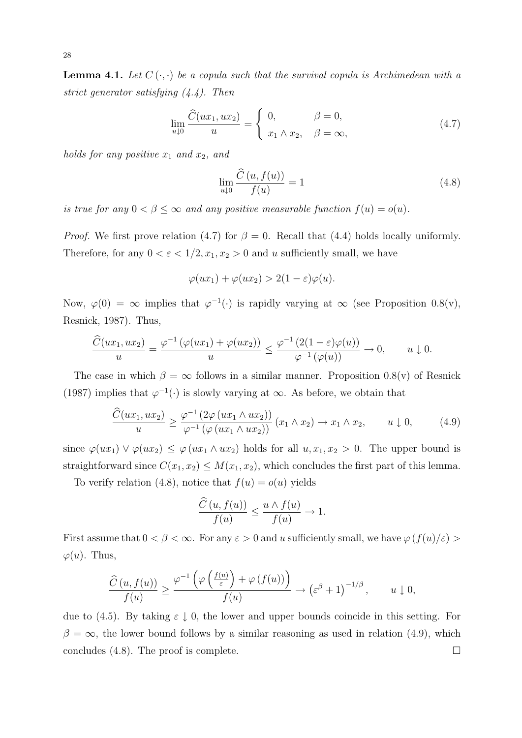**Lemma 4.1.** *Let $C(\cdot,\cdot)$ be a copula such that the survival copula is Archimedean with a strict generator satisfying (4.4). Then*

$$\lim_{u\downarrow 0}\frac{\widehat{C}(ux_1,ux_2)}{u}=\begin{cases}0, & \beta=0,\\ x_1\wedge x_2, & \beta=\infty,\end{cases}\tag{4.7}$$

*holds for any positive $x_1$ and $x_2$, and*

$$\lim_{u\downarrow 0}\frac{\widehat{C}\left(u,f(u)\right)}{f(u)}=1\tag{4.8}$$

*is true for any $0<\beta\le\infty$ and any positive measurable function $f(u)=o(u)$.*

*Proof.* We first prove relation (4.7) for $\beta=0$. Recall that (4.4) holds locally uniformly. Therefore, for any $0<\varepsilon<1/2, x_1,x_2>0$ and $u$ sufficiently small, we have

$$\varphi(ux_1)+\varphi(ux_2)>2(1-\varepsilon)\varphi(u).$$

Now, $\varphi(0)=\infty$ implies that $\varphi^{-1}(\cdot)$ is rapidly varying at $\infty$ (see Proposition 0.8(v), Resnick, 1987). Thus,

$$\frac{\widehat{C}(ux_1,ux_2)}{u}=\frac{\varphi^{-1}\left(\varphi(ux_1)+\varphi(ux_2)\right)}{u}\le\frac{\varphi^{-1}\left(2(1-\varepsilon)\varphi(u)\right)}{\varphi^{-1}\left(\varphi(u)\right)}\to 0,\qquad u\downarrow 0.$$

The case in which $\beta=\infty$ follows in a similar manner. Proposition 0.8(v) of Resnick (1987) implies that $\varphi^{-1}(\cdot)$ is slowly varying at $\infty$. As before, we obtain that

$$\frac{\widehat{C}(ux_1,ux_2)}{u}\ge\frac{\varphi^{-1}\left(2\varphi\left(ux_1\wedge ux_2\right)\right)}{\varphi^{-1}\left(\varphi\left(ux_1\wedge ux_2\right)\right)}\left(x_1\wedge x_2\right)\to x_1\wedge x_2,\qquad u\downarrow 0,\tag{4.9}$$

since $\varphi(ux_1)\vee\varphi(ux_2)\le\varphi\left(ux_1\wedge ux_2\right)$ holds for all $u,x_1,x_2>0$. The upper bound is straightforward since $C(x_1,x_2)\le M(x_1,x_2)$, which concludes the first part of this lemma.

To verify relation (4.8), notice that $f(u)=o(u)$ yields

$$\frac{\widehat{C}\left(u,f(u)\right)}{f(u)}\le\frac{u\wedge f(u)}{f(u)}\to 1.$$

First assume that $0<\beta<\infty$. For any $\varepsilon>0$ and $u$ sufficiently small, we have $\varphi\left(f(u)/\varepsilon\right)>\varphi(u)$. Thus,

$$\frac{\widehat{C}\left(u,f(u)\right)}{f(u)}\ge\frac{\varphi^{-1}\left(\varphi\left(\frac{f(u)}{\varepsilon}\right)+\varphi\left(f(u)\right)\right)}{f(u)}\to\left(\varepsilon^{\beta}+1\right)^{-1/\beta},\qquad u\downarrow 0,$$

due to (4.5). By taking $\varepsilon\downarrow 0$, the lower and upper bounds coincide in this setting. For $\beta=\infty$, the lower bound follows by a similar reasoning as used in relation (4.9), which concludes (4.8). The proof is complete. $\square$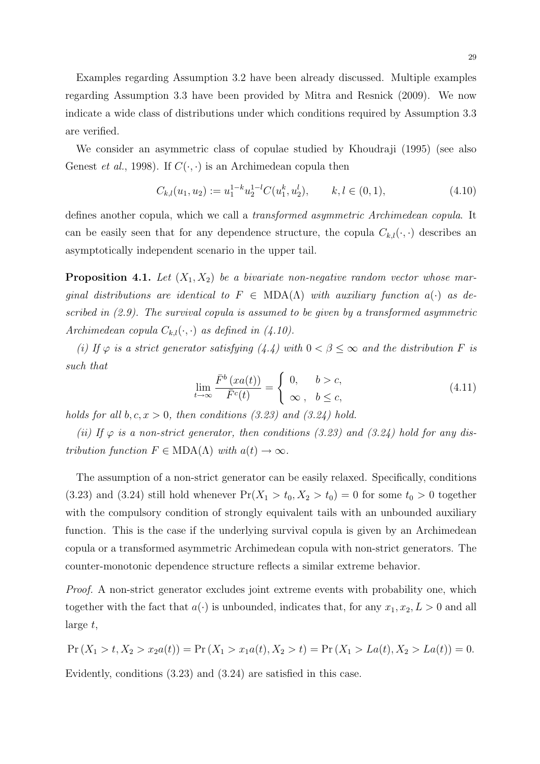Examples regarding Assumption 3.2 have been already discussed. Multiple examples regarding Assumption 3.3 have been provided by Mitra and Resnick (2009). We now indicate a wide class of distributions under which conditions required by Assumption 3.3 are verified.

We consider an asymmetric class of copulae studied by Khoudraji (1995) (see also Genest *et al.*, 1998). If $C(\cdot,\cdot)$ is an Archimedean copula then

$$C_{k,l}(u_1, u_2) := u_1^{1-k} u_2^{1-l} C(u_1^k, u_2^l), \qquad k, l \in (0,1), \tag{4.10}$$

defines another copula, which we call a *transformed asymmetric Archimedean copula*. It can be easily seen that for any dependence structure, the copula $C_{k,l}(\cdot,\cdot)$ describes an asymptotically independent scenario in the upper tail.

**Proposition 4.1.** *Let $(X_1, X_2)$ be a bivariate non-negative random vector whose marginal distributions are identical to $F \in \mathrm{MDA}(\Lambda)$ with auxiliary function $a(\cdot)$ as described in (2.9). The survival copula is assumed to be given by a transformed asymmetric Archimedean copula $C_{k,l}(\cdot,\cdot)$ as defined in (4.10).*

*(i) If $\varphi$ is a strict generator satisfying (4.4) with $0 < \beta \leq \infty$ and the distribution $F$ is such that*

$$\lim_{t\to\infty} \frac{\bar{F}^b\left(xa(t)\right)}{\bar{F}^c(t)} = \begin{cases} 0, & b > c, \\ \infty\,, & b \leq c, \end{cases} \tag{4.11}$$

*holds for all $b, c, x > 0$, then conditions (3.23) and (3.24) hold.*

*(ii) If $\varphi$ is a non-strict generator, then conditions (3.23) and (3.24) hold for any distribution function $F \in \mathrm{MDA}(\Lambda)$ with $a(t) \to \infty$.*

The assumption of a non-strict generator can be easily relaxed. Specifically, conditions (3.23) and (3.24) still hold whenever $\Pr(X_1 > t_0, X_2 > t_0) = 0$ for some $t_0 > 0$ together with the compulsory condition of strongly equivalent tails with an unbounded auxiliary function. This is the case if the underlying survival copula is given by an Archimedean copula or a transformed asymmetric Archimedean copula with non-strict generators. The counter-monotonic dependence structure reflects a similar extreme behavior.

*Proof.* A non-strict generator excludes joint extreme events with probability one, which together with the fact that $a(\cdot)$ is unbounded, indicates that, for any $x_1, x_2, L > 0$ and all large $t$,

$$\Pr\left(X_1 > t, X_2 > x_2 a(t)\right) = \Pr\left(X_1 > x_1 a(t), X_2 > t\right) = \Pr\left(X_1 > La(t), X_2 > La(t)\right) = 0.$$

Evidently, conditions (3.23) and (3.24) are satisfied in this case.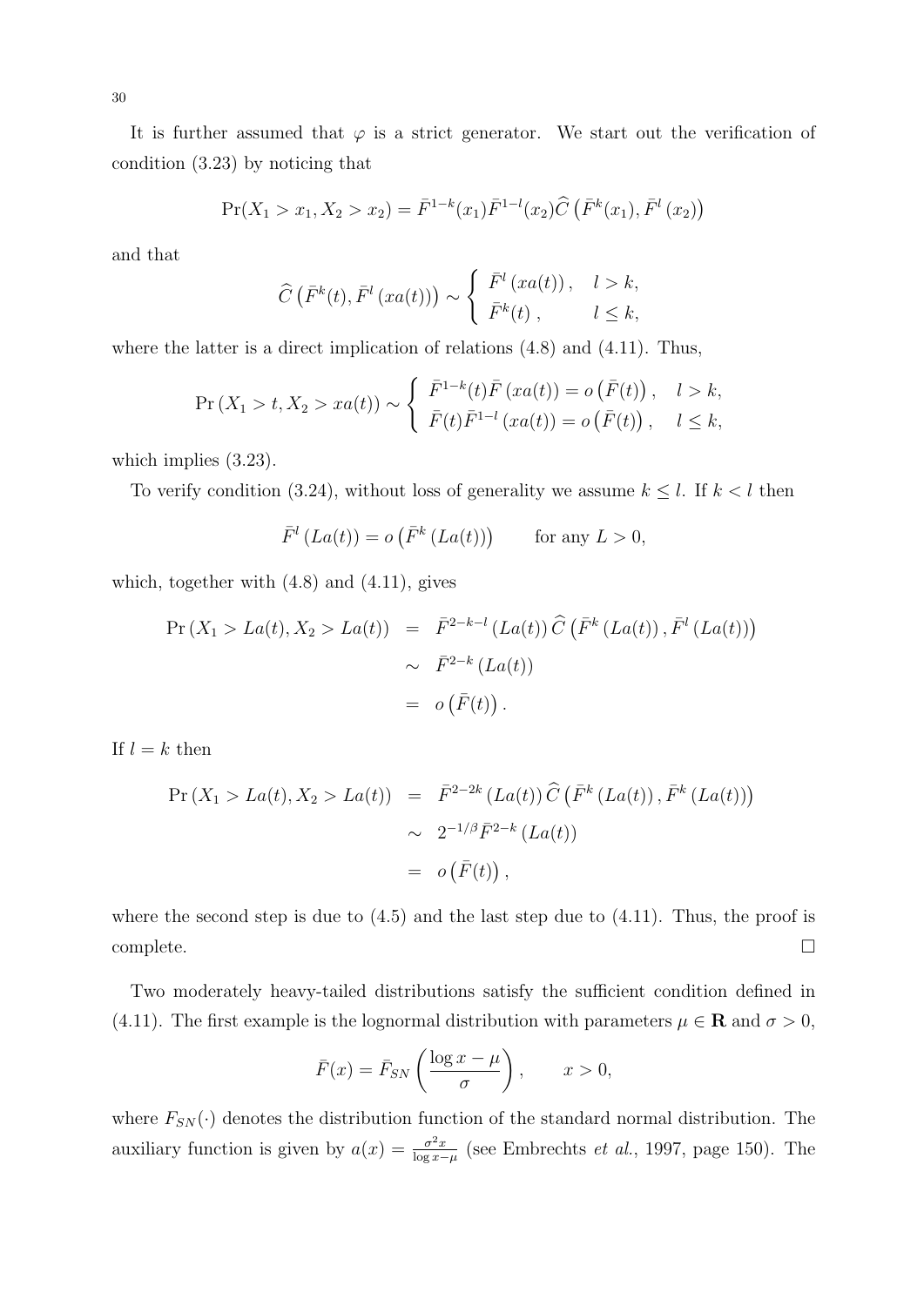It is further assumed that $\varphi$ is a strict generator. We start out the verification of condition (3.23) by noticing that

$$\Pr(X_1 > x_1, X_2 > x_2) = \bar{F}^{1-k}(x_1)\bar{F}^{1-l}(x_2)\widehat{C}\left(\bar{F}^k(x_1), \bar{F}^l\left(x_2\right)\right)$$

and that

$$\widehat{C}\left(\bar{F}^k(t), \bar{F}^l\left(xa(t)\right)\right) \sim \begin{cases} \bar{F}^l\left(xa(t)\right), & l > k, \\ \bar{F}^k(t)\,, & l \leq k, \end{cases}$$

where the latter is a direct implication of relations (4.8) and (4.11). Thus,

$$\Pr\left(X_1 > t, X_2 > xa(t)\right) \sim \begin{cases} \bar{F}^{1-k}(t)\bar{F}\left(xa(t)\right) = o\left(\bar{F}(t)\right), & l > k, \\ \bar{F}(t)\bar{F}^{1-l}\left(xa(t)\right) = o\left(\bar{F}(t)\right), & l \leq k, \end{cases}$$

which implies (3.23).

To verify condition (3.24), without loss of generality we assume $k \leq l$. If $k < l$ then

$$\bar{F}^l\left(La(t)\right) = o\left(\bar{F}^k\left(La(t)\right)\right) \qquad \text{for any } L > 0,$$

which, together with (4.8) and (4.11), gives

$$\begin{aligned} \Pr\left(X_1 > La(t), X_2 > La(t)\right) &= \bar{F}^{2-k-l}\left(La(t)\right)\widehat{C}\left(\bar{F}^k\left(La(t)\right), \bar{F}^l\left(La(t)\right)\right) \\ &\sim \bar{F}^{2-k}\left(La(t)\right) \\ &= o\left(\bar{F}(t)\right). \end{aligned}$$

If $l = k$ then

$$\begin{aligned} \Pr\left(X_1 > La(t), X_2 > La(t)\right) &= \bar{F}^{2-2k}\left(La(t)\right)\widehat{C}\left(\bar{F}^k\left(La(t)\right), \bar{F}^k\left(La(t)\right)\right) \\ &\sim 2^{-1/\beta}\bar{F}^{2-k}\left(La(t)\right) \\ &= o\left(\bar{F}(t)\right), \end{aligned}$$

where the second step is due to (4.5) and the last step due to (4.11). Thus, the proof is complete. $\square$

Two moderately heavy-tailed distributions satisfy the sufficient condition defined in (4.11). The first example is the lognormal distribution with parameters $\mu \in \mathbf{R}$ and $\sigma > 0$,

$$\bar{F}(x) = \bar{F}_{SN}\left(\frac{\log x - \mu}{\sigma}\right), \qquad x > 0,$$

where $F_{SN}(\cdot)$ denotes the distribution function of the standard normal distribution. The auxiliary function is given by $a(x) = \frac{\sigma^2 x}{\log x - \mu}$ (see Embrechts *et al.*, 1997, page 150). The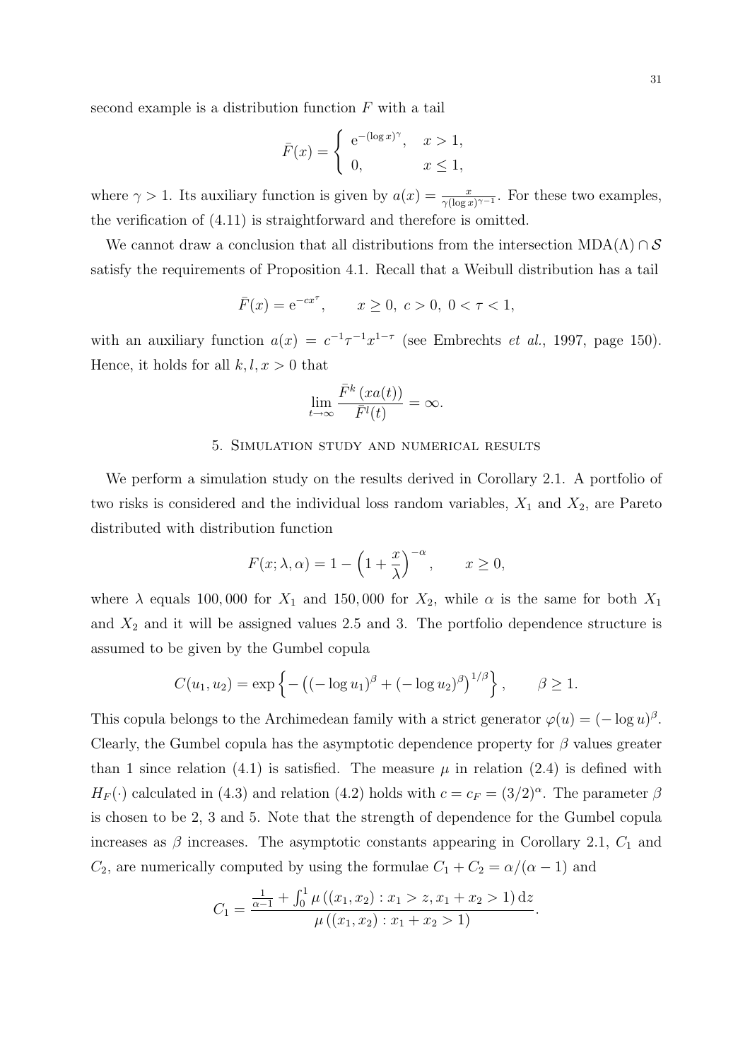second example is a distribution function $F$ with a tail

$$\bar{F}(x) = \begin{cases} \mathrm{e}^{-(\log x)^{\gamma}}, & x > 1, \\ 0, & x \leq 1, \end{cases}$$

where $\gamma > 1$. Its auxiliary function is given by $a(x) = \frac{x}{\gamma (\log x)^{\gamma - 1}}$. For these two examples, the verification of (4.11) is straightforward and therefore is omitted.

We cannot draw a conclusion that all distributions from the intersection $\mathrm{MDA}(\Lambda) \cap \mathcal{S}$ satisfy the requirements of Proposition 4.1. Recall that a Weibull distribution has a tail

$$\bar{F}(x) = \mathrm{e}^{-cx^{\tau}}, \qquad x \geq 0,\ c > 0,\ 0 < \tau < 1,$$

with an auxiliary function $a(x) = c^{-1}\tau^{-1}x^{1-\tau}$ (see Embrechts *et al.*, 1997, page 150). Hence, it holds for all $k, l, x > 0$ that

$$\lim_{t \to \infty} \frac{\bar{F}^{k}\left(xa(t)\right)}{\bar{F}^{l}(t)} = \infty.$$

## 5. Simulation study and numerical results

We perform a simulation study on the results derived in Corollary 2.1. A portfolio of two risks is considered and the individual loss random variables, $X_1$ and $X_2$, are Pareto distributed with distribution function

$$F(x; \lambda, \alpha) = 1 - \left(1 + \frac{x}{\lambda}\right)^{-\alpha}, \qquad x \geq 0,$$

where $\lambda$ equals $100{,}000$ for $X_1$ and $150{,}000$ for $X_2$, while $\alpha$ is the same for both $X_1$ and $X_2$ and it will be assigned values 2.5 and 3. The portfolio dependence structure is assumed to be given by the Gumbel copula

$$C(u_1, u_2) = \exp\left\{-\left((-\log u_1)^{\beta} + (-\log u_2)^{\beta}\right)^{1/\beta}\right\}, \qquad \beta \geq 1.$$

This copula belongs to the Archimedean family with a strict generator $\varphi(u) = (-\log u)^{\beta}$. Clearly, the Gumbel copula has the asymptotic dependence property for $\beta$ values greater than 1 since relation (4.1) is satisfied. The measure $\mu$ in relation (2.4) is defined with $H_F(\cdot)$ calculated in (4.3) and relation (4.2) holds with $c = c_F = (3/2)^{\alpha}$. The parameter $\beta$ is chosen to be 2, 3 and 5. Note that the strength of dependence for the Gumbel copula increases as $\beta$ increases. The asymptotic constants appearing in Corollary 2.1, $C_1$ and $C_2$, are numerically computed by using the formulae $C_1 + C_2 = \alpha/(\alpha - 1)$ and

$$C_1 = \frac{\frac{1}{\alpha - 1} + \int_0^1 \mu\left((x_1, x_2) : x_1 > z, x_1 + x_2 > 1\right) \mathrm{d}z}{\mu\left((x_1, x_2) : x_1 + x_2 > 1\right)}.$$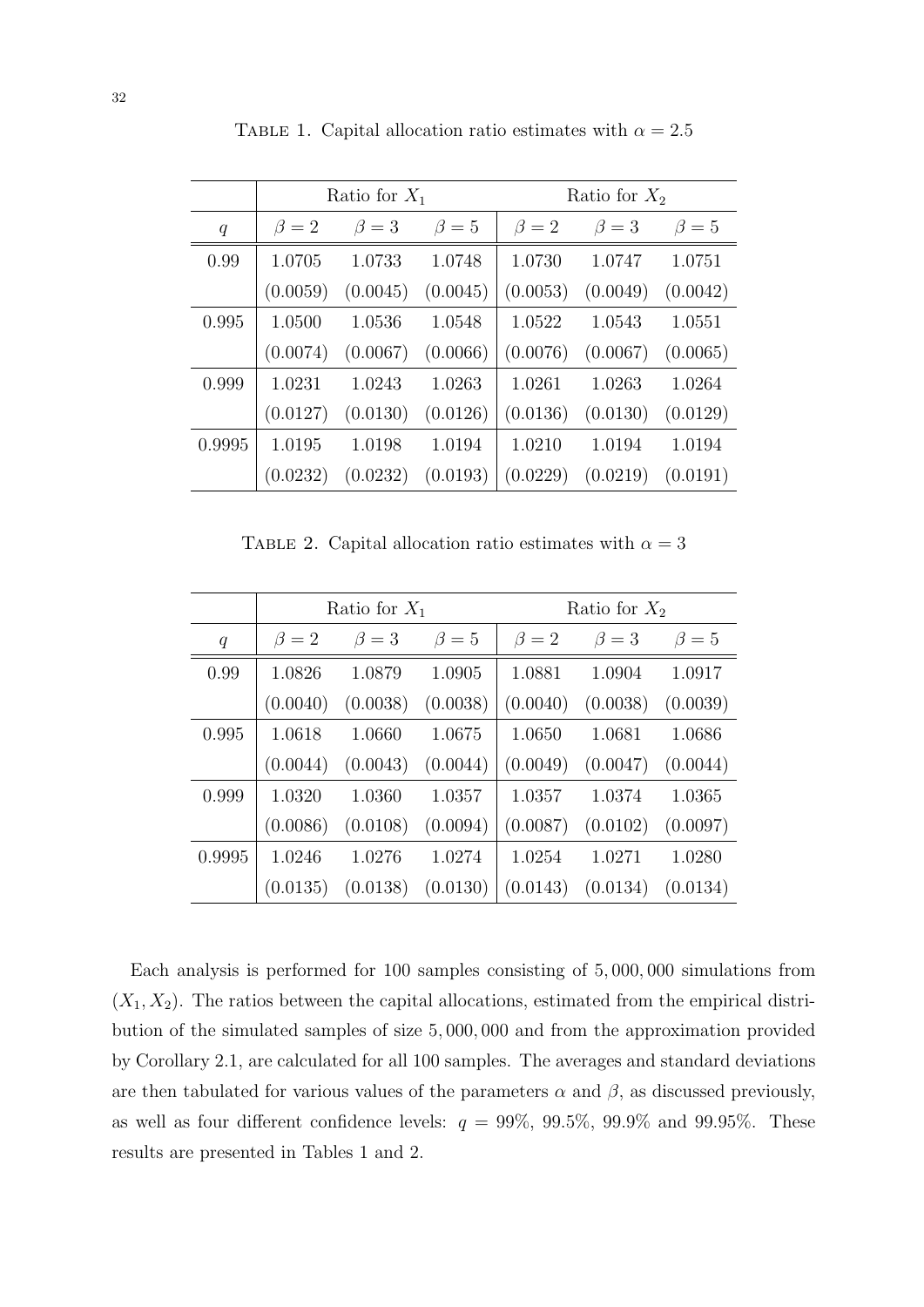Table 1. Capital allocation ratio estimates with $\alpha = 2.5$

| | Ratio for $X_1$ | | | Ratio for $X_2$ | | |
|---|---|---|---|---|---|---|
| $q$ | $\beta = 2$ | $\beta = 3$ | $\beta = 5$ | $\beta = 2$ | $\beta = 3$ | $\beta = 5$ |
| 0.99 | 1.0705 | 1.0733 | 1.0748 | 1.0730 | 1.0747 | 1.0751 |
| | (0.0059) | (0.0045) | (0.0045) | (0.0053) | (0.0049) | (0.0042) |
| 0.995 | 1.0500 | 1.0536 | 1.0548 | 1.0522 | 1.0543 | 1.0551 |
| | (0.0074) | (0.0067) | (0.0066) | (0.0076) | (0.0067) | (0.0065) |
| 0.999 | 1.0231 | 1.0243 | 1.0263 | 1.0261 | 1.0263 | 1.0264 |
| | (0.0127) | (0.0130) | (0.0126) | (0.0136) | (0.0130) | (0.0129) |
| 0.9995 | 1.0195 | 1.0198 | 1.0194 | 1.0210 | 1.0194 | 1.0194 |
| | (0.0232) | (0.0232) | (0.0193) | (0.0229) | (0.0219) | (0.0191) |

Table 2. Capital allocation ratio estimates with $\alpha = 3$

| | Ratio for $X_1$ | | | Ratio for $X_2$ | | |
|---|---|---|---|---|---|---|
| $q$ | $\beta = 2$ | $\beta = 3$ | $\beta = 5$ | $\beta = 2$ | $\beta = 3$ | $\beta = 5$ |
| 0.99 | 1.0826 | 1.0879 | 1.0905 | 1.0881 | 1.0904 | 1.0917 |
| | (0.0040) | (0.0038) | (0.0038) | (0.0040) | (0.0038) | (0.0039) |
| 0.995 | 1.0618 | 1.0660 | 1.0675 | 1.0650 | 1.0681 | 1.0686 |
| | (0.0044) | (0.0043) | (0.0044) | (0.0049) | (0.0047) | (0.0044) |
| 0.999 | 1.0320 | 1.0360 | 1.0357 | 1.0357 | 1.0374 | 1.0365 |
| | (0.0086) | (0.0108) | (0.0094) | (0.0087) | (0.0102) | (0.0097) |
| 0.9995 | 1.0246 | 1.0276 | 1.0274 | 1.0254 | 1.0271 | 1.0280 |
| | (0.0135) | (0.0138) | (0.0130) | (0.0143) | (0.0134) | (0.0134) |

Each analysis is performed for 100 samples consisting of 5,000,000 simulations from $(X_1, X_2)$. The ratios between the capital allocations, estimated from the empirical distribution of the simulated samples of size 5,000,000 and from the approximation provided by Corollary 2.1, are calculated for all 100 samples. The averages and standard deviations are then tabulated for various values of the parameters $\alpha$ and $\beta$, as discussed previously, as well as four different confidence levels: $q = 99\%$, $99.5\%$, $99.9\%$ and $99.95\%$. These results are presented in Tables 1 and 2.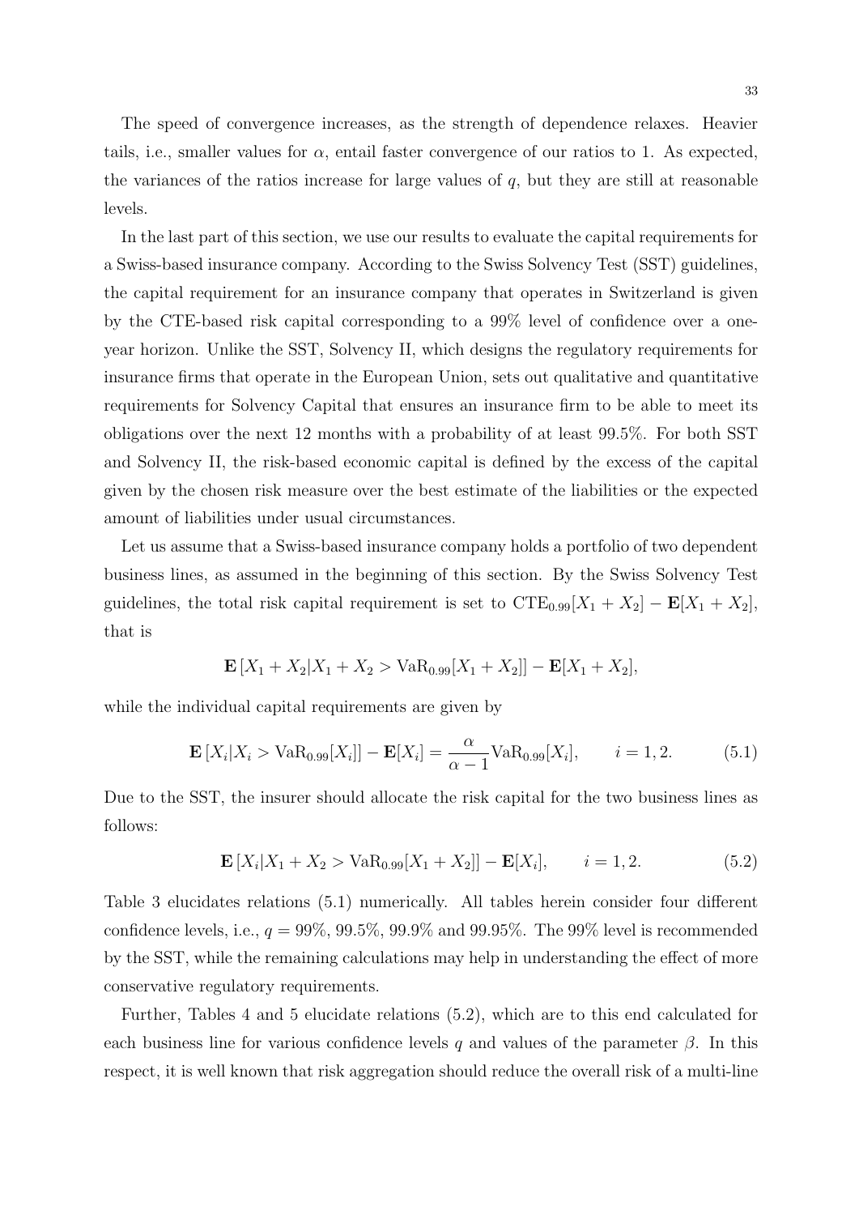The speed of convergence increases, as the strength of dependence relaxes. Heavier tails, i.e., smaller values for $\alpha$, entail faster convergence of our ratios to 1. As expected, the variances of the ratios increase for large values of $q$, but they are still at reasonable levels.

In the last part of this section, we use our results to evaluate the capital requirements for a Swiss-based insurance company. According to the Swiss Solvency Test (SST) guidelines, the capital requirement for an insurance company that operates in Switzerland is given by the CTE-based risk capital corresponding to a 99% level of confidence over a one-year horizon. Unlike the SST, Solvency II, which designs the regulatory requirements for insurance firms that operate in the European Union, sets out qualitative and quantitative requirements for Solvency Capital that ensures an insurance firm to be able to meet its obligations over the next 12 months with a probability of at least 99.5%. For both SST and Solvency II, the risk-based economic capital is defined by the excess of the capital given by the chosen risk measure over the best estimate of the liabilities or the expected amount of liabilities under usual circumstances.

Let us assume that a Swiss-based insurance company holds a portfolio of two dependent business lines, as assumed in the beginning of this section. By the Swiss Solvency Test guidelines, the total risk capital requirement is set to $\mathrm{CTE}_{0.99}[X_1 + X_2] - \mathbf{E}[X_1 + X_2]$, that is

$$\mathbf{E}\left[X_1 + X_2 | X_1 + X_2 > \mathrm{VaR}_{0.99}[X_1 + X_2]\right] - \mathbf{E}[X_1 + X_2],$$

while the individual capital requirements are given by

$$\mathbf{E}\left[X_i | X_i > \mathrm{VaR}_{0.99}[X_i]\right] - \mathbf{E}[X_i] = \frac{\alpha}{\alpha - 1}\mathrm{VaR}_{0.99}[X_i], \qquad i = 1, 2. \tag{5.1}$$

Due to the SST, the insurer should allocate the risk capital for the two business lines as follows:

$$\mathbf{E}\left[X_i | X_1 + X_2 > \mathrm{VaR}_{0.99}[X_1 + X_2]\right] - \mathbf{E}[X_i], \qquad i = 1, 2. \tag{5.2}$$

Table 3 elucidates relations (5.1) numerically. All tables herein consider four different confidence levels, i.e., $q = 99\%$, $99.5\%$, $99.9\%$ and $99.95\%$. The 99% level is recommended by the SST, while the remaining calculations may help in understanding the effect of more conservative regulatory requirements.

Further, Tables 4 and 5 elucidate relations (5.2), which are to this end calculated for each business line for various confidence levels $q$ and values of the parameter $\beta$. In this respect, it is well known that risk aggregation should reduce the overall risk of a multi-line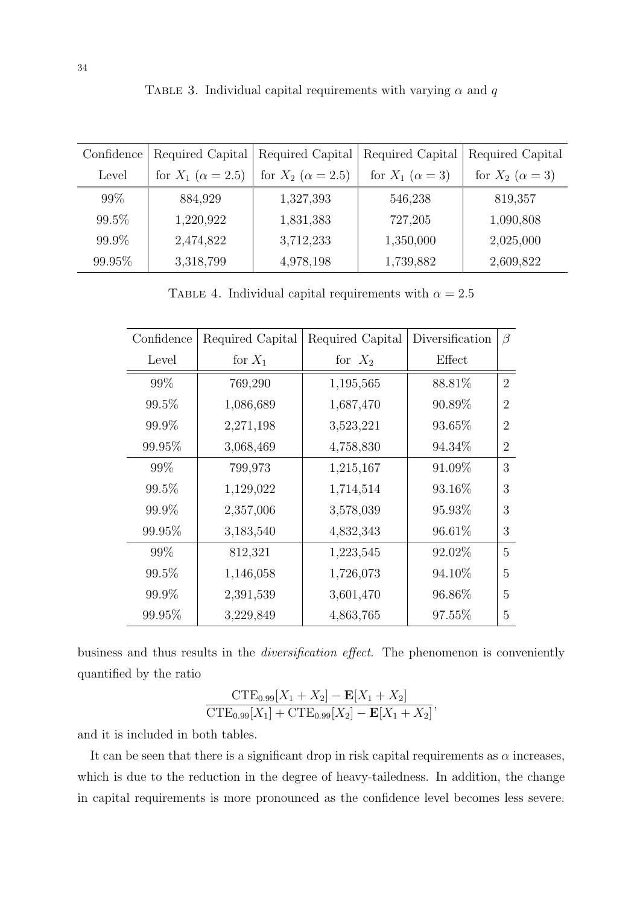TABLE 3. Individual capital requirements with varying $\alpha$ and $q$

| Confidence Level | Required Capital for $X_1$ ($\alpha = 2.5$) | Required Capital for $X_2$ ($\alpha = 2.5$) | Required Capital for $X_1$ ($\alpha = 3$) | Required Capital for $X_2$ ($\alpha = 3$) |
|---|---|---|---|---|
| 99% | 884,929 | 1,327,393 | 546,238 | 819,357 |
| 99.5% | 1,220,922 | 1,831,383 | 727,205 | 1,090,808 |
| 99.9% | 2,474,822 | 3,712,233 | 1,350,000 | 2,025,000 |
| 99.95% | 3,318,799 | 4,978,198 | 1,739,882 | 2,609,822 |

TABLE 4. Individual capital requirements with $\alpha = 2.5$

| Confidence Level | Required Capital for $X_1$ | Required Capital for $X_2$ | Diversification Effect | $\beta$ |
|---|---|---|---|---|
| 99% | 769,290 | 1,195,565 | 88.81% | 2 |
| 99.5% | 1,086,689 | 1,687,470 | 90.89% | 2 |
| 99.9% | 2,271,198 | 3,523,221 | 93.65% | 2 |
| 99.95% | 3,068,469 | 4,758,830 | 94.34% | 2 |
| 99% | 799,973 | 1,215,167 | 91.09% | 3 |
| 99.5% | 1,129,022 | 1,714,514 | 93.16% | 3 |
| 99.9% | 2,357,006 | 3,578,039 | 95.93% | 3 |
| 99.95% | 3,183,540 | 4,832,343 | 96.61% | 3 |
| 99% | 812,321 | 1,223,545 | 92.02% | 5 |
| 99.5% | 1,146,058 | 1,726,073 | 94.10% | 5 |
| 99.9% | 2,391,539 | 3,601,470 | 96.86% | 5 |
| 99.95% | 3,229,849 | 4,863,765 | 97.55% | 5 |

business and thus results in the *diversification effect*. The phenomenon is conveniently quantified by the ratio

$$\frac{\mathrm{CTE}_{0.99}[X_1 + X_2] - \mathbf{E}[X_1 + X_2]}{\mathrm{CTE}_{0.99}[X_1] + \mathrm{CTE}_{0.99}[X_2] - \mathbf{E}[X_1 + X_2]},$$

and it is included in both tables.

It can be seen that there is a significant drop in risk capital requirements as $\alpha$ increases, which is due to the reduction in the degree of heavy-tailedness. In addition, the change in capital requirements is more pronounced as the confidence level becomes less severe.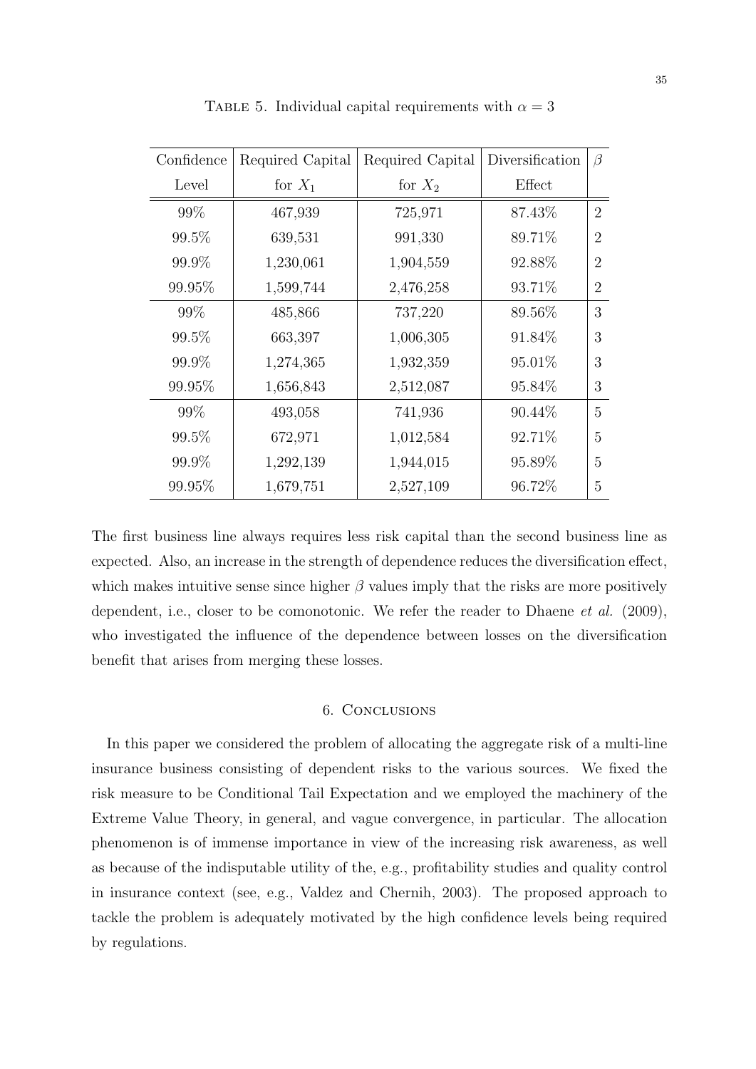TABLE 5. Individual capital requirements with $\alpha = 3$

| Confidence Level | Required Capital for $X_1$ | Required Capital for $X_2$ | Diversification Effect | $\beta$ |
|---|---|---|---|---|
| 99% | 467,939 | 725,971 | 87.43% | 2 |
| 99.5% | 639,531 | 991,330 | 89.71% | 2 |
| 99.9% | 1,230,061 | 1,904,559 | 92.88% | 2 |
| 99.95% | 1,599,744 | 2,476,258 | 93.71% | 2 |
| 99% | 485,866 | 737,220 | 89.56% | 3 |
| 99.5% | 663,397 | 1,006,305 | 91.84% | 3 |
| 99.9% | 1,274,365 | 1,932,359 | 95.01% | 3 |
| 99.95% | 1,656,843 | 2,512,087 | 95.84% | 3 |
| 99% | 493,058 | 741,936 | 90.44% | 5 |
| 99.5% | 672,971 | 1,012,584 | 92.71% | 5 |
| 99.9% | 1,292,139 | 1,944,015 | 95.89% | 5 |
| 99.95% | 1,679,751 | 2,527,109 | 96.72% | 5 |

The first business line always requires less risk capital than the second business line as expected. Also, an increase in the strength of dependence reduces the diversification effect, which makes intuitive sense since higher $\beta$ values imply that the risks are more positively dependent, i.e., closer to be comonotonic. We refer the reader to Dhaene *et al.* (2009), who investigated the influence of the dependence between losses on the diversification benefit that arises from merging these losses.

## 6. Conclusions

In this paper we considered the problem of allocating the aggregate risk of a multi-line insurance business consisting of dependent risks to the various sources. We fixed the risk measure to be Conditional Tail Expectation and we employed the machinery of the Extreme Value Theory, in general, and vague convergence, in particular. The allocation phenomenon is of immense importance in view of the increasing risk awareness, as well as because of the indisputable utility of the, e.g., profitability studies and quality control in insurance context (see, e.g., Valdez and Chernih, 2003). The proposed approach to tackle the problem is adequately motivated by the high confidence levels being required by regulations.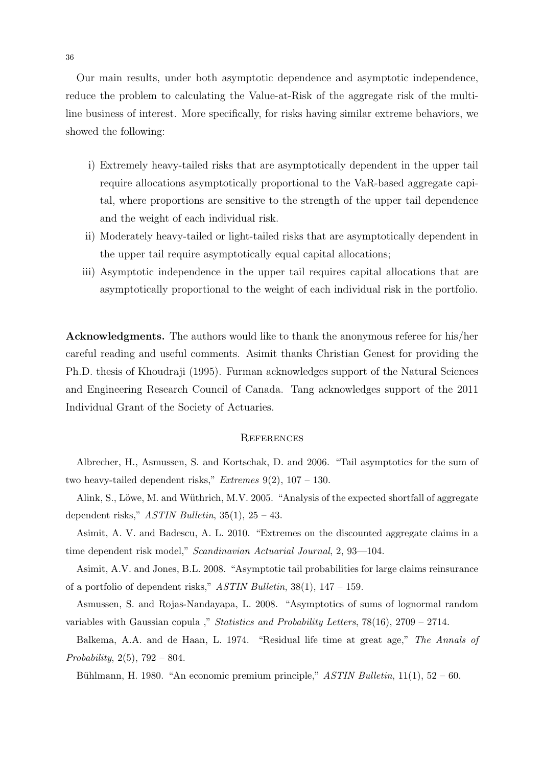Our main results, under both asymptotic dependence and asymptotic independence, reduce the problem to calculating the Value-at-Risk of the aggregate risk of the multi-line business of interest. More specifically, for risks having similar extreme behaviors, we showed the following:

i) Extremely heavy-tailed risks that are asymptotically dependent in the upper tail require allocations asymptotically proportional to the VaR-based aggregate capital, where proportions are sensitive to the strength of the upper tail dependence and the weight of each individual risk.

ii) Moderately heavy-tailed or light-tailed risks that are asymptotically dependent in the upper tail require asymptotically equal capital allocations;

iii) Asymptotic independence in the upper tail requires capital allocations that are asymptotically proportional to the weight of each individual risk in the portfolio.

**Acknowledgments.** The authors would like to thank the anonymous referee for his/her careful reading and useful comments. Asimit thanks Christian Genest for providing the Ph.D. thesis of Khoudraji (1995). Furman acknowledges support of the Natural Sciences and Engineering Research Council of Canada. Tang acknowledges support of the 2011 Individual Grant of the Society of Actuaries.

## References

Albrecher, H., Asmussen, S. and Kortschak, D. and 2006. "Tail asymptotics for the sum of two heavy-tailed dependent risks," *Extremes* 9(2), 107 – 130.

Alink, S., Löwe, M. and Wüthrich, M.V. 2005. "Analysis of the expected shortfall of aggregate dependent risks," *ASTIN Bulletin*, 35(1), 25 – 43.

Asimit, A. V. and Badescu, A. L. 2010. "Extremes on the discounted aggregate claims in a time dependent risk model," *Scandinavian Actuarial Journal*, 2, 93—104.

Asimit, A.V. and Jones, B.L. 2008. "Asymptotic tail probabilities for large claims reinsurance of a portfolio of dependent risks," *ASTIN Bulletin*, 38(1), 147 – 159.

Asmussen, S. and Rojas-Nandayapa, L. 2008. "Asymptotics of sums of lognormal random variables with Gaussian copula ," *Statistics and Probability Letters*, 78(16), 2709 – 2714.

Balkema, A.A. and de Haan, L. 1974. "Residual life time at great age," *The Annals of Probability*, 2(5), 792 – 804.

Bühlmann, H. 1980. "An economic premium principle," *ASTIN Bulletin*, 11(1), 52 – 60.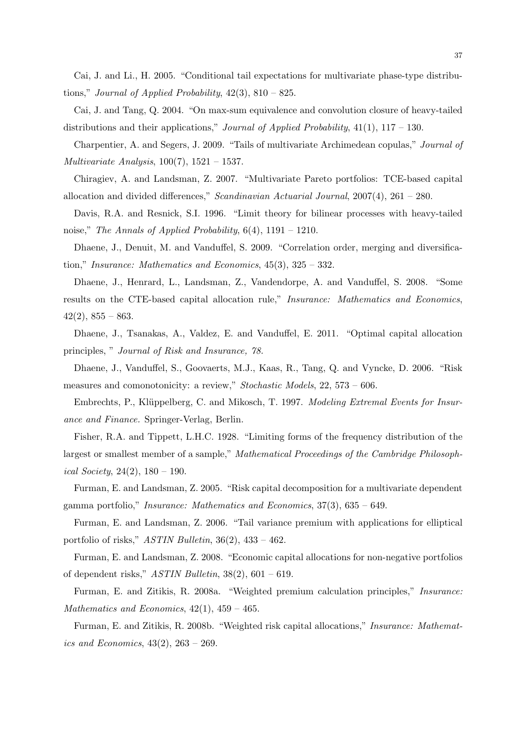Cai, J. and Li., H. 2005. "Conditional tail expectations for multivariate phase-type distributions," *Journal of Applied Probability*, 42(3), 810 – 825.

Cai, J. and Tang, Q. 2004. "On max-sum equivalence and convolution closure of heavy-tailed distributions and their applications," *Journal of Applied Probability*, 41(1), 117 – 130.

Charpentier, A. and Segers, J. 2009. "Tails of multivariate Archimedean copulas," *Journal of Multivariate Analysis*, 100(7), 1521 – 1537.

Chiragiev, A. and Landsman, Z. 2007. "Multivariate Pareto portfolios: TCE-based capital allocation and divided differences," *Scandinavian Actuarial Journal*, 2007(4), 261 – 280.

Davis, R.A. and Resnick, S.I. 1996. "Limit theory for bilinear processes with heavy-tailed noise," *The Annals of Applied Probability*, 6(4), 1191 – 1210.

Dhaene, J., Denuit, M. and Vanduffel, S. 2009. "Correlation order, merging and diversification," *Insurance: Mathematics and Economics*, 45(3), 325 – 332.

Dhaene, J., Henrard, L., Landsman, Z., Vandendorpe, A. and Vanduffel, S. 2008. "Some results on the CTE-based capital allocation rule," *Insurance: Mathematics and Economics*, 42(2), 855 – 863.

Dhaene, J., Tsanakas, A., Valdez, E. and Vanduffel, E. 2011. "Optimal capital allocation principles, " *Journal of Risk and Insurance, 78.*

Dhaene, J., Vanduffel, S., Goovaerts, M.J., Kaas, R., Tang, Q. and Vyncke, D. 2006. "Risk measures and comonotonicity: a review," *Stochastic Models*, 22, 573 – 606.

Embrechts, P., Klüppelberg, C. and Mikosch, T. 1997. *Modeling Extremal Events for Insurance and Finance.* Springer-Verlag, Berlin.

Fisher, R.A. and Tippett, L.H.C. 1928. "Limiting forms of the frequency distribution of the largest or smallest member of a sample," *Mathematical Proceedings of the Cambridge Philosophical Society*, 24(2), 180 – 190.

Furman, E. and Landsman, Z. 2005. "Risk capital decomposition for a multivariate dependent gamma portfolio," *Insurance: Mathematics and Economics*, 37(3), 635 – 649.

Furman, E. and Landsman, Z. 2006. "Tail variance premium with applications for elliptical portfolio of risks," *ASTIN Bulletin*, 36(2), 433 – 462.

Furman, E. and Landsman, Z. 2008. "Economic capital allocations for non-negative portfolios of dependent risks," *ASTIN Bulletin*, 38(2), 601 – 619.

Furman, E. and Zitikis, R. 2008a. "Weighted premium calculation principles," *Insurance: Mathematics and Economics*, 42(1), 459 – 465.

Furman, E. and Zitikis, R. 2008b. "Weighted risk capital allocations," *Insurance: Mathematics and Economics*, 43(2), 263 – 269.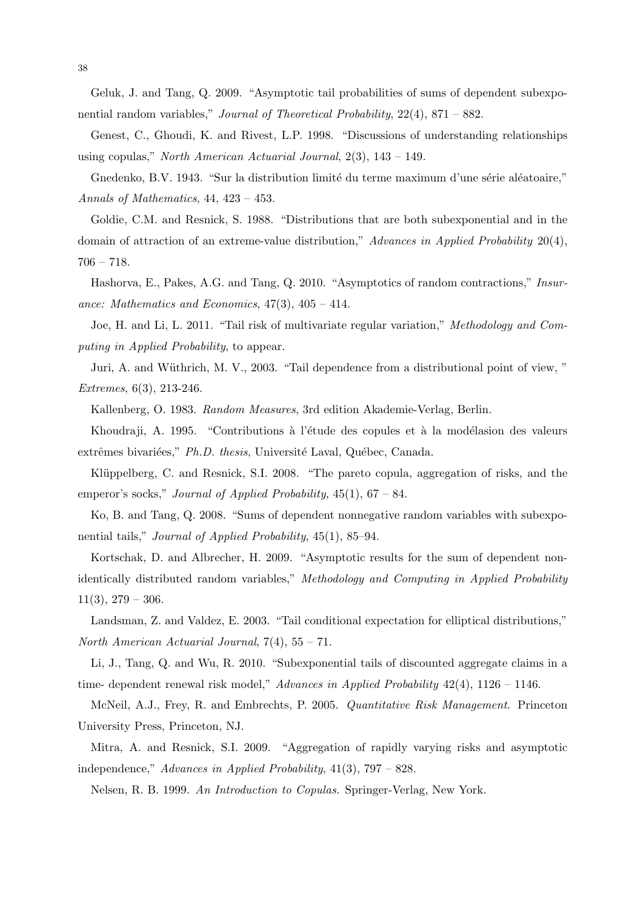Geluk, J. and Tang, Q. 2009. "Asymptotic tail probabilities of sums of dependent subexponential random variables," *Journal of Theoretical Probability*, 22(4), 871 – 882.

Genest, C., Ghoudi, K. and Rivest, L.P. 1998. "Discussions of understanding relationships using copulas," *North American Actuarial Journal*, 2(3), 143 – 149.

Gnedenko, B.V. 1943. "Sur la distribution limité du terme maximum d'une série aléatoaire," *Annals of Mathematics*, 44, 423 – 453.

Goldie, C.M. and Resnick, S. 1988. "Distributions that are both subexponential and in the domain of attraction of an extreme-value distribution," *Advances in Applied Probability* 20(4), 706 – 718.

Hashorva, E., Pakes, A.G. and Tang, Q. 2010. "Asymptotics of random contractions," *Insurance: Mathematics and Economics*, 47(3), 405 – 414.

Joe, H. and Li, L. 2011. "Tail risk of multivariate regular variation," *Methodology and Computing in Applied Probability*, to appear.

Juri, A. and Wüthrich, M. V., 2003. "Tail dependence from a distributional point of view, " *Extremes*, 6(3), 213-246.

Kallenberg, O. 1983. *Random Measures*, 3rd edition Akademie-Verlag, Berlin.

Khoudraji, A. 1995. "Contributions à l'étude des copules et à la modélasion des valeurs extrêmes bivariées," *Ph.D. thesis*, Université Laval, Québec, Canada.

Klüppelberg, C. and Resnick, S.I. 2008. "The pareto copula, aggregation of risks, and the emperor's socks," *Journal of Applied Probability*, 45(1), 67 – 84.

Ko, B. and Tang, Q. 2008. "Sums of dependent nonnegative random variables with subexponential tails," *Journal of Applied Probability*, 45(1), 85–94.

Kortschak, D. and Albrecher, H. 2009. "Asymptotic results for the sum of dependent non-identically distributed random variables," *Methodology and Computing in Applied Probability* 11(3), 279 – 306.

Landsman, Z. and Valdez, E. 2003. "Tail conditional expectation for elliptical distributions," *North American Actuarial Journal*, 7(4), 55 – 71.

Li, J., Tang, Q. and Wu, R. 2010. "Subexponential tails of discounted aggregate claims in a time- dependent renewal risk model," *Advances in Applied Probability* 42(4), 1126 – 1146.

McNeil, A.J., Frey, R. and Embrechts, P. 2005. *Quantitative Risk Management*. Princeton University Press, Princeton, NJ.

Mitra, A. and Resnick, S.I. 2009. "Aggregation of rapidly varying risks and asymptotic independence," *Advances in Applied Probability*, 41(3), 797 – 828.

Nelsen, R. B. 1999. *An Introduction to Copulas.* Springer-Verlag, New York.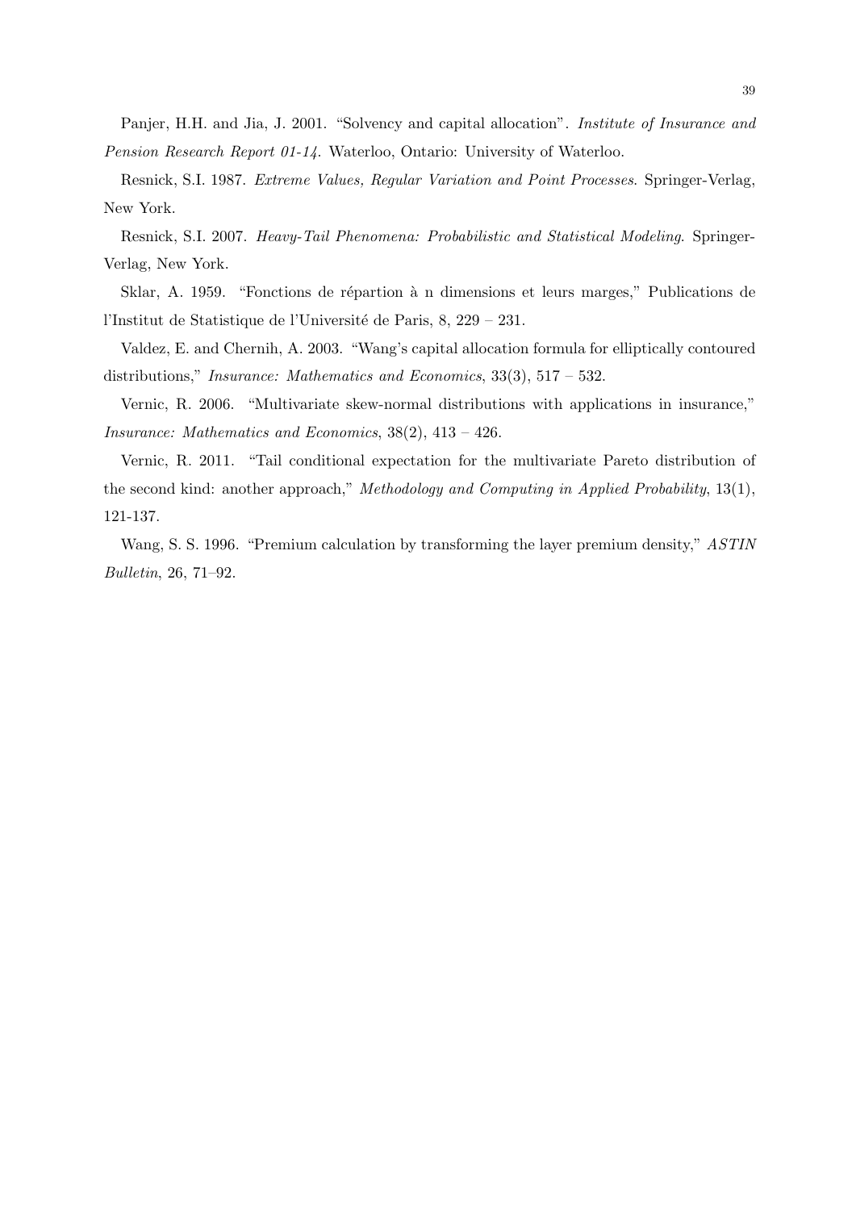Panjer, H.H. and Jia, J. 2001. "Solvency and capital allocation". *Institute of Insurance and Pension Research Report 01-14*. Waterloo, Ontario: University of Waterloo.

Resnick, S.I. 1987. *Extreme Values, Regular Variation and Point Processes*. Springer-Verlag, New York.

Resnick, S.I. 2007. *Heavy-Tail Phenomena: Probabilistic and Statistical Modeling*. Springer-Verlag, New York.

Sklar, A. 1959. "Fonctions de répartion à n dimensions et leurs marges," Publications de l'Institut de Statistique de l'Université de Paris, 8, 229 – 231.

Valdez, E. and Chernih, A. 2003. "Wang's capital allocation formula for elliptically contoured distributions," *Insurance: Mathematics and Economics*, 33(3), 517 – 532.

Vernic, R. 2006. "Multivariate skew-normal distributions with applications in insurance," *Insurance: Mathematics and Economics*, 38(2), 413 – 426.

Vernic, R. 2011. "Tail conditional expectation for the multivariate Pareto distribution of the second kind: another approach," *Methodology and Computing in Applied Probability*, 13(1), 121-137.

Wang, S. S. 1996. "Premium calculation by transforming the layer premium density," *ASTIN Bulletin*, 26, 71–92.